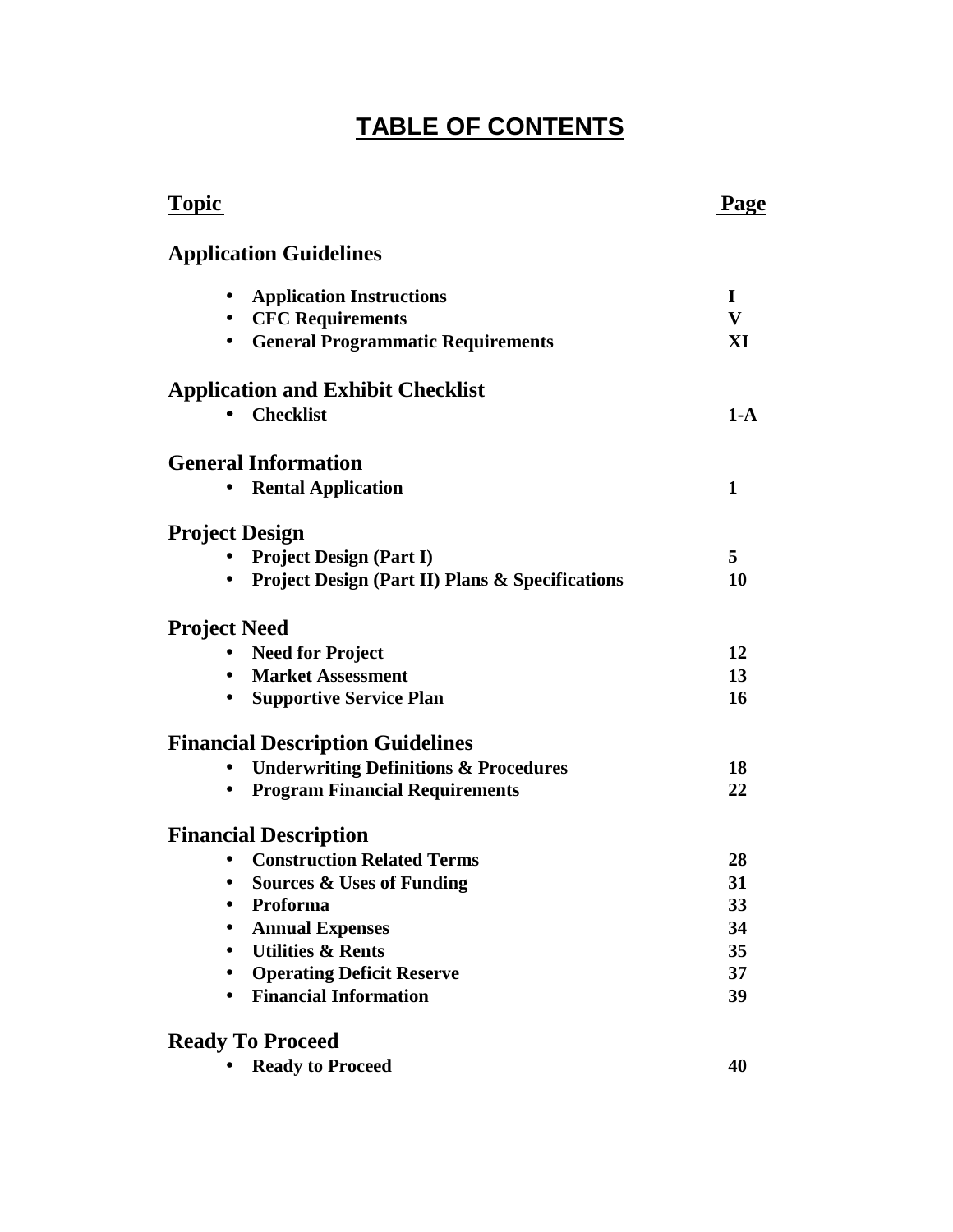# TABLE OF CONTENTS

| Topic | Page |
|---|---|
| **Application Guidelines** | |
| • Application Instructions | I |
| • CFC Requirements | V |
| • General Programmatic Requirements | XI |
| **Application and Exhibit Checklist** | |
| • Checklist | 1-A |
| **General Information** | |
| • Rental Application | 1 |
| **Project Design** | |
| • Project Design (Part I) | 5 |
| • Project Design (Part II) Plans & Specifications | 10 |
| **Project Need** | |
| • Need for Project | 12 |
| • Market Assessment | 13 |
| • Supportive Service Plan | 16 |
| **Financial Description Guidelines** | |
| • Underwriting Definitions & Procedures | 18 |
| • Program Financial Requirements | 22 |
| **Financial Description** | |
| • Construction Related Terms | 28 |
| • Sources & Uses of Funding | 31 |
| • Proforma | 33 |
| • Annual Expenses | 34 |
| • Utilities & Rents | 35 |
| • Operating Deficit Reserve | 37 |
| • Financial Information | 39 |
| **Ready To Proceed** | |
| • Ready to Proceed | 40 |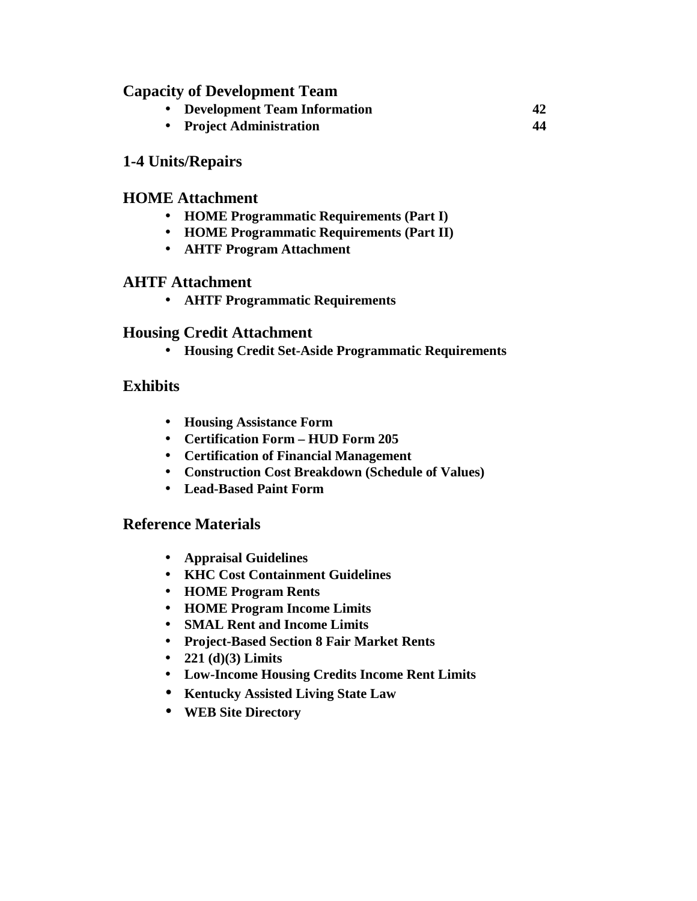## Capacity of Development Team

- **Development Team Information** 42
- **Project Administration** 44

## 1-4 Units/Repairs

## HOME Attachment

- **HOME Programmatic Requirements (Part I)**
- **HOME Programmatic Requirements (Part II)**
- **AHTF Program Attachment**

## AHTF Attachment

- **AHTF Programmatic Requirements**

## Housing Credit Attachment

- **Housing Credit Set-Aside Programmatic Requirements**

## Exhibits

- **Housing Assistance Form**
- **Certification Form – HUD Form 205**
- **Certification of Financial Management**
- **Construction Cost Breakdown (Schedule of Values)**
- **Lead-Based Paint Form**

## Reference Materials

- **Appraisal Guidelines**
- **KHC Cost Containment Guidelines**
- **HOME Program Rents**
- **HOME Program Income Limits**
- **SMAL Rent and Income Limits**
- **Project-Based Section 8 Fair Market Rents**
- **221 (d)(3) Limits**
- **Low-Income Housing Credits Income Rent Limits**
- **Kentucky Assisted Living State Law**
- **WEB Site Directory**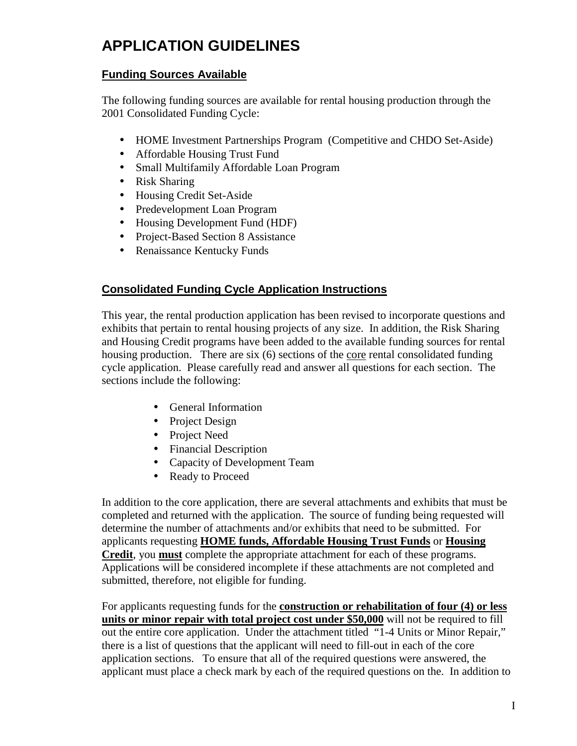# APPLICATION GUIDELINES

## Funding Sources Available

The following funding sources are available for rental housing production through the 2001 Consolidated Funding Cycle:

- HOME Investment Partnerships Program (Competitive and CHDO Set-Aside)
- Affordable Housing Trust Fund
- Small Multifamily Affordable Loan Program
- Risk Sharing
- Housing Credit Set-Aside
- Predevelopment Loan Program
- Housing Development Fund (HDF)
- Project-Based Section 8 Assistance
- Renaissance Kentucky Funds

## Consolidated Funding Cycle Application Instructions

This year, the rental production application has been revised to incorporate questions and exhibits that pertain to rental housing projects of any size. In addition, the Risk Sharing and Housing Credit programs have been added to the available funding sources for rental housing production. There are six (6) sections of the core rental consolidated funding cycle application. Please carefully read and answer all questions for each section. The sections include the following:

- General Information
- Project Design
- Project Need
- Financial Description
- Capacity of Development Team
- Ready to Proceed

In addition to the core application, there are several attachments and exhibits that must be completed and returned with the application. The source of funding being requested will determine the number of attachments and/or exhibits that need to be submitted. For applicants requesting **HOME funds, Affordable Housing Trust Funds** or **Housing Credit**, you **must** complete the appropriate attachment for each of these programs. Applications will be considered incomplete if these attachments are not completed and submitted, therefore, not eligible for funding.

For applicants requesting funds for the **construction or rehabilitation of four (4) or less units or minor repair with total project cost under $50,000** will not be required to fill out the entire core application. Under the attachment titled "1-4 Units or Minor Repair," there is a list of questions that the applicant will need to fill-out in each of the core application sections. To ensure that all of the required questions were answered, the applicant must place a check mark by each of the required questions on the. In addition to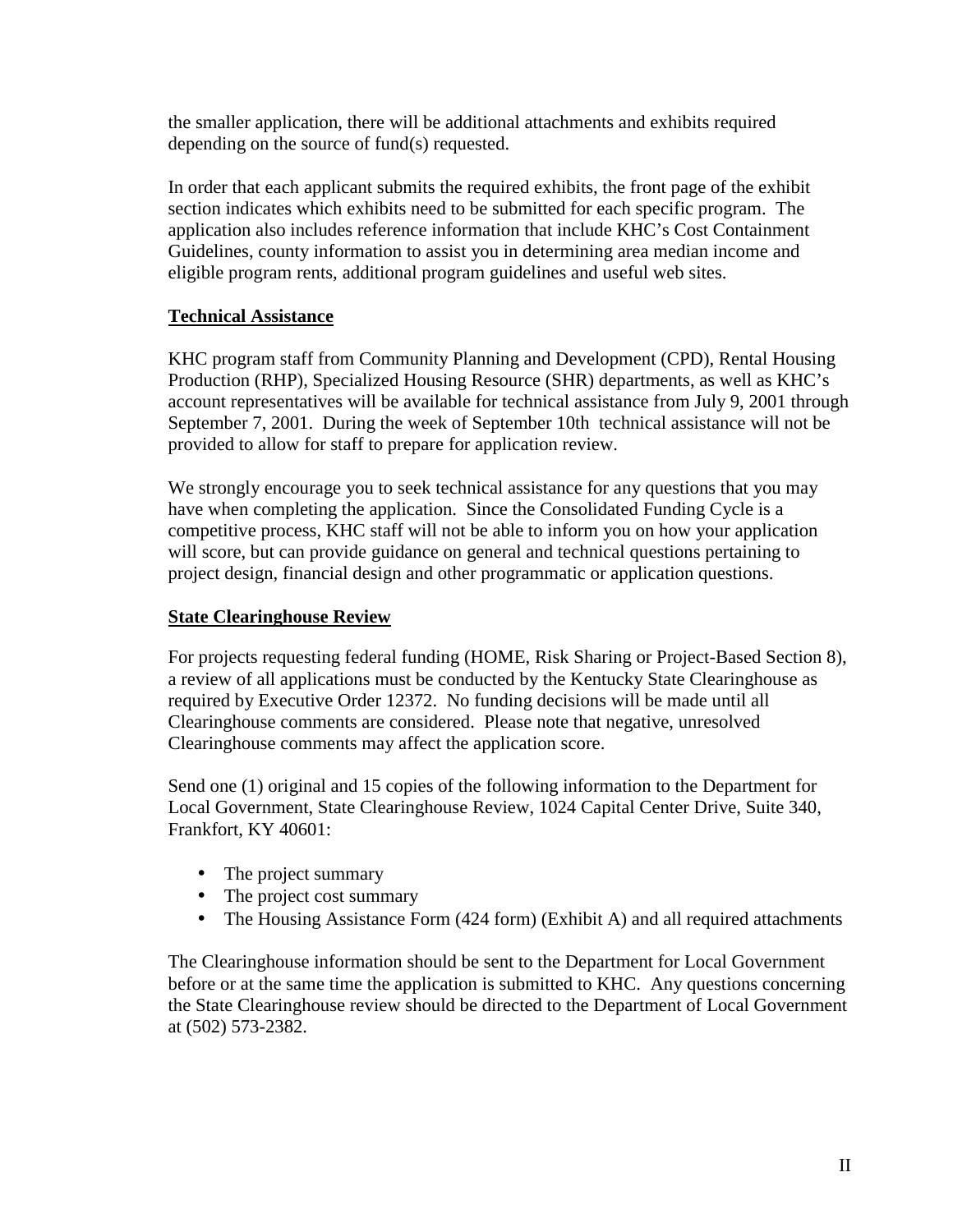the smaller application, there will be additional attachments and exhibits required depending on the source of fund(s) requested.

In order that each applicant submits the required exhibits, the front page of the exhibit section indicates which exhibits need to be submitted for each specific program. The application also includes reference information that include KHC's Cost Containment Guidelines, county information to assist you in determining area median income and eligible program rents, additional program guidelines and useful web sites.

**Technical Assistance**

KHC program staff from Community Planning and Development (CPD), Rental Housing Production (RHP), Specialized Housing Resource (SHR) departments, as well as KHC's account representatives will be available for technical assistance from July 9, 2001 through September 7, 2001. During the week of September 10th technical assistance will not be provided to allow for staff to prepare for application review.

We strongly encourage you to seek technical assistance for any questions that you may have when completing the application. Since the Consolidated Funding Cycle is a competitive process, KHC staff will not be able to inform you on how your application will score, but can provide guidance on general and technical questions pertaining to project design, financial design and other programmatic or application questions.

**State Clearinghouse Review**

For projects requesting federal funding (HOME, Risk Sharing or Project-Based Section 8), a review of all applications must be conducted by the Kentucky State Clearinghouse as required by Executive Order 12372. No funding decisions will be made until all Clearinghouse comments are considered. Please note that negative, unresolved Clearinghouse comments may affect the application score.

Send one (1) original and 15 copies of the following information to the Department for Local Government, State Clearinghouse Review, 1024 Capital Center Drive, Suite 340, Frankfort, KY 40601:

- The project summary
- The project cost summary
- The Housing Assistance Form (424 form) (Exhibit A) and all required attachments

The Clearinghouse information should be sent to the Department for Local Government before or at the same time the application is submitted to KHC. Any questions concerning the State Clearinghouse review should be directed to the Department of Local Government at (502) 573-2382.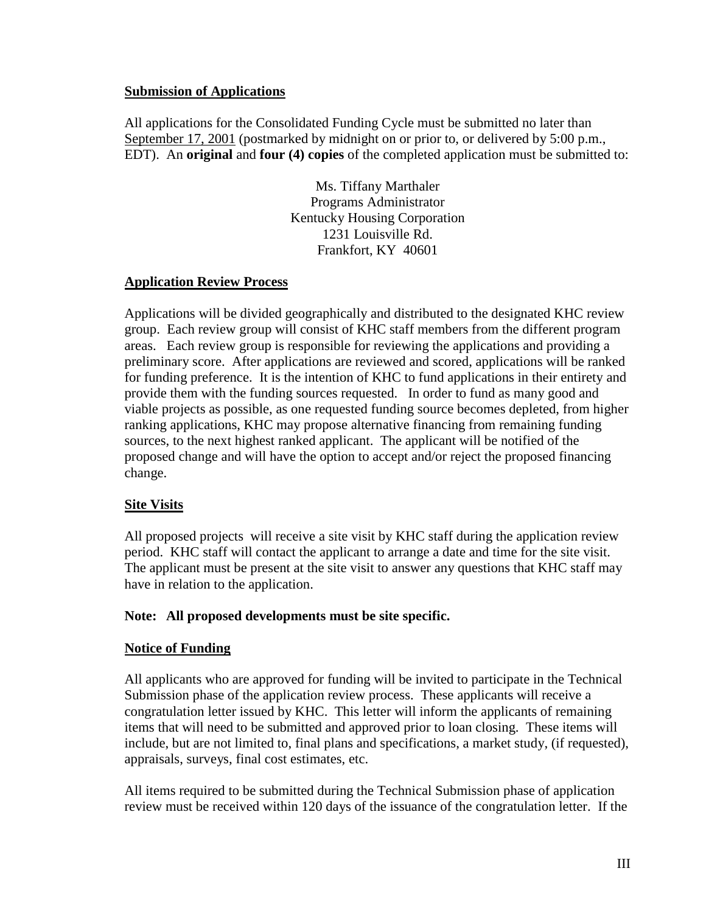**Submission of Applications**

All applications for the Consolidated Funding Cycle must be submitted no later than September 17, 2001 (postmarked by midnight on or prior to, or delivered by 5:00 p.m., EDT). An **original** and **four (4) copies** of the completed application must be submitted to:

Ms. Tiffany Marthaler
Programs Administrator
Kentucky Housing Corporation
1231 Louisville Rd.
Frankfort, KY 40601

**Application Review Process**

Applications will be divided geographically and distributed to the designated KHC review group. Each review group will consist of KHC staff members from the different program areas. Each review group is responsible for reviewing the applications and providing a preliminary score. After applications are reviewed and scored, applications will be ranked for funding preference. It is the intention of KHC to fund applications in their entirety and provide them with the funding sources requested. In order to fund as many good and viable projects as possible, as one requested funding source becomes depleted, from higher ranking applications, KHC may propose alternative financing from remaining funding sources, to the next highest ranked applicant. The applicant will be notified of the proposed change and will have the option to accept and/or reject the proposed financing change.

**Site Visits**

All proposed projects will receive a site visit by KHC staff during the application review period. KHC staff will contact the applicant to arrange a date and time for the site visit. The applicant must be present at the site visit to answer any questions that KHC staff may have in relation to the application.

**Note: All proposed developments must be site specific.**

**Notice of Funding**

All applicants who are approved for funding will be invited to participate in the Technical Submission phase of the application review process. These applicants will receive a congratulation letter issued by KHC. This letter will inform the applicants of remaining items that will need to be submitted and approved prior to loan closing. These items will include, but are not limited to, final plans and specifications, a market study, (if requested), appraisals, surveys, final cost estimates, etc.

All items required to be submitted during the Technical Submission phase of application review must be received within 120 days of the issuance of the congratulation letter. If the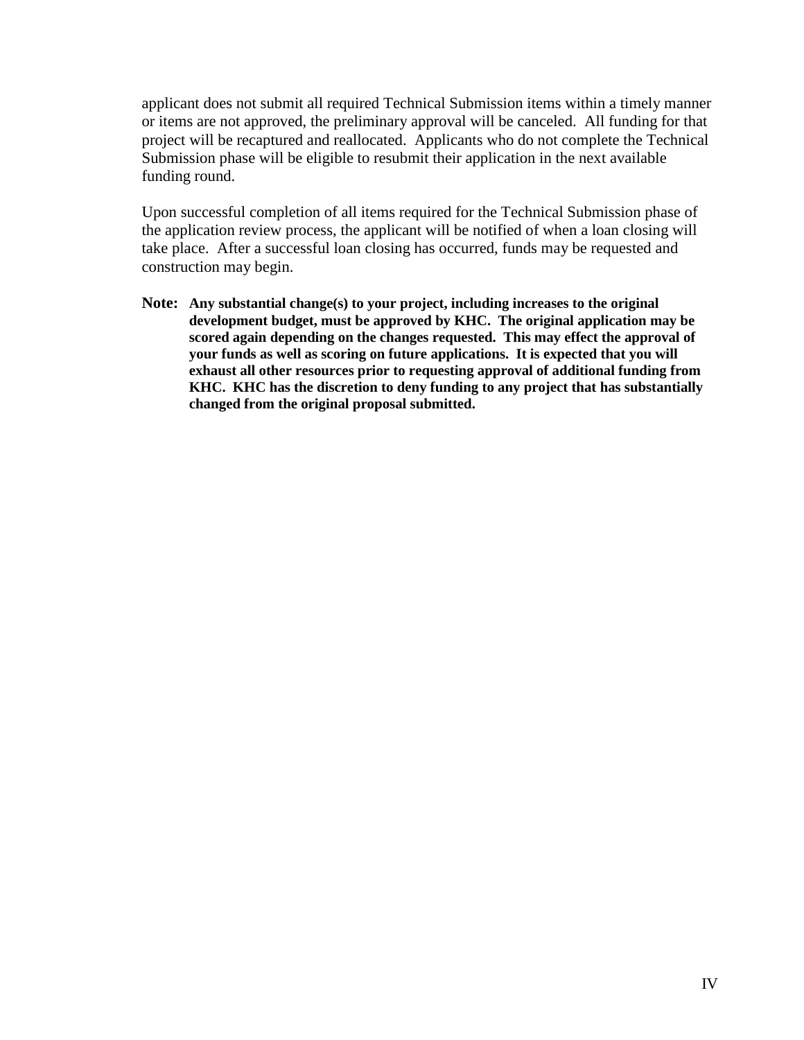applicant does not submit all required Technical Submission items within a timely manner or items are not approved, the preliminary approval will be canceled. All funding for that project will be recaptured and reallocated. Applicants who do not complete the Technical Submission phase will be eligible to resubmit their application in the next available funding round.

Upon successful completion of all items required for the Technical Submission phase of the application review process, the applicant will be notified of when a loan closing will take place. After a successful loan closing has occurred, funds may be requested and construction may begin.

**Note:** **Any substantial change(s) to your project, including increases to the original development budget, must be approved by KHC. The original application may be scored again depending on the changes requested. This may effect the approval of your funds as well as scoring on future applications. It is expected that you will exhaust all other resources prior to requesting approval of additional funding from KHC. KHC has the discretion to deny funding to any project that has substantially changed from the original proposal submitted.**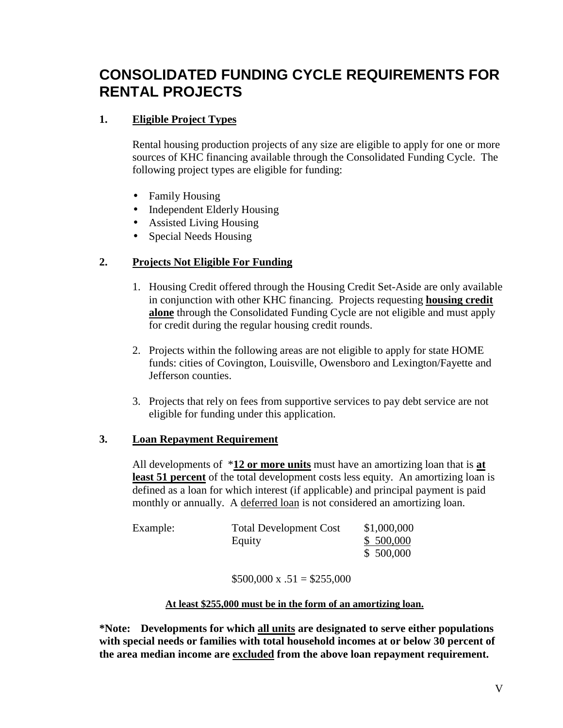# CONSOLIDATED FUNDING CYCLE REQUIREMENTS FOR RENTAL PROJECTS

## 1. Eligible Project Types

Rental housing production projects of any size are eligible to apply for one or more sources of KHC financing available through the Consolidated Funding Cycle. The following project types are eligible for funding:

- Family Housing
- Independent Elderly Housing
- Assisted Living Housing
- Special Needs Housing

## 2. Projects Not Eligible For Funding

1. Housing Credit offered through the Housing Credit Set-Aside are only available in conjunction with other KHC financing. Projects requesting **housing credit alone** through the Consolidated Funding Cycle are not eligible and must apply for credit during the regular housing credit rounds.

2. Projects within the following areas are not eligible to apply for state HOME funds: cities of Covington, Louisville, Owensboro and Lexington/Fayette and Jefferson counties.

3. Projects that rely on fees from supportive services to pay debt service are not eligible for funding under this application.

## 3. Loan Repayment Requirement

All developments of *__12 or more units__ must have an amortizing loan that is **at least 51 percent** of the total development costs less equity. An amortizing loan is defined as a loan for which interest (if applicable) and principal payment is paid monthly or annually. A deferred loan is not considered an amortizing loan.

| Example: | Total Development Cost | $1,000,000 |
|---|---|---|
| | Equity | $ 500,000 |
| | | $ 500,000 |

$500,000 x .51 = $255,000

**At least $255,000 must be in the form of an amortizing loan.**

**\*Note: Developments for which all units are designated to serve either populations with special needs or families with total household incomes at or below 30 percent of the area median income are excluded from the above loan repayment requirement.**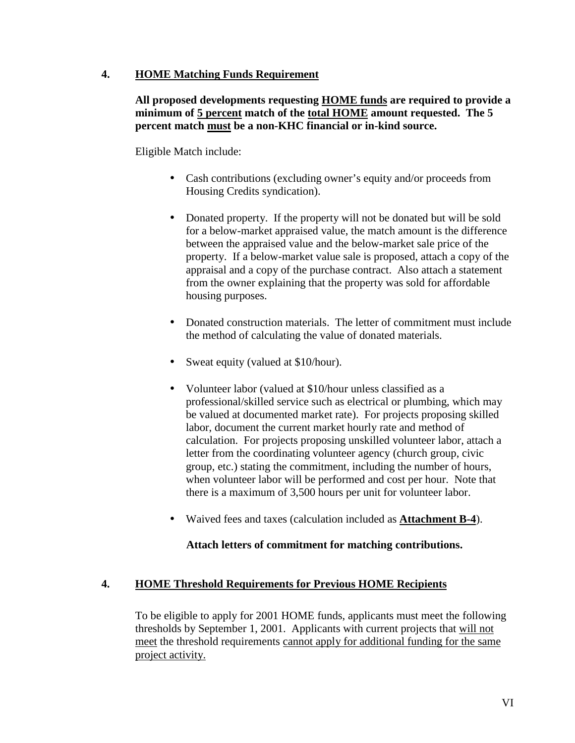## 4. <u>HOME Matching Funds Requirement</u>

**All proposed developments requesting <u>HOME funds</u> are required to provide a minimum of <u>5 percent</u> match of the <u>total HOME</u> amount requested. The 5 percent match <u>must</u> be a non-KHC financial or in-kind source.**

Eligible Match include:

- Cash contributions (excluding owner's equity and/or proceeds from Housing Credits syndication).
- Donated property. If the property will not be donated but will be sold for a below-market appraised value, the match amount is the difference between the appraised value and the below-market sale price of the property. If a below-market value sale is proposed, attach a copy of the appraisal and a copy of the purchase contract. Also attach a statement from the owner explaining that the property was sold for affordable housing purposes.
- Donated construction materials. The letter of commitment must include the method of calculating the value of donated materials.
- Sweat equity (valued at $10/hour).
- Volunteer labor (valued at $10/hour unless classified as a professional/skilled service such as electrical or plumbing, which may be valued at documented market rate). For projects proposing skilled labor, document the current market hourly rate and method of calculation. For projects proposing unskilled volunteer labor, attach a letter from the coordinating volunteer agency (church group, civic group, etc.) stating the commitment, including the number of hours, when volunteer labor will be performed and cost per hour. Note that there is a maximum of 3,500 hours per unit for volunteer labor.
- Waived fees and taxes (calculation included as **<u>Attachment B-4</u>**).

**Attach letters of commitment for matching contributions.**

## 4. <u>HOME Threshold Requirements for Previous HOME Recipients</u>

To be eligible to apply for 2001 HOME funds, applicants must meet the following thresholds by September 1, 2001. Applicants with current projects that <u>will not meet</u> the threshold requirements <u>cannot apply for additional funding for the same project activity.</u>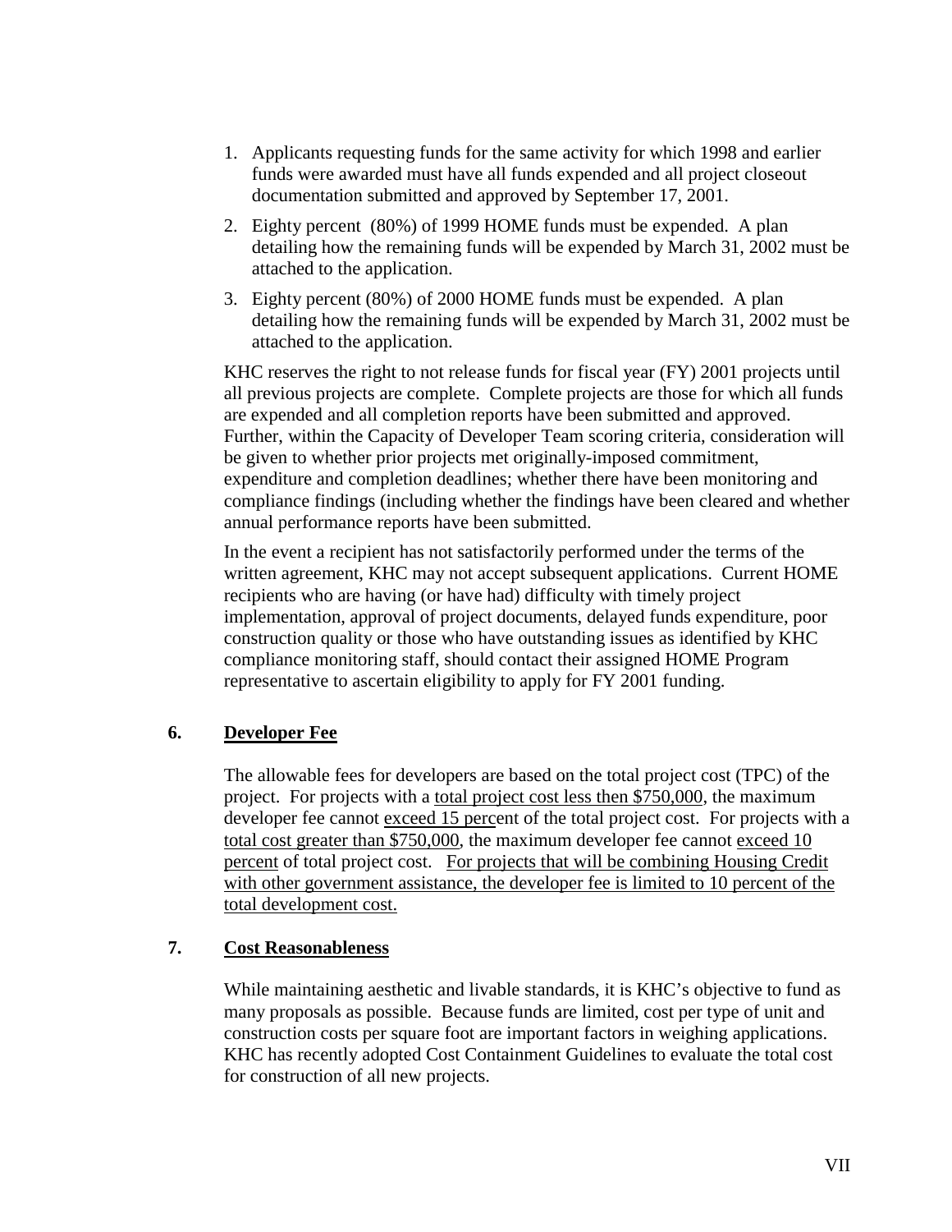1. Applicants requesting funds for the same activity for which 1998 and earlier funds were awarded must have all funds expended and all project closeout documentation submitted and approved by September 17, 2001.
2. Eighty percent (80%) of 1999 HOME funds must be expended. A plan detailing how the remaining funds will be expended by March 31, 2002 must be attached to the application.
3. Eighty percent (80%) of 2000 HOME funds must be expended. A plan detailing how the remaining funds will be expended by March 31, 2002 must be attached to the application.

KHC reserves the right to not release funds for fiscal year (FY) 2001 projects until all previous projects are complete. Complete projects are those for which all funds are expended and all completion reports have been submitted and approved. Further, within the Capacity of Developer Team scoring criteria, consideration will be given to whether prior projects met originally-imposed commitment, expenditure and completion deadlines; whether there have been monitoring and compliance findings (including whether the findings have been cleared and whether annual performance reports have been submitted.

In the event a recipient has not satisfactorily performed under the terms of the written agreement, KHC may not accept subsequent applications. Current HOME recipients who are having (or have had) difficulty with timely project implementation, approval of project documents, delayed funds expenditure, poor construction quality or those who have outstanding issues as identified by KHC compliance monitoring staff, should contact their assigned HOME Program representative to ascertain eligibility to apply for FY 2001 funding.

## 6. Developer Fee

The allowable fees for developers are based on the total project cost (TPC) of the project. For projects with a total project cost less then $750,000, the maximum developer fee cannot exceed 15 percent of the total project cost. For projects with a total cost greater than $750,000, the maximum developer fee cannot exceed 10 percent of total project cost. For projects that will be combining Housing Credit with other government assistance, the developer fee is limited to 10 percent of the total development cost.

## 7. Cost Reasonableness

While maintaining aesthetic and livable standards, it is KHC's objective to fund as many proposals as possible. Because funds are limited, cost per type of unit and construction costs per square foot are important factors in weighing applications. KHC has recently adopted Cost Containment Guidelines to evaluate the total cost for construction of all new projects.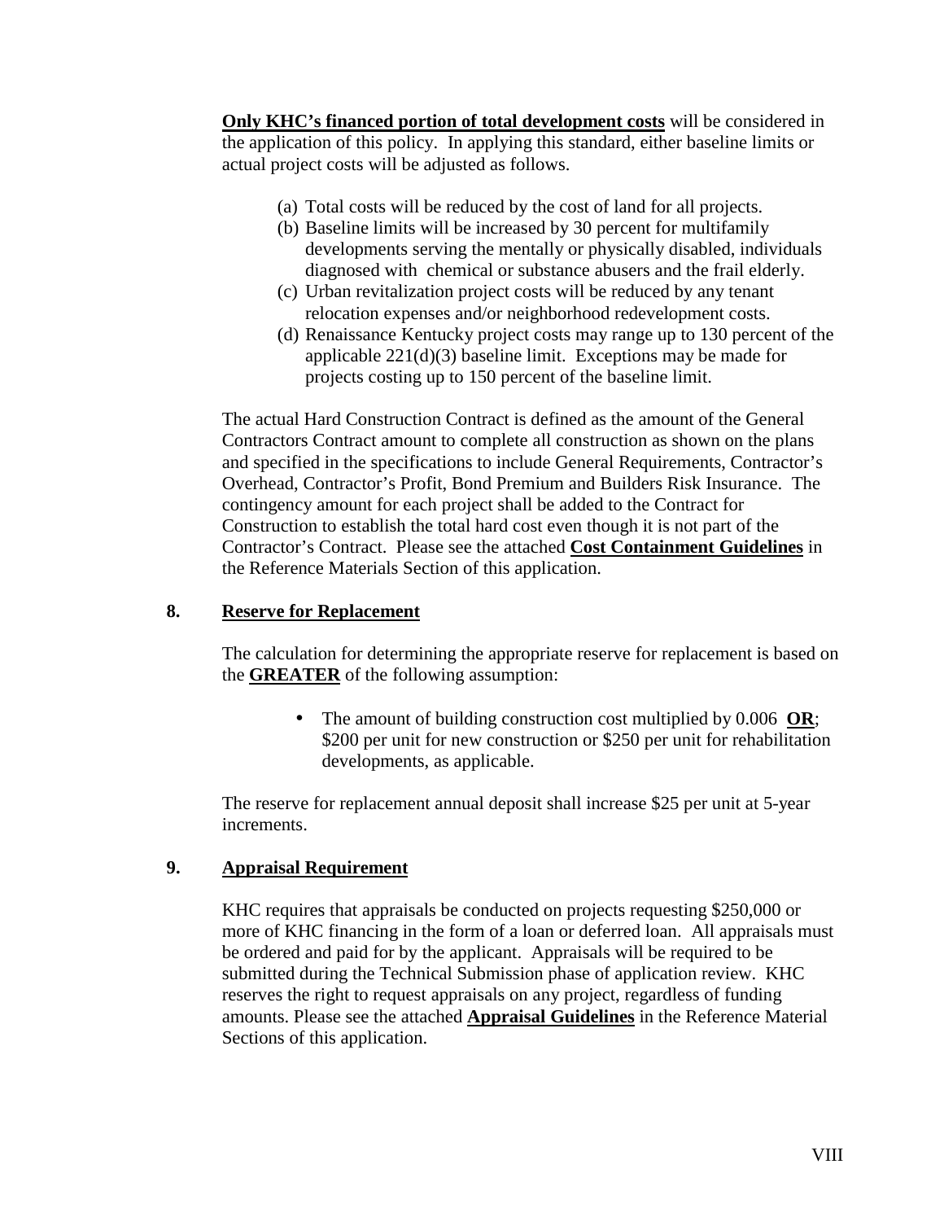**Only KHC's financed portion of total development costs** will be considered in the application of this policy. In applying this standard, either baseline limits or actual project costs will be adjusted as follows.

(a) Total costs will be reduced by the cost of land for all projects.
(b) Baseline limits will be increased by 30 percent for multifamily developments serving the mentally or physically disabled, individuals diagnosed with chemical or substance abusers and the frail elderly.
(c) Urban revitalization project costs will be reduced by any tenant relocation expenses and/or neighborhood redevelopment costs.
(d) Renaissance Kentucky project costs may range up to 130 percent of the applicable 221(d)(3) baseline limit. Exceptions may be made for projects costing up to 150 percent of the baseline limit.

The actual Hard Construction Contract is defined as the amount of the General Contractors Contract amount to complete all construction as shown on the plans and specified in the specifications to include General Requirements, Contractor's Overhead, Contractor's Profit, Bond Premium and Builders Risk Insurance. The contingency amount for each project shall be added to the Contract for Construction to establish the total hard cost even though it is not part of the Contractor's Contract. Please see the attached **Cost Containment Guidelines** in the Reference Materials Section of this application.

## 8. Reserve for Replacement

The calculation for determining the appropriate reserve for replacement is based on the **GREATER** of the following assumption:

- The amount of building construction cost multiplied by 0.006 **OR**; $200 per unit for new construction or $250 per unit for rehabilitation developments, as applicable.

The reserve for replacement annual deposit shall increase $25 per unit at 5-year increments.

## 9. Appraisal Requirement

KHC requires that appraisals be conducted on projects requesting $250,000 or more of KHC financing in the form of a loan or deferred loan. All appraisals must be ordered and paid for by the applicant. Appraisals will be required to be submitted during the Technical Submission phase of application review. KHC reserves the right to request appraisals on any project, regardless of funding amounts. Please see the attached **Appraisal Guidelines** in the Reference Material Sections of this application.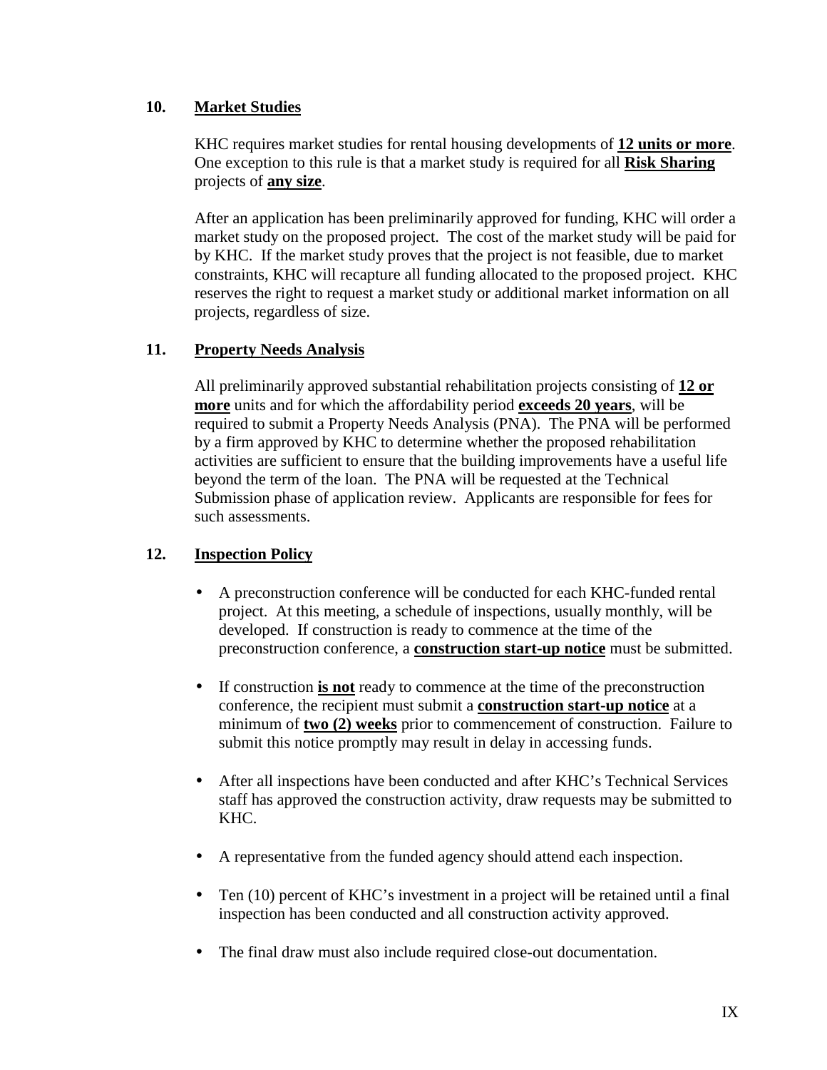## 10. <u>Market Studies</u>

KHC requires market studies for rental housing developments of <u>**12 units or more**</u>. One exception to this rule is that a market study is required for all <u>**Risk Sharing**</u> projects of <u>**any size**</u>.

After an application has been preliminarily approved for funding, KHC will order a market study on the proposed project. The cost of the market study will be paid for by KHC. If the market study proves that the project is not feasible, due to market constraints, KHC will recapture all funding allocated to the proposed project. KHC reserves the right to request a market study or additional market information on all projects, regardless of size.

## 11. <u>Property Needs Analysis</u>

All preliminarily approved substantial rehabilitation projects consisting of <u>**12 or more**</u> units and for which the affordability period <u>**exceeds 20 years**</u>, will be required to submit a Property Needs Analysis (PNA). The PNA will be performed by a firm approved by KHC to determine whether the proposed rehabilitation activities are sufficient to ensure that the building improvements have a useful life beyond the term of the loan. The PNA will be requested at the Technical Submission phase of application review. Applicants are responsible for fees for such assessments.

## 12. <u>Inspection Policy</u>

- A preconstruction conference will be conducted for each KHC-funded rental project. At this meeting, a schedule of inspections, usually monthly, will be developed. If construction is ready to commence at the time of the preconstruction conference, a <u>**construction start-up notice**</u> must be submitted.
- If construction <u>**is not**</u> ready to commence at the time of the preconstruction conference, the recipient must submit a <u>**construction start-up notice**</u> at a minimum of <u>**two (2) weeks**</u> prior to commencement of construction. Failure to submit this notice promptly may result in delay in accessing funds.
- After all inspections have been conducted and after KHC's Technical Services staff has approved the construction activity, draw requests may be submitted to KHC.
- A representative from the funded agency should attend each inspection.
- Ten (10) percent of KHC's investment in a project will be retained until a final inspection has been conducted and all construction activity approved.
- The final draw must also include required close-out documentation.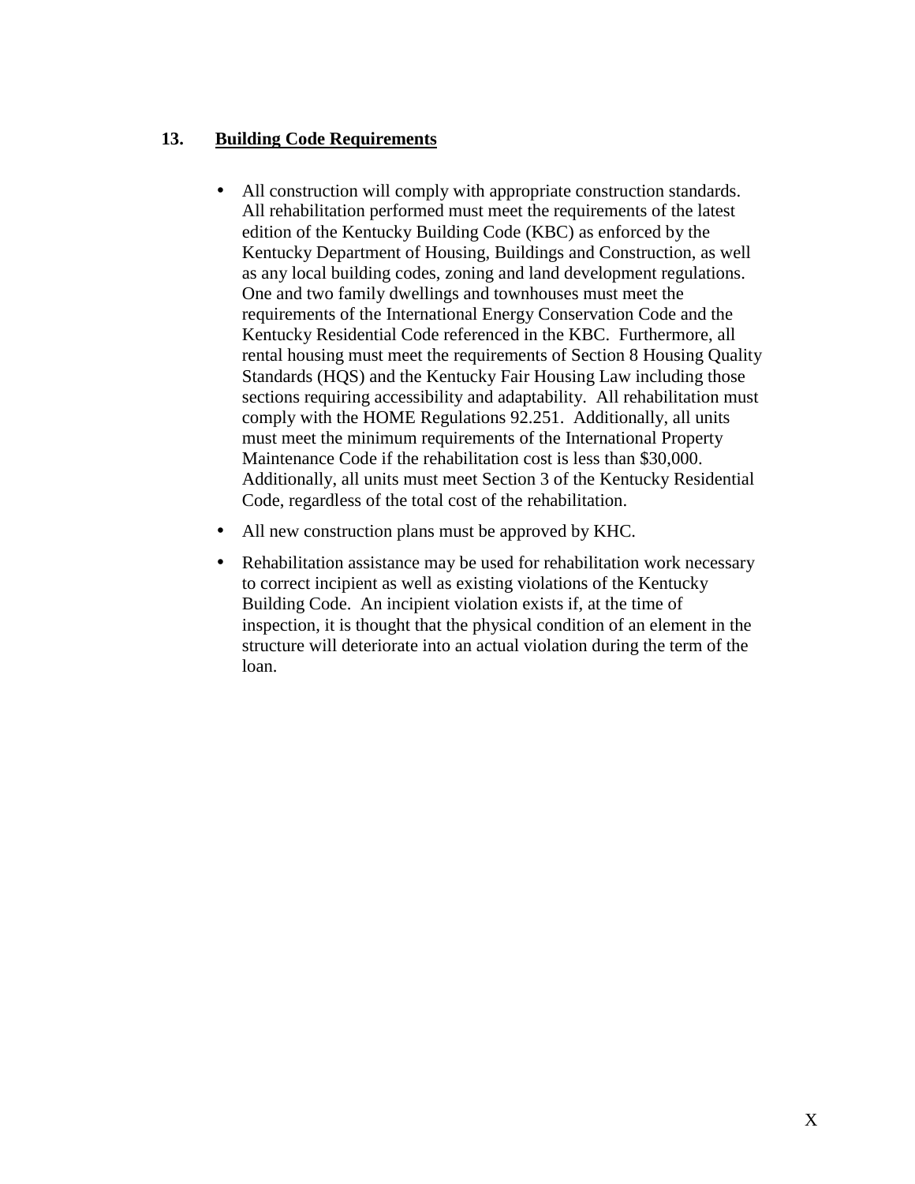## 13. **Building Code Requirements**

- All construction will comply with appropriate construction standards. All rehabilitation performed must meet the requirements of the latest edition of the Kentucky Building Code (KBC) as enforced by the Kentucky Department of Housing, Buildings and Construction, as well as any local building codes, zoning and land development regulations. One and two family dwellings and townhouses must meet the requirements of the International Energy Conservation Code and the Kentucky Residential Code referenced in the KBC. Furthermore, all rental housing must meet the requirements of Section 8 Housing Quality Standards (HQS) and the Kentucky Fair Housing Law including those sections requiring accessibility and adaptability. All rehabilitation must comply with the HOME Regulations 92.251. Additionally, all units must meet the minimum requirements of the International Property Maintenance Code if the rehabilitation cost is less than $30,000. Additionally, all units must meet Section 3 of the Kentucky Residential Code, regardless of the total cost of the rehabilitation.
- All new construction plans must be approved by KHC.
- Rehabilitation assistance may be used for rehabilitation work necessary to correct incipient as well as existing violations of the Kentucky Building Code. An incipient violation exists if, at the time of inspection, it is thought that the physical condition of an element in the structure will deteriorate into an actual violation during the term of the loan.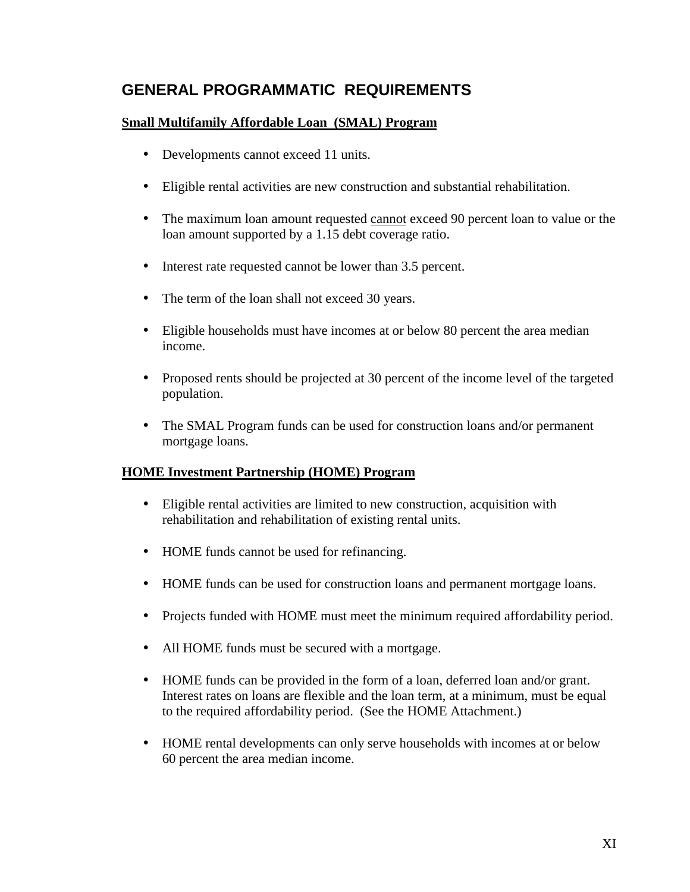# GENERAL PROGRAMMATIC REQUIREMENTS

**Small Multifamily Affordable Loan (SMAL) Program**

- Developments cannot exceed 11 units.
- Eligible rental activities are new construction and substantial rehabilitation.
- The maximum loan amount requested cannot exceed 90 percent loan to value or the loan amount supported by a 1.15 debt coverage ratio.
- Interest rate requested cannot be lower than 3.5 percent.
- The term of the loan shall not exceed 30 years.
- Eligible households must have incomes at or below 80 percent the area median income.
- Proposed rents should be projected at 30 percent of the income level of the targeted population.
- The SMAL Program funds can be used for construction loans and/or permanent mortgage loans.

**HOME Investment Partnership (HOME) Program**

- Eligible rental activities are limited to new construction, acquisition with rehabilitation and rehabilitation of existing rental units.
- HOME funds cannot be used for refinancing.
- HOME funds can be used for construction loans and permanent mortgage loans.
- Projects funded with HOME must meet the minimum required affordability period.
- All HOME funds must be secured with a mortgage.
- HOME funds can be provided in the form of a loan, deferred loan and/or grant. Interest rates on loans are flexible and the loan term, at a minimum, must be equal to the required affordability period. (See the HOME Attachment.)
- HOME rental developments can only serve households with incomes at or below 60 percent the area median income.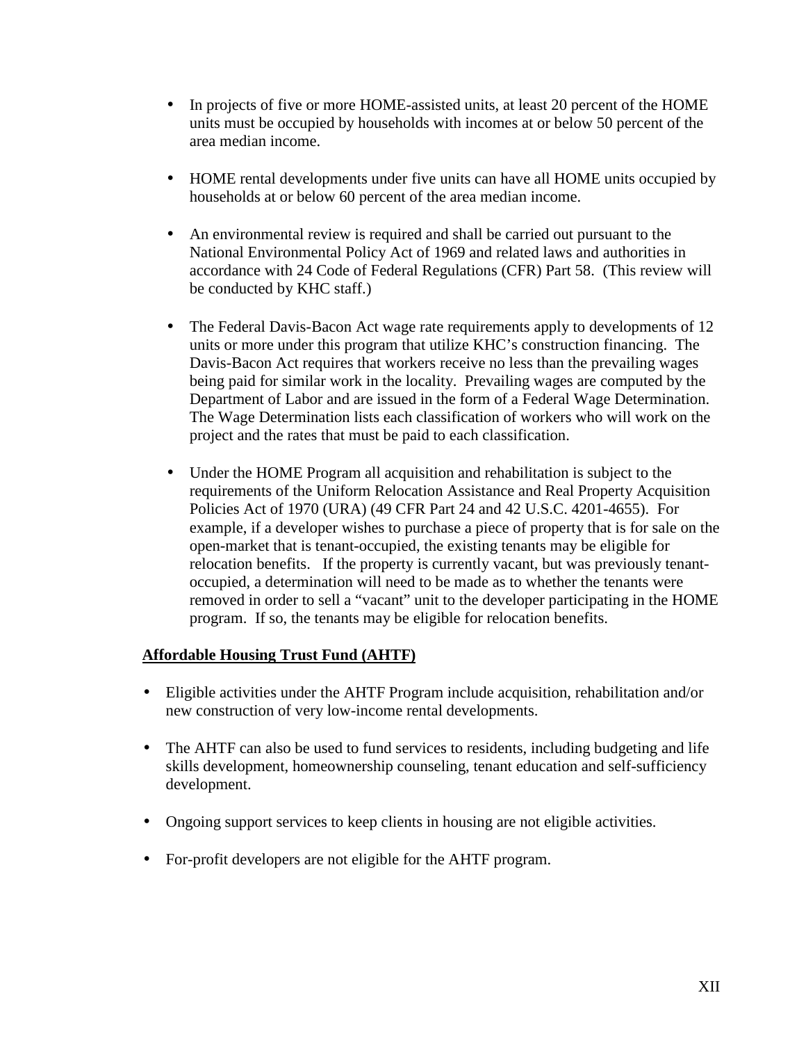- In projects of five or more HOME-assisted units, at least 20 percent of the HOME units must be occupied by households with incomes at or below 50 percent of the area median income.

- HOME rental developments under five units can have all HOME units occupied by households at or below 60 percent of the area median income.

- An environmental review is required and shall be carried out pursuant to the National Environmental Policy Act of 1969 and related laws and authorities in accordance with 24 Code of Federal Regulations (CFR) Part 58. (This review will be conducted by KHC staff.)

- The Federal Davis-Bacon Act wage rate requirements apply to developments of 12 units or more under this program that utilize KHC's construction financing. The Davis-Bacon Act requires that workers receive no less than the prevailing wages being paid for similar work in the locality. Prevailing wages are computed by the Department of Labor and are issued in the form of a Federal Wage Determination. The Wage Determination lists each classification of workers who will work on the project and the rates that must be paid to each classification.

- Under the HOME Program all acquisition and rehabilitation is subject to the requirements of the Uniform Relocation Assistance and Real Property Acquisition Policies Act of 1970 (URA) (49 CFR Part 24 and 42 U.S.C. 4201-4655). For example, if a developer wishes to purchase a piece of property that is for sale on the open-market that is tenant-occupied, the existing tenants may be eligible for relocation benefits. If the property is currently vacant, but was previously tenant-occupied, a determination will need to be made as to whether the tenants were removed in order to sell a "vacant" unit to the developer participating in the HOME program. If so, the tenants may be eligible for relocation benefits.

**Affordable Housing Trust Fund (AHTF)**

- Eligible activities under the AHTF Program include acquisition, rehabilitation and/or new construction of very low-income rental developments.

- The AHTF can also be used to fund services to residents, including budgeting and life skills development, homeownership counseling, tenant education and self-sufficiency development.

- Ongoing support services to keep clients in housing are not eligible activities.

- For-profit developers are not eligible for the AHTF program.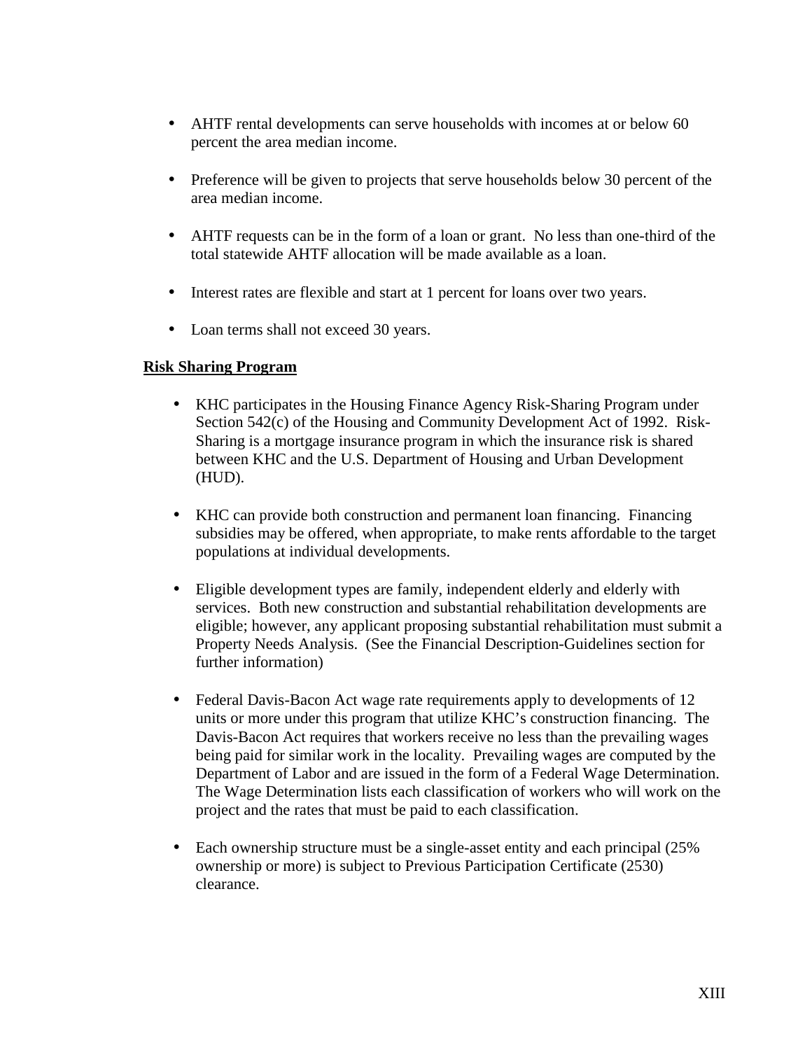- AHTF rental developments can serve households with incomes at or below 60 percent the area median income.

- Preference will be given to projects that serve households below 30 percent of the area median income.

- AHTF requests can be in the form of a loan or grant. No less than one-third of the total statewide AHTF allocation will be made available as a loan.

- Interest rates are flexible and start at 1 percent for loans over two years.

- Loan terms shall not exceed 30 years.

**<u>Risk Sharing Program</u>**

- KHC participates in the Housing Finance Agency Risk-Sharing Program under Section 542(c) of the Housing and Community Development Act of 1992. Risk-Sharing is a mortgage insurance program in which the insurance risk is shared between KHC and the U.S. Department of Housing and Urban Development (HUD).

- KHC can provide both construction and permanent loan financing. Financing subsidies may be offered, when appropriate, to make rents affordable to the target populations at individual developments.

- Eligible development types are family, independent elderly and elderly with services. Both new construction and substantial rehabilitation developments are eligible; however, any applicant proposing substantial rehabilitation must submit a Property Needs Analysis. (See the Financial Description-Guidelines section for further information)

- Federal Davis-Bacon Act wage rate requirements apply to developments of 12 units or more under this program that utilize KHC's construction financing. The Davis-Bacon Act requires that workers receive no less than the prevailing wages being paid for similar work in the locality. Prevailing wages are computed by the Department of Labor and are issued in the form of a Federal Wage Determination. The Wage Determination lists each classification of workers who will work on the project and the rates that must be paid to each classification.

- Each ownership structure must be a single-asset entity and each principal (25% ownership or more) is subject to Previous Participation Certificate (2530) clearance.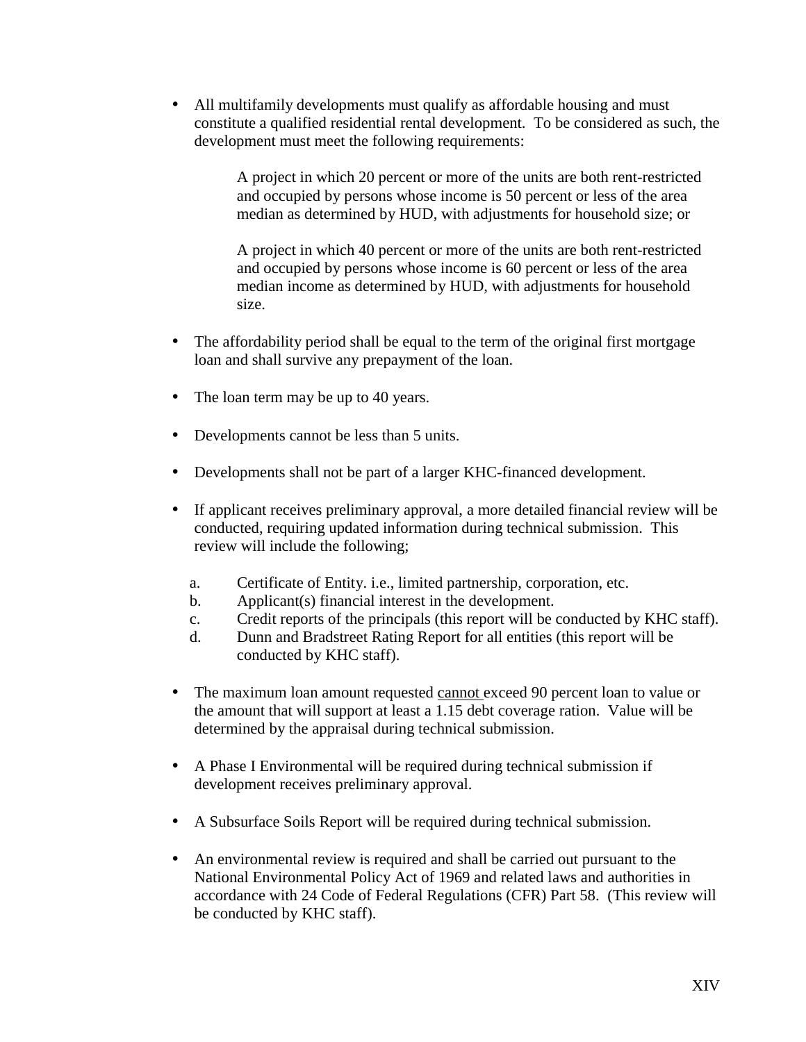- All multifamily developments must qualify as affordable housing and must constitute a qualified residential rental development. To be considered as such, the development must meet the following requirements:

  A project in which 20 percent or more of the units are both rent-restricted and occupied by persons whose income is 50 percent or less of the area median as determined by HUD, with adjustments for household size; or

  A project in which 40 percent or more of the units are both rent-restricted and occupied by persons whose income is 60 percent or less of the area median income as determined by HUD, with adjustments for household size.

- The affordability period shall be equal to the term of the original first mortgage loan and shall survive any prepayment of the loan.

- The loan term may be up to 40 years.

- Developments cannot be less than 5 units.

- Developments shall not be part of a larger KHC-financed development.

- If applicant receives preliminary approval, a more detailed financial review will be conducted, requiring updated information during technical submission. This review will include the following;

  a. Certificate of Entity. i.e., limited partnership, corporation, etc.
  b. Applicant(s) financial interest in the development.
  c. Credit reports of the principals (this report will be conducted by KHC staff).
  d. Dunn and Bradstreet Rating Report for all entities (this report will be conducted by KHC staff).

- The maximum loan amount requested <u>cannot</u> exceed 90 percent loan to value or the amount that will support at least a 1.15 debt coverage ration. Value will be determined by the appraisal during technical submission.

- A Phase I Environmental will be required during technical submission if development receives preliminary approval.

- A Subsurface Soils Report will be required during technical submission.

- An environmental review is required and shall be carried out pursuant to the National Environmental Policy Act of 1969 and related laws and authorities in accordance with 24 Code of Federal Regulations (CFR) Part 58. (This review will be conducted by KHC staff).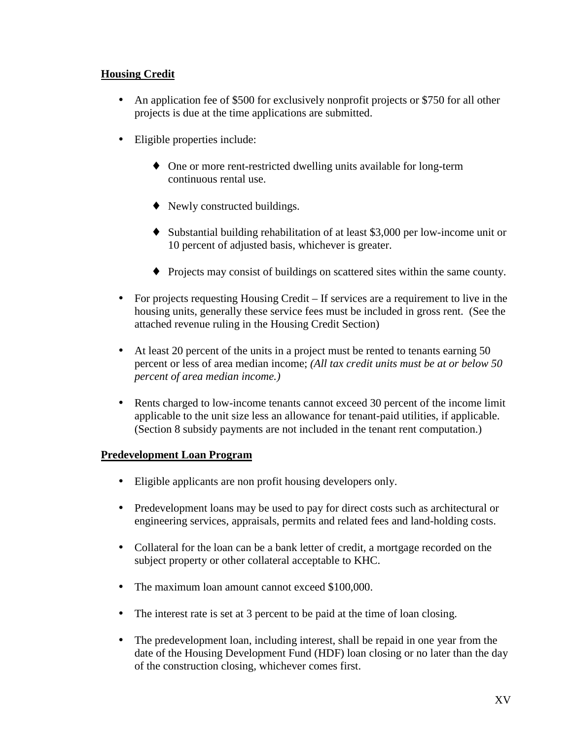**<u>Housing Credit</u>**

- An application fee of $500 for exclusively nonprofit projects or $750 for all other projects is due at the time applications are submitted.

- Eligible properties include:

  - One or more rent-restricted dwelling units available for long-term continuous rental use.

  - Newly constructed buildings.

  - Substantial building rehabilitation of at least $3,000 per low-income unit or 10 percent of adjusted basis, whichever is greater.

  - Projects may consist of buildings on scattered sites within the same county.

- For projects requesting Housing Credit – If services are a requirement to live in the housing units, generally these service fees must be included in gross rent. (See the attached revenue ruling in the Housing Credit Section)

- At least 20 percent of the units in a project must be rented to tenants earning 50 percent or less of area median income; *(All tax credit units must be at or below 50 percent of area median income.)*

- Rents charged to low-income tenants cannot exceed 30 percent of the income limit applicable to the unit size less an allowance for tenant-paid utilities, if applicable. (Section 8 subsidy payments are not included in the tenant rent computation.)

**<u>Predevelopment Loan Program</u>**

- Eligible applicants are non profit housing developers only.

- Predevelopment loans may be used to pay for direct costs such as architectural or engineering services, appraisals, permits and related fees and land-holding costs.

- Collateral for the loan can be a bank letter of credit, a mortgage recorded on the subject property or other collateral acceptable to KHC.

- The maximum loan amount cannot exceed $100,000.

- The interest rate is set at 3 percent to be paid at the time of loan closing.

- The predevelopment loan, including interest, shall be repaid in one year from the date of the Housing Development Fund (HDF) loan closing or no later than the day of the construction closing, whichever comes first.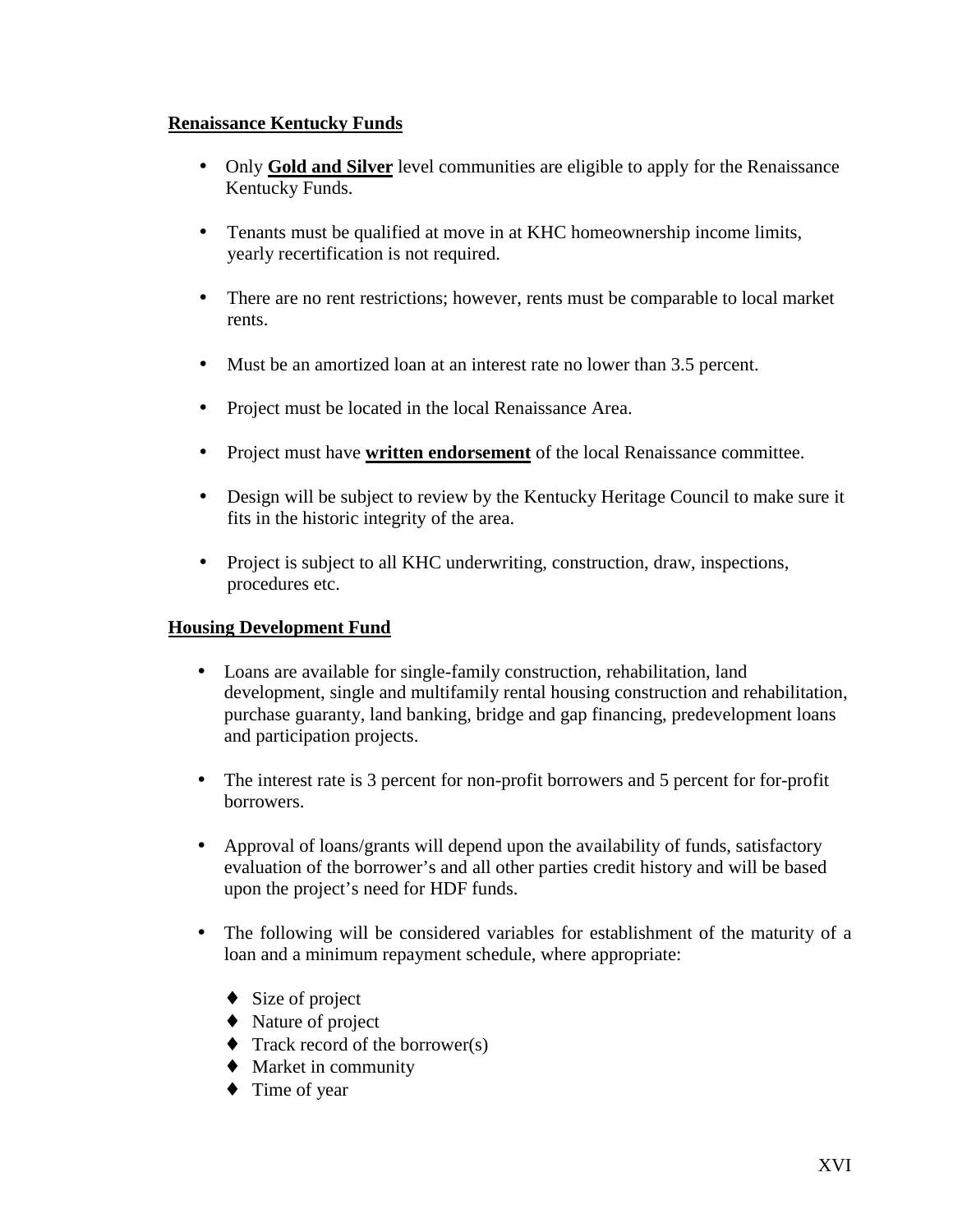## Renaissance Kentucky Funds

- Only **Gold and Silver** level communities are eligible to apply for the Renaissance Kentucky Funds.
- Tenants must be qualified at move in at KHC homeownership income limits, yearly recertification is not required.
- There are no rent restrictions; however, rents must be comparable to local market rents.
- Must be an amortized loan at an interest rate no lower than 3.5 percent.
- Project must be located in the local Renaissance Area.
- Project must have **written endorsement** of the local Renaissance committee.
- Design will be subject to review by the Kentucky Heritage Council to make sure it fits in the historic integrity of the area.
- Project is subject to all KHC underwriting, construction, draw, inspections, procedures etc.

## Housing Development Fund

- Loans are available for single-family construction, rehabilitation, land development, single and multifamily rental housing construction and rehabilitation, purchase guaranty, land banking, bridge and gap financing, predevelopment loans and participation projects.
- The interest rate is 3 percent for non-profit borrowers and 5 percent for for-profit borrowers.
- Approval of loans/grants will depend upon the availability of funds, satisfactory evaluation of the borrower's and all other parties credit history and will be based upon the project's need for HDF funds.
- The following will be considered variables for establishment of the maturity of a loan and a minimum repayment schedule, where appropriate:
  - Size of project
  - Nature of project
  - Track record of the borrower(s)
  - Market in community
  - Time of year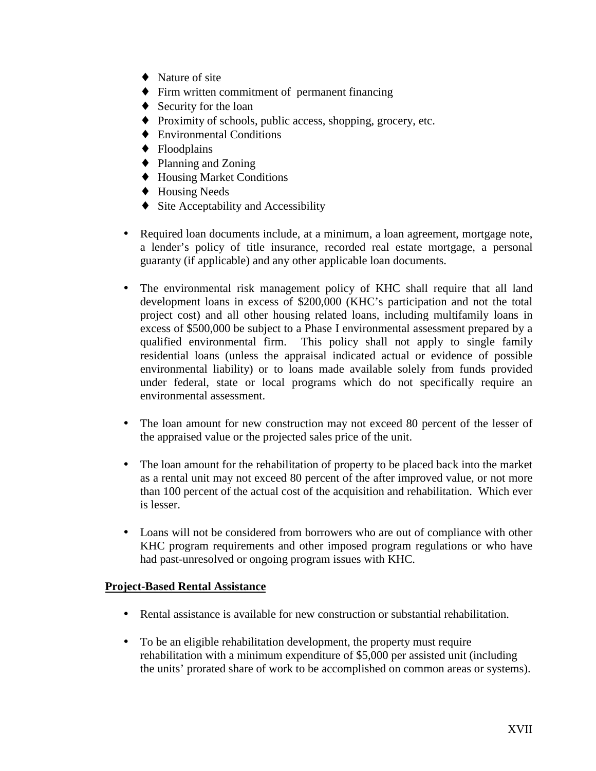- ♦ Nature of site
- ♦ Firm written commitment of  permanent financing
- ♦ Security for the loan
- ♦ Proximity of schools, public access, shopping, grocery, etc.
- ♦ Environmental Conditions
- ♦ Floodplains
- ♦ Planning and Zoning
- ♦ Housing Market Conditions
- ♦ Housing Needs
- ♦ Site Acceptability and Accessibility

- Required loan documents include, at a minimum, a loan agreement, mortgage note, a lender's policy of title insurance, recorded real estate mortgage, a personal guaranty (if applicable) and any other applicable loan documents.

- The environmental risk management policy of KHC shall require that all land development loans in excess of $200,000 (KHC's participation and not the total project cost) and all other housing related loans, including multifamily loans in excess of $500,000 be subject to a Phase I environmental assessment prepared by a qualified environmental firm.  This policy shall not apply to single family residential loans (unless the appraisal indicated actual or evidence of possible environmental liability) or to loans made available solely from funds provided under federal, state or local programs which do not specifically require an environmental assessment.

- The loan amount for new construction may not exceed 80 percent of the lesser of the appraised value or the projected sales price of the unit.

- The loan amount for the rehabilitation of property to be placed back into the market as a rental unit may not exceed 80 percent of the after improved value, or not more than 100 percent of the actual cost of the acquisition and rehabilitation.  Which ever is lesser.

- Loans will not be considered from borrowers who are out of compliance with other KHC program requirements and other imposed program regulations or who have had past-unresolved or ongoing program issues with KHC.

**Project-Based Rental Assistance**

- Rental assistance is available for new construction or substantial rehabilitation.

- To be an eligible rehabilitation development, the property must require rehabilitation with a minimum expenditure of $5,000 per assisted unit (including the units' prorated share of work to be accomplished on common areas or systems).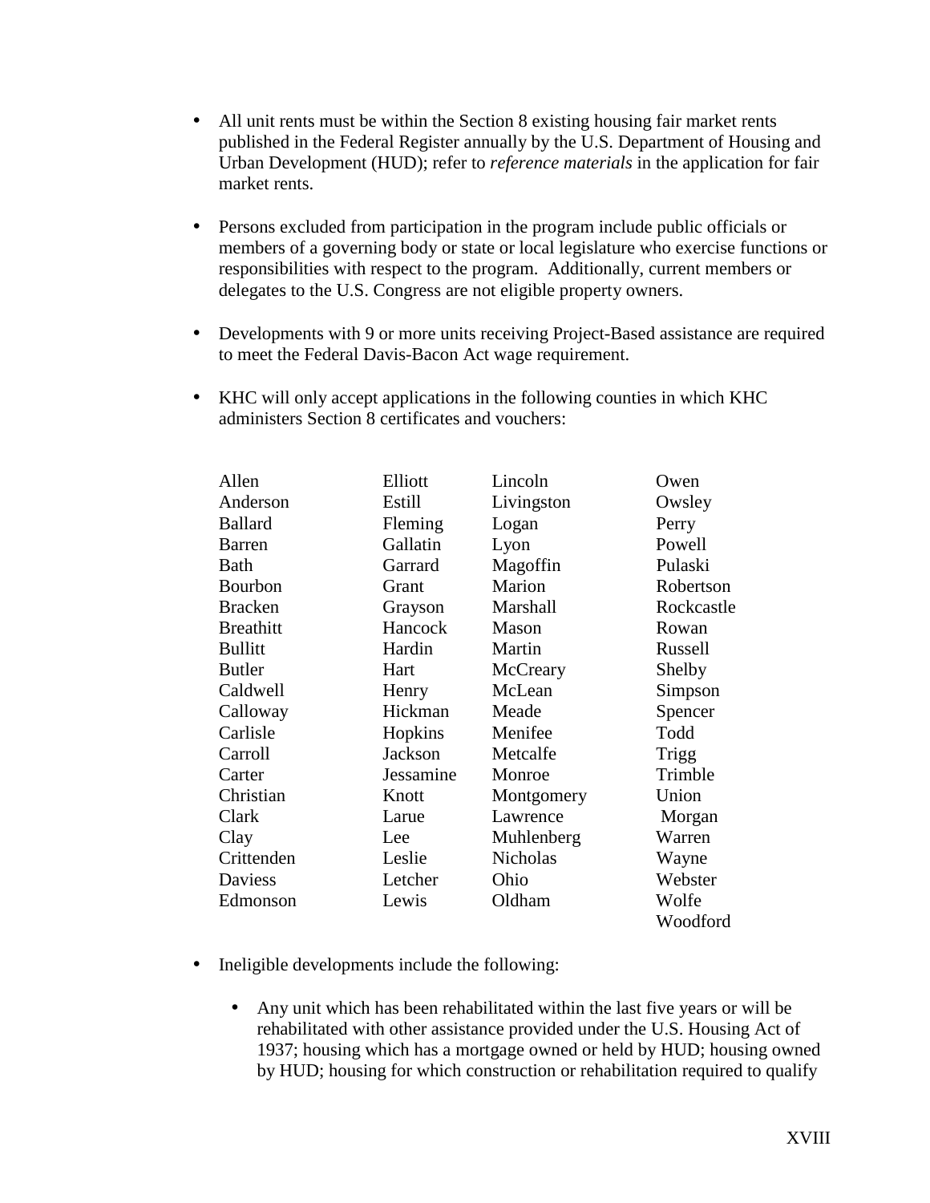- All unit rents must be within the Section 8 existing housing fair market rents published in the Federal Register annually by the U.S. Department of Housing and Urban Development (HUD); refer to *reference materials* in the application for fair market rents.

- Persons excluded from participation in the program include public officials or members of a governing body or state or local legislature who exercise functions or responsibilities with respect to the program. Additionally, current members or delegates to the U.S. Congress are not eligible property owners.

- Developments with 9 or more units receiving Project-Based assistance are required to meet the Federal Davis-Bacon Act wage requirement.

- KHC will only accept applications in the following counties in which KHC administers Section 8 certificates and vouchers:

| | | | |
|---|---|---|---|
| Allen | Elliott | Lincoln | Owen |
| Anderson | Estill | Livingston | Owsley |
| Ballard | Fleming | Logan | Perry |
| Barren | Gallatin | Lyon | Powell |
| Bath | Garrard | Magoffin | Pulaski |
| Bourbon | Grant | Marion | Robertson |
| Bracken | Grayson | Marshall | Rockcastle |
| Breathitt | Hancock | Mason | Rowan |
| Bullitt | Hardin | Martin | Russell |
| Butler | Hart | McCreary | Shelby |
| Caldwell | Henry | McLean | Simpson |
| Calloway | Hickman | Meade | Spencer |
| Carlisle | Hopkins | Menifee | Todd |
| Carroll | Jackson | Metcalfe | Trigg |
| Carter | Jessamine | Monroe | Trimble |
| Christian | Knott | Montgomery | Union |
| Clark | Larue | Lawrence | Morgan |
| Clay | Lee | Muhlenberg | Warren |
| Crittenden | Leslie | Nicholas | Wayne |
| Daviess | Letcher | Ohio | Webster |
| Edmonson | Lewis | Oldham | Wolfe |
| | | | Woodford |

- Ineligible developments include the following:
  - Any unit which has been rehabilitated within the last five years or will be rehabilitated with other assistance provided under the U.S. Housing Act of 1937; housing which has a mortgage owned or held by HUD; housing owned by HUD; housing for which construction or rehabilitation required to qualify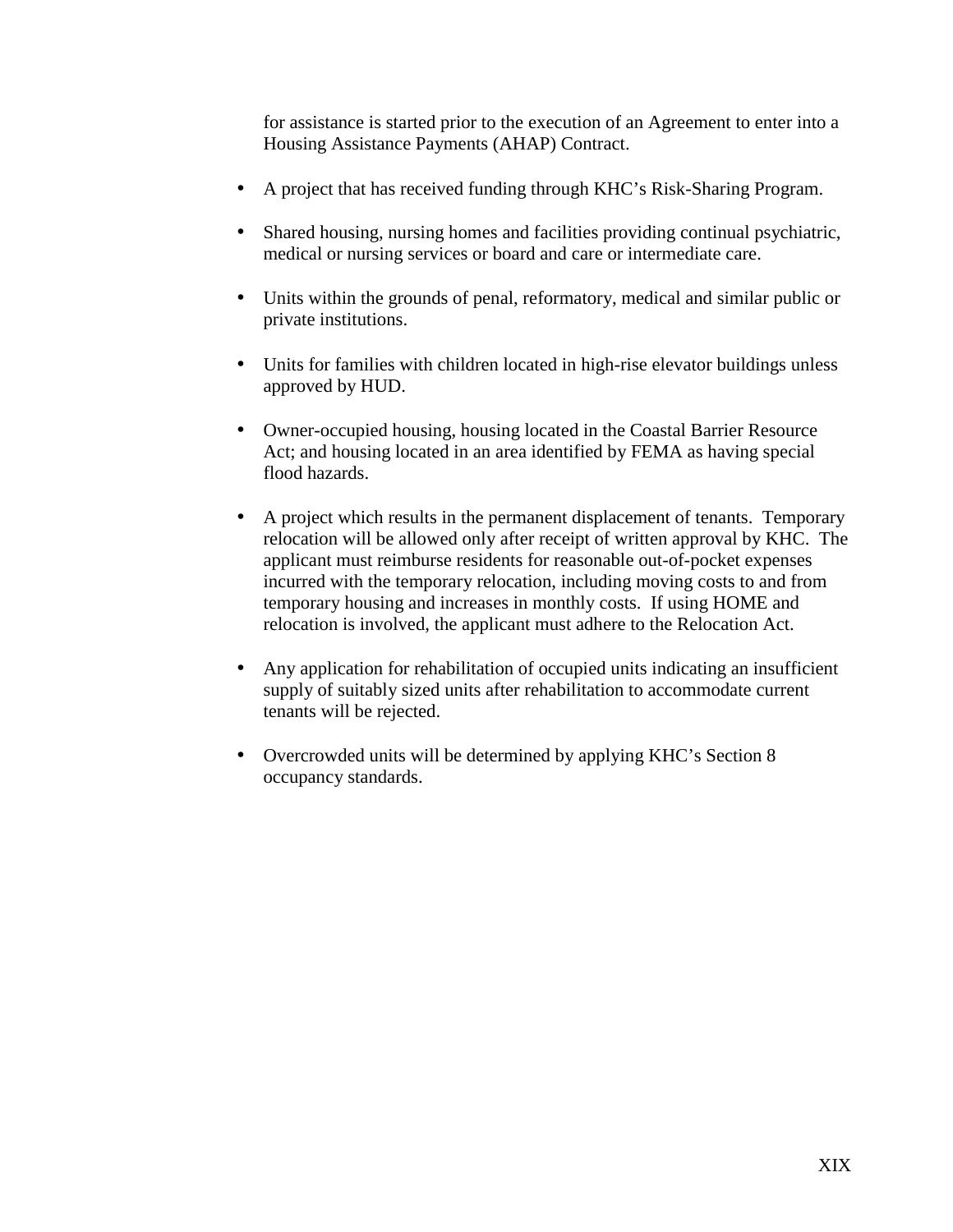for assistance is started prior to the execution of an Agreement to enter into a Housing Assistance Payments (AHAP) Contract.

- A project that has received funding through KHC's Risk-Sharing Program.

- Shared housing, nursing homes and facilities providing continual psychiatric, medical or nursing services or board and care or intermediate care.

- Units within the grounds of penal, reformatory, medical and similar public or private institutions.

- Units for families with children located in high-rise elevator buildings unless approved by HUD.

- Owner-occupied housing, housing located in the Coastal Barrier Resource Act; and housing located in an area identified by FEMA as having special flood hazards.

- A project which results in the permanent displacement of tenants. Temporary relocation will be allowed only after receipt of written approval by KHC. The applicant must reimburse residents for reasonable out-of-pocket expenses incurred with the temporary relocation, including moving costs to and from temporary housing and increases in monthly costs. If using HOME and relocation is involved, the applicant must adhere to the Relocation Act.

- Any application for rehabilitation of occupied units indicating an insufficient supply of suitably sized units after rehabilitation to accommodate current tenants will be rejected.

- Overcrowded units will be determined by applying KHC's Section 8 occupancy standards.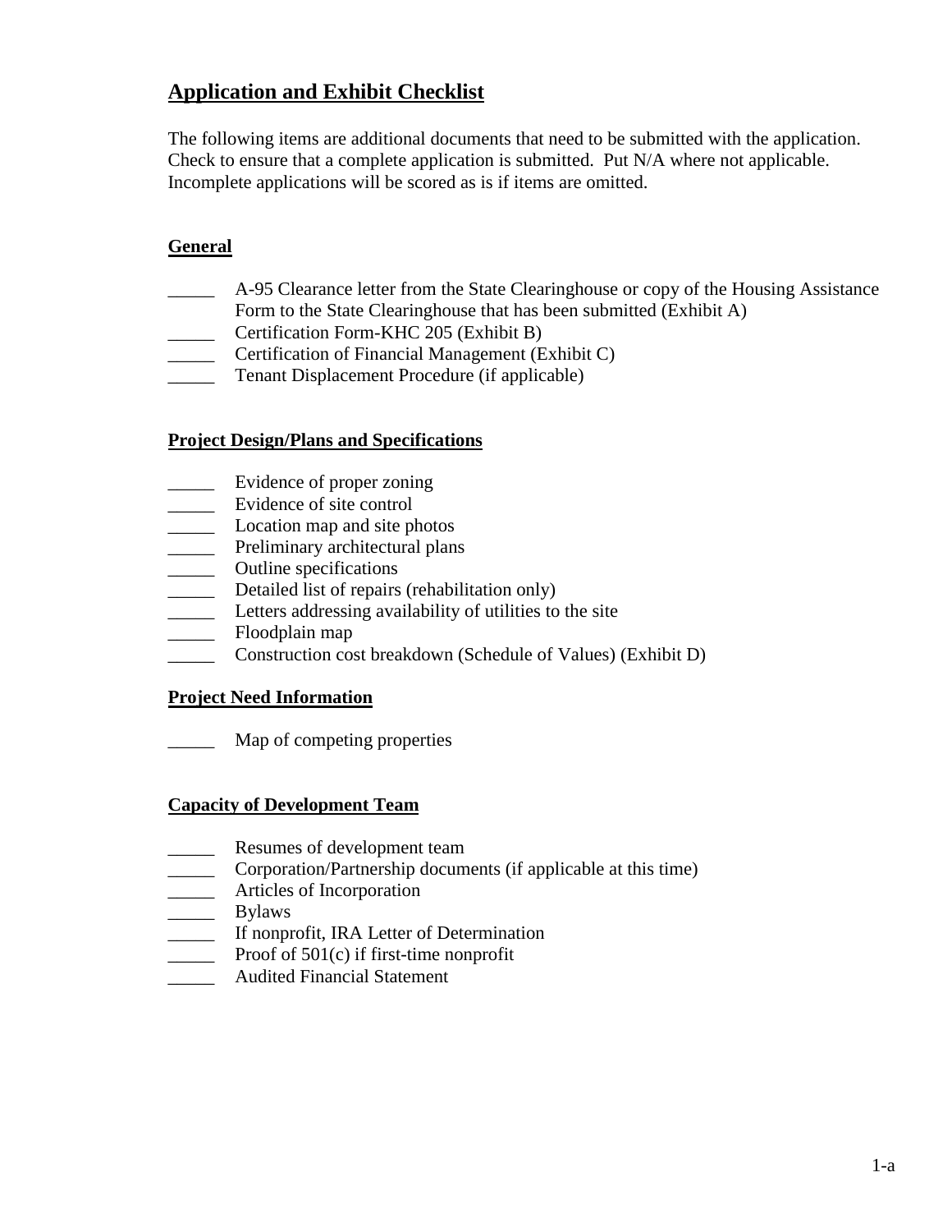## Application and Exhibit Checklist

The following items are additional documents that need to be submitted with the application. Check to ensure that a complete application is submitted. Put N/A where not applicable. Incomplete applications will be scored as is if items are omitted.

### General

- _____ A-95 Clearance letter from the State Clearinghouse or copy of the Housing Assistance Form to the State Clearinghouse that has been submitted (Exhibit A)
- _____ Certification Form-KHC 205 (Exhibit B)
- _____ Certification of Financial Management (Exhibit C)
- _____ Tenant Displacement Procedure (if applicable)

### Project Design/Plans and Specifications

- _____ Evidence of proper zoning
- _____ Evidence of site control
- _____ Location map and site photos
- _____ Preliminary architectural plans
- _____ Outline specifications
- _____ Detailed list of repairs (rehabilitation only)
- _____ Letters addressing availability of utilities to the site
- _____ Floodplain map
- _____ Construction cost breakdown (Schedule of Values) (Exhibit D)

### Project Need Information

- _____ Map of competing properties

### Capacity of Development Team

- _____ Resumes of development team
- _____ Corporation/Partnership documents (if applicable at this time)
- _____ Articles of Incorporation
- _____ Bylaws
- _____ If nonprofit, IRA Letter of Determination
- _____ Proof of 501(c) if first-time nonprofit
- _____ Audited Financial Statement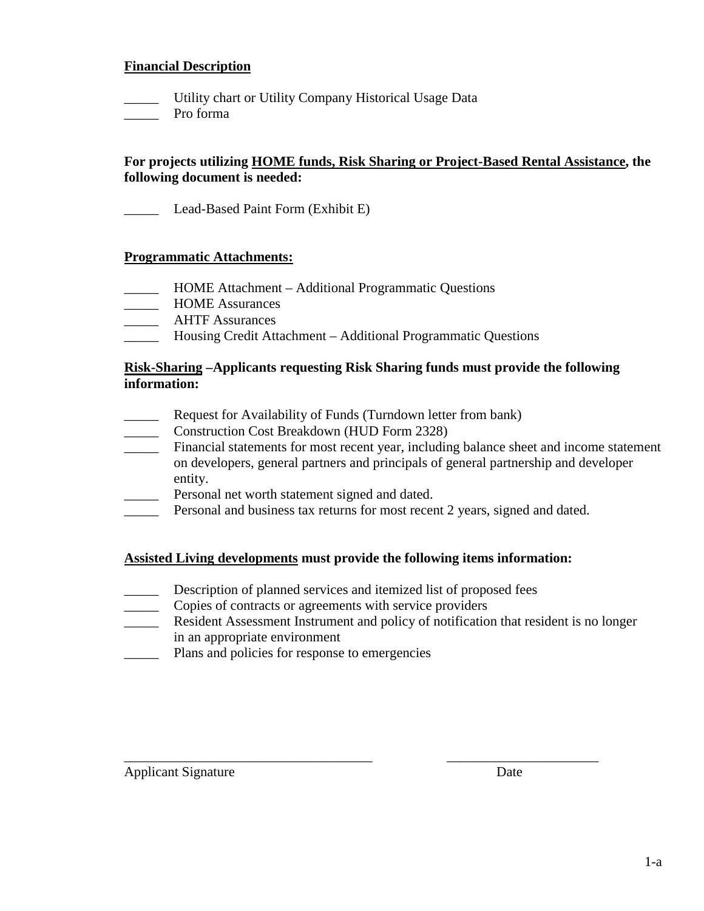**Financial Description**

_____ Utility chart or Utility Company Historical Usage Data
_____ Pro forma

**For projects utilizing HOME funds, Risk Sharing or Project-Based Rental Assistance, the following document is needed:**

_____ Lead-Based Paint Form (Exhibit E)

**Programmatic Attachments:**

_____ HOME Attachment – Additional Programmatic Questions
_____ HOME Assurances
_____ AHTF Assurances
_____ Housing Credit Attachment – Additional Programmatic Questions

**Risk-Sharing –Applicants requesting Risk Sharing funds must provide the following information:**

_____ Request for Availability of Funds (Turndown letter from bank)
_____ Construction Cost Breakdown (HUD Form 2328)
_____ Financial statements for most recent year, including balance sheet and income statement on developers, general partners and principals of general partnership and developer entity.
_____ Personal net worth statement signed and dated.
_____ Personal and business tax returns for most recent 2 years, signed and dated.

**Assisted Living developments must provide the following items information:**

_____ Description of planned services and itemized list of proposed fees
_____ Copies of contracts or agreements with service providers
_____ Resident Assessment Instrument and policy of notification that resident is no longer in an appropriate environment
_____ Plans and policies for response to emergencies

_________________________________ _____________________
Applicant Signature Date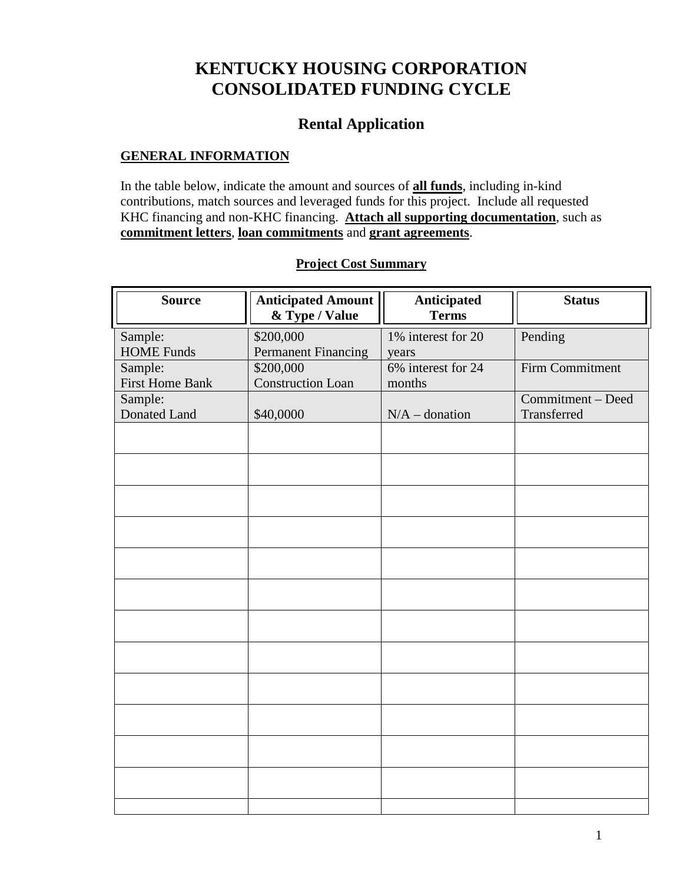# KENTUCKY HOUSING CORPORATION
# CONSOLIDATED FUNDING CYCLE

## Rental Application

**GENERAL INFORMATION**

In the table below, indicate the amount and sources of **all funds**, including in-kind contributions, match sources and leveraged funds for this project. Include all requested KHC financing and non-KHC financing. **Attach all supporting documentation**, such as **commitment letters**, **loan commitments** and **grant agreements**.

**Project Cost Summary**

| Source | Anticipated Amount & Type / Value | Anticipated Terms | Status |
|---|---|---|---|
| Sample: HOME Funds | $200,000 Permanent Financing | 1% interest for 20 years | Pending |
| Sample: First Home Bank | $200,000 Construction Loan | 6% interest for 24 months | Firm Commitment |
| Sample: Donated Land | $40,0000 | N/A – donation | Commitment – Deed Transferred |
| | | | |
| | | | |
| | | | |
| | | | |
| | | | |
| | | | |
| | | | |
| | | | |
| | | | |
| | | | |
| | | | |
| | | | |
| | | | |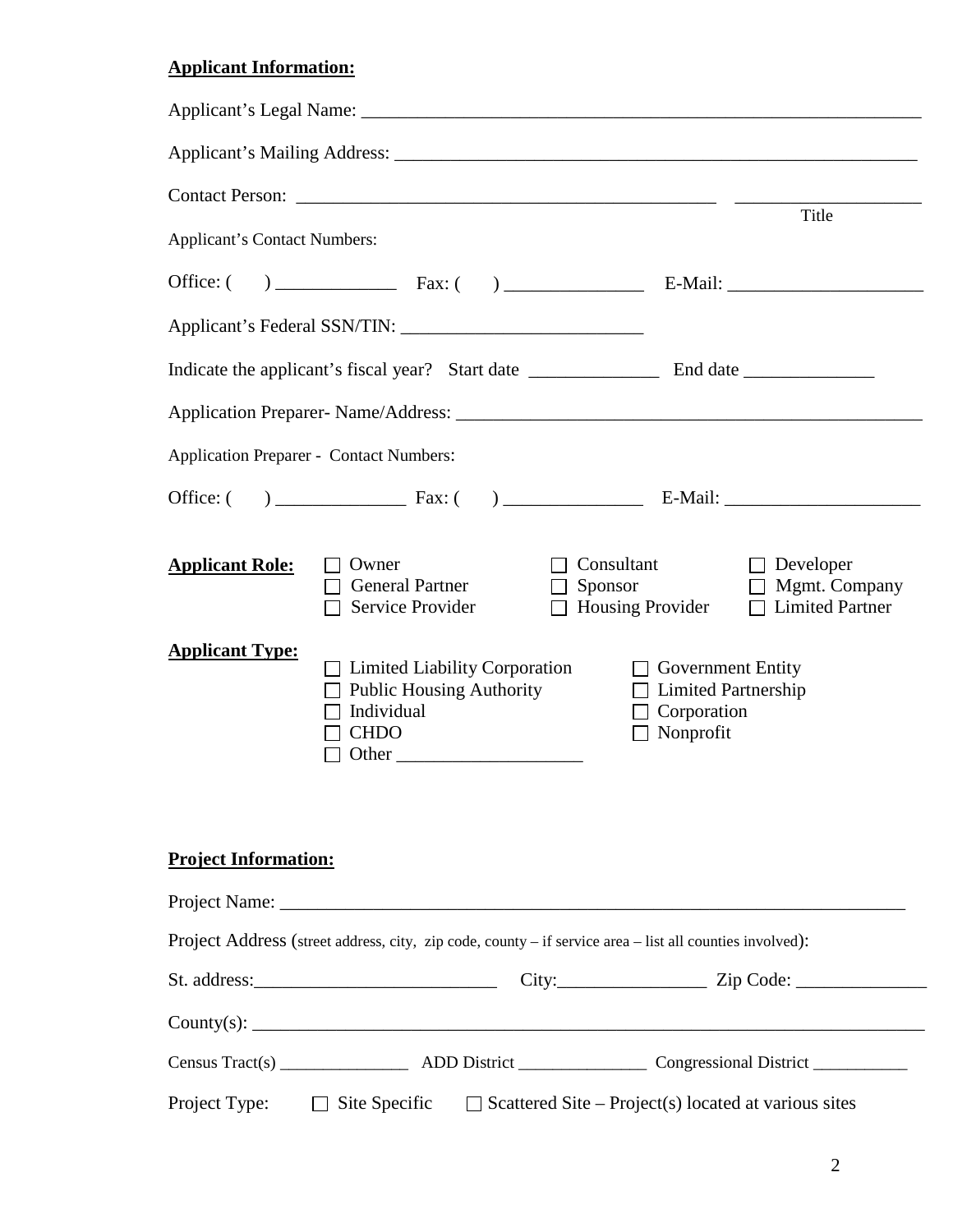**Applicant Information:**

Applicant's Legal Name: ________________________________________________________________

Applicant's Mailing Address: ____________________________________________________________

Contact Person: ______________________________________________ ____________________
Title

Applicant's Contact Numbers:

Office: (     ) _____________ Fax: (     ) _______________ E-Mail: _____________________

Applicant's Federal SSN/TIN: __________________________

Indicate the applicant's fiscal year? Start date ______________ End date ______________

Application Preparer- Name/Address: __________________________________________________

Application Preparer - Contact Numbers:

Office: (     ) ______________ Fax: (     ) _______________ E-Mail: _____________________

**Applicant Role:**

- ☐ Owner
- ☐ General Partner
- ☐ Service Provider
- ☐ Consultant
- ☐ Sponsor
- ☐ Housing Provider
- ☐ Developer
- ☐ Mgmt. Company
- ☐ Limited Partner

**Applicant Type:**

- ☐ Limited Liability Corporation
- ☐ Public Housing Authority
- ☐ Individual
- ☐ CHDO
- ☐ Other ____________________
- ☐ Government Entity
- ☐ Limited Partnership
- ☐ Corporation
- ☐ Nonprofit

**Project Information:**

Project Name: ____________________________________________________________________

Project Address (street address, city, zip code, county – if service area – list all counties involved):

St. address:__________________________ City:________________ Zip Code: ______________

County(s): _________________________________________________________________________

Census Tract(s) _______________ ADD District _______________ Congressional District ___________

Project Type: ☐ Site Specific ☐ Scattered Site – Project(s) located at various sites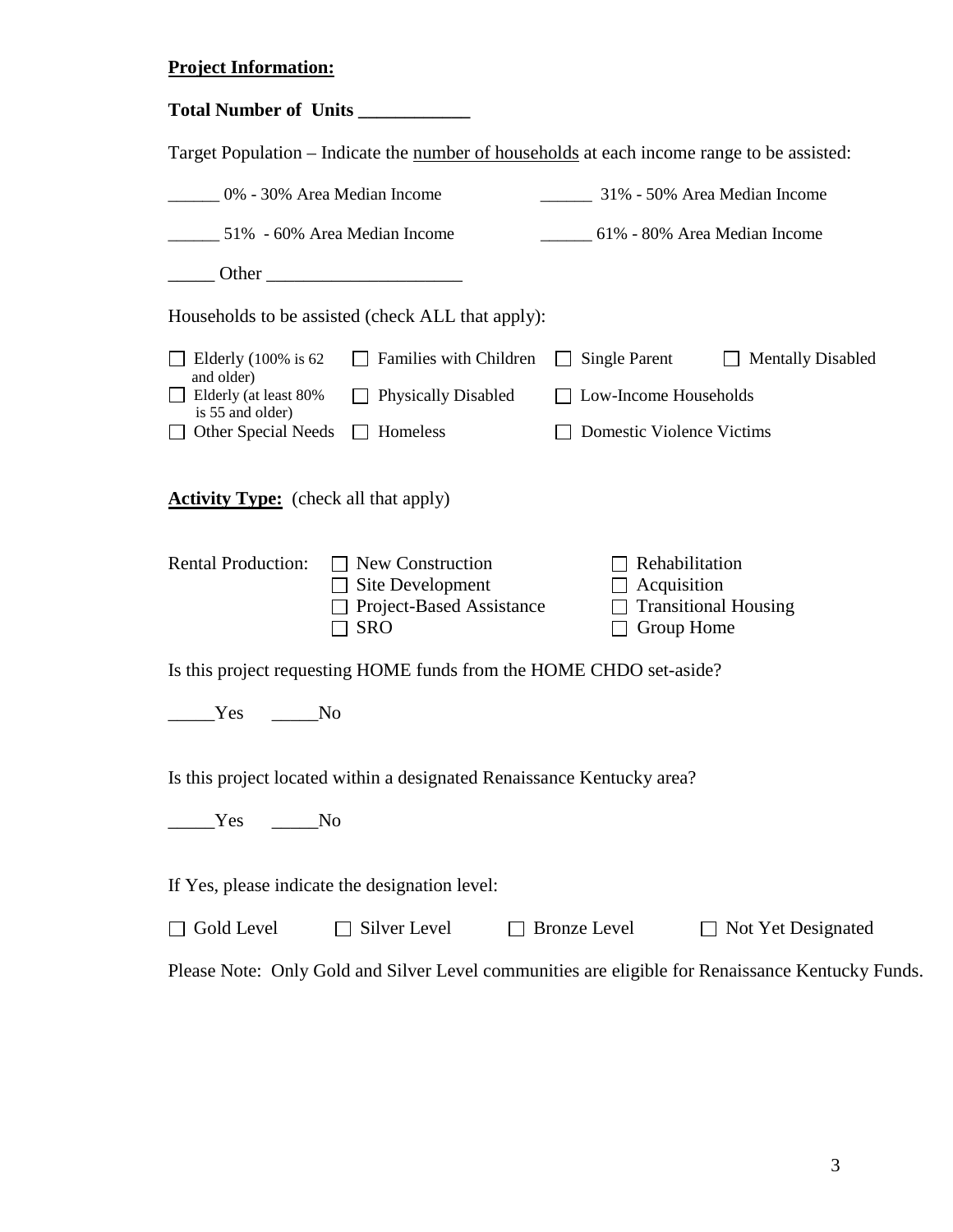**<u>Project Information:</u>**

**Total Number of Units ____________**

Target Population – Indicate the <u>number of households</u> at each income range to be assisted:

______ 0% - 30% Area Median Income

______ 31% - 50% Area Median Income

______ 51% - 60% Area Median Income

______ 61% - 80% Area Median Income

_____ Other _____________________

Households to be assisted (check ALL that apply):

- ☐ Elderly (100% is 62 and older)
- ☐ Families with Children
- ☐ Single Parent
- ☐ Mentally Disabled
- ☐ Elderly (at least 80% is 55 and older)
- ☐ Physically Disabled
- ☐ Low-Income Households
- ☐ Other Special Needs
- ☐ Homeless
- ☐ Domestic Violence Victims

**<u>Activity Type:</u>** (check all that apply)

Rental Production:

- ☐ New Construction
- ☐ Rehabilitation
- ☐ Site Development
- ☐ Acquisition
- ☐ Project-Based Assistance
- ☐ Transitional Housing
- ☐ SRO
- ☐ Group Home

Is this project requesting HOME funds from the HOME CHDO set-aside?

_____Yes _____No

Is this project located within a designated Renaissance Kentucky area?

_____Yes _____No

If Yes, please indicate the designation level:

☐ Gold Level ☐ Silver Level ☐ Bronze Level ☐ Not Yet Designated

Please Note: Only Gold and Silver Level communities are eligible for Renaissance Kentucky Funds.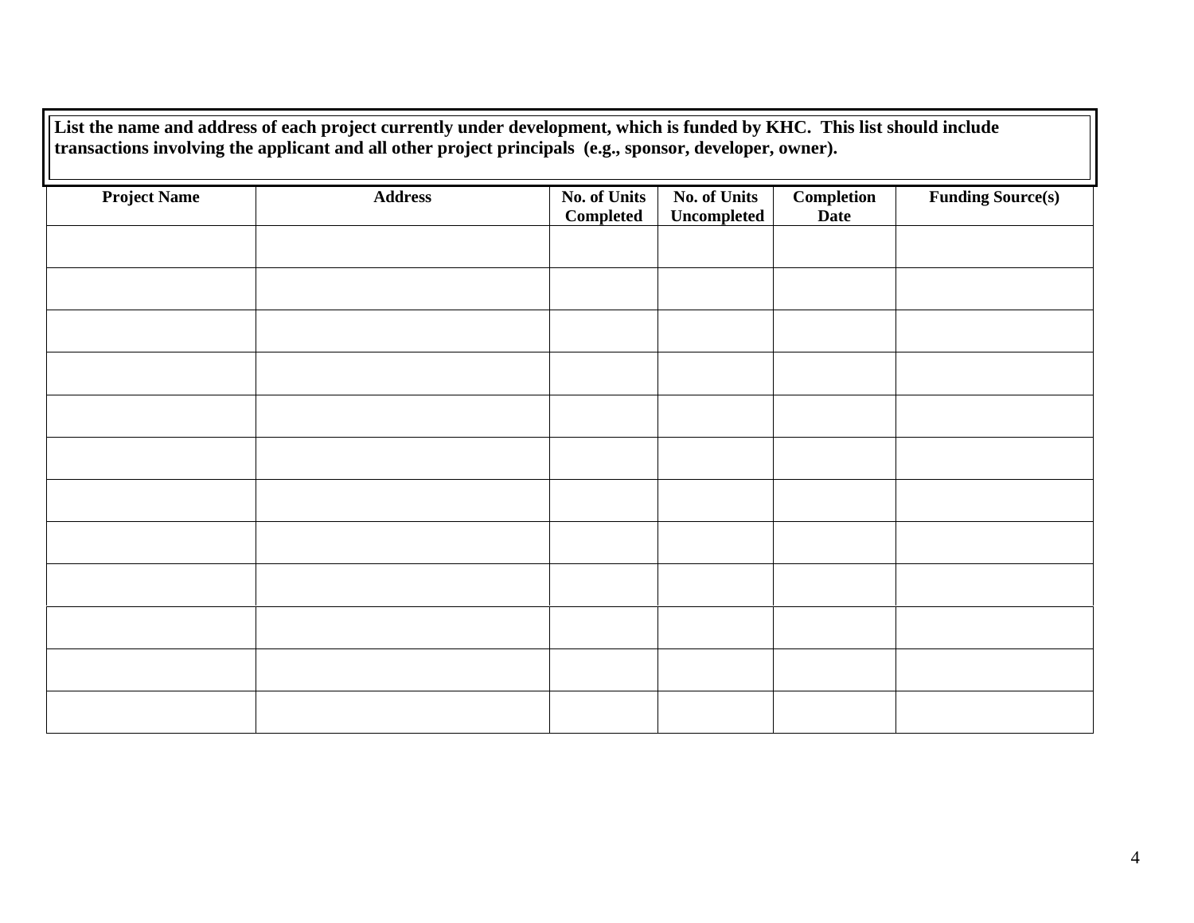**List the name and address of each project currently under development, which is funded by KHC. This list should include transactions involving the applicant and all other project principals (e.g., sponsor, developer, owner).**

| Project Name | Address | No. of Units Completed | No. of Units Uncompleted | Completion Date | Funding Source(s) |
|---|---|---|---|---|---|
| | | | | | |
| | | | | | |
| | | | | | |
| | | | | | |
| | | | | | |
| | | | | | |
| | | | | | |
| | | | | | |
| | | | | | |
| | | | | | |
| | | | | | |
| | | | | | |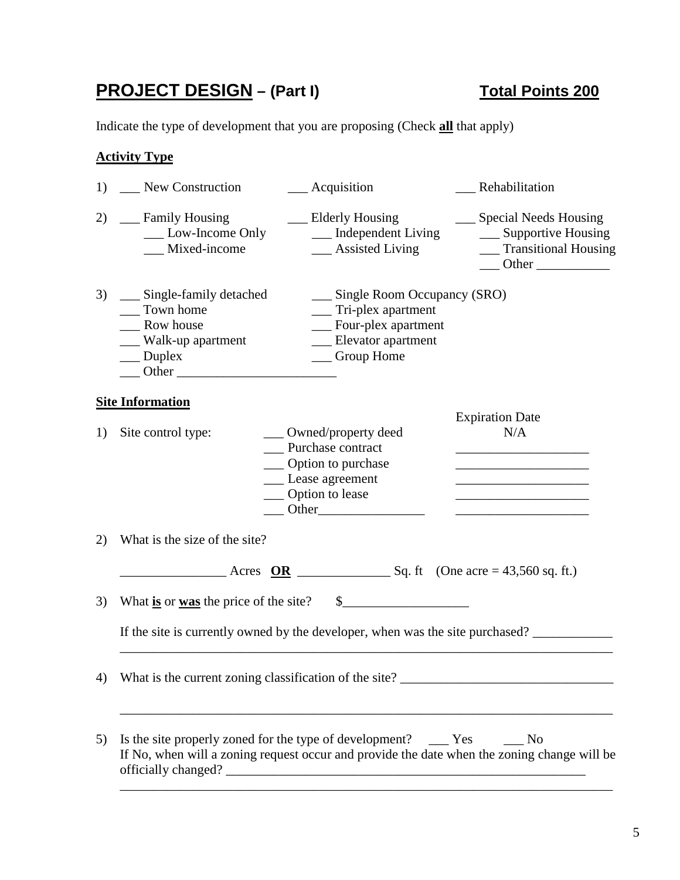## **PROJECT DESIGN – (Part I)** **Total Points 200**

Indicate the type of development that you are proposing (Check **all** that apply)

### Activity Type

1) ___ New Construction ___ Acquisition ___ Rehabilitation

2) ___ Family Housing
 ___ Low-Income Only
 ___ Mixed-income

 ___ Elderly Housing
 ___ Independent Living
 ___ Assisted Living

 ___ Special Needs Housing
 ___ Supportive Housing
 ___ Transitional Housing
 ___ Other ___________

3) ___ Single-family detached
 ___ Town home
 ___ Row house
 ___ Walk-up apartment
 ___ Duplex
 ___ Other ________________________

 ___ Single Room Occupancy (SRO)
 ___ Tri-plex apartment
 ___ Four-plex apartment
 ___ Elevator apartment
 ___ Group Home

### Site Information

1) Site control type:

| | Expiration Date |
|---|---|
| ___ Owned/property deed | N/A |
| ___ Purchase contract | ____________________ |
| ___ Option to purchase | ____________________ |
| ___ Lease agreement | ____________________ |
| ___ Option to lease | ____________________ |
| ___ Other________________ | ____________________ |

2) What is the size of the site?

________________ Acres **OR** ______________ Sq. ft (One acre = 43,560 sq. ft.)

3) What **is** or **was** the price of the site? $___________________

If the site is currently owned by the developer, when was the site purchased? ____________
_____________________________________________________________________________

4) What is the current zoning classification of the site? ________________________________

_____________________________________________________________________________

5) Is the site properly zoned for the type of development? ___ Yes ___ No
If No, when will a zoning request occur and provide the date when the zoning change will be officially changed? ________________________________________________________
_____________________________________________________________________________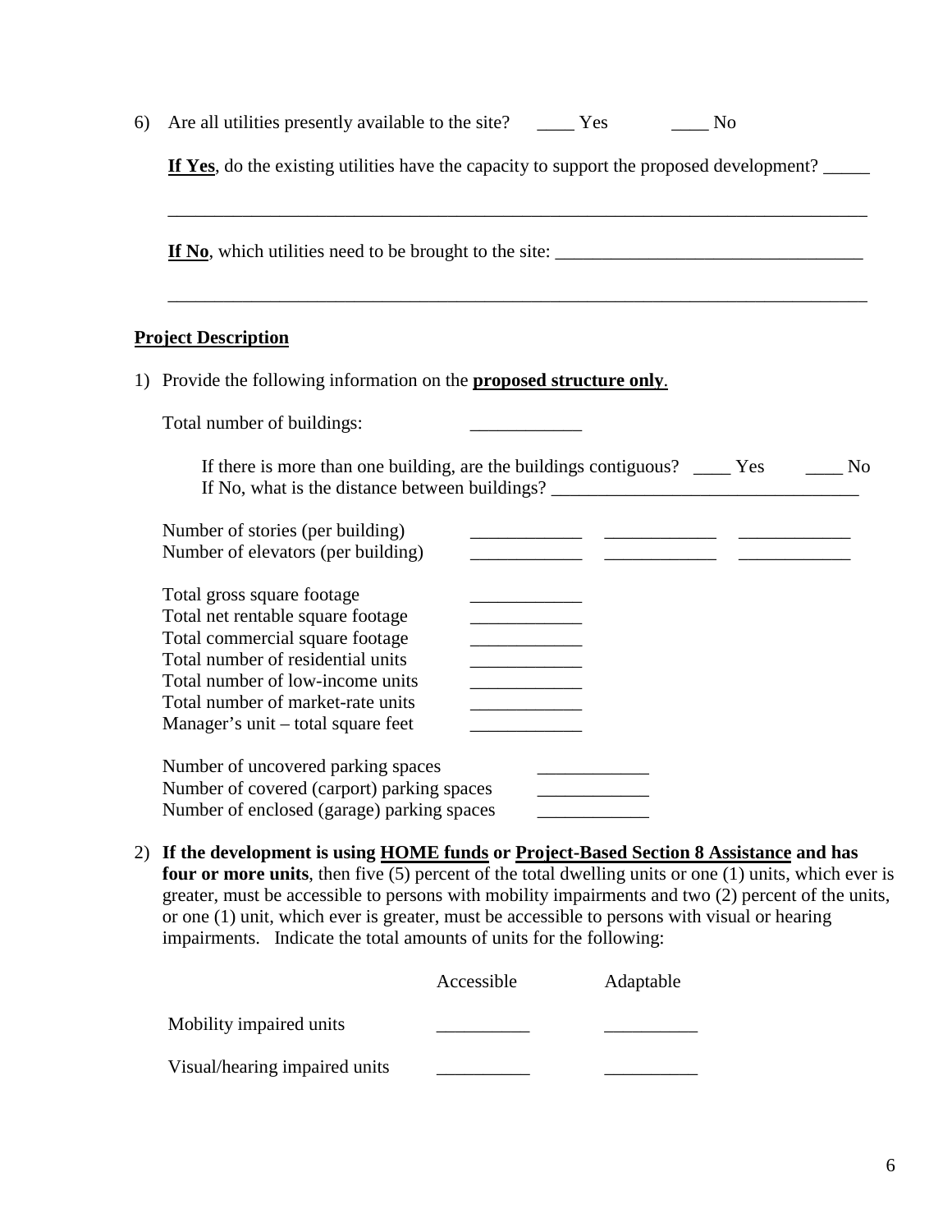6) Are all utilities presently available to the site? ____ Yes ____ No

   **If Yes**, do the existing utilities have the capacity to support the proposed development? _____

   ______________________________________________________________________________

   **If No**, which utilities need to be brought to the site: _________________________________

   ______________________________________________________________________________

**Project Description**

1) Provide the following information on the **proposed structure only**.

   Total number of buildings: ____________

   If there is more than one building, are the buildings contiguous? ____ Yes ____ No
   If No, what is the distance between buildings? _________________________________

   Number of stories (per building) ____________ ____________ ____________
   Number of elevators (per building) ____________ ____________ ____________

   Total gross square footage ____________
   Total net rentable square footage ____________
   Total commercial square footage ____________
   Total number of residential units ____________
   Total number of low-income units ____________
   Total number of market-rate units ____________
   Manager's unit – total square feet ____________

   Number of uncovered parking spaces ____________
   Number of covered (carport) parking spaces ____________
   Number of enclosed (garage) parking spaces ____________

2) **If the development is using HOME funds or Project-Based Section 8 Assistance and has four or more units**, then five (5) percent of the total dwelling units or one (1) units, which ever is greater, must be accessible to persons with mobility impairments and two (2) percent of the units, or one (1) unit, which ever is greater, must be accessible to persons with visual or hearing impairments. Indicate the total amounts of units for the following:

| | Accessible | Adaptable |
|---|---|---|
| Mobility impaired units | __________ | __________ |
| Visual/hearing impaired units | __________ | __________ |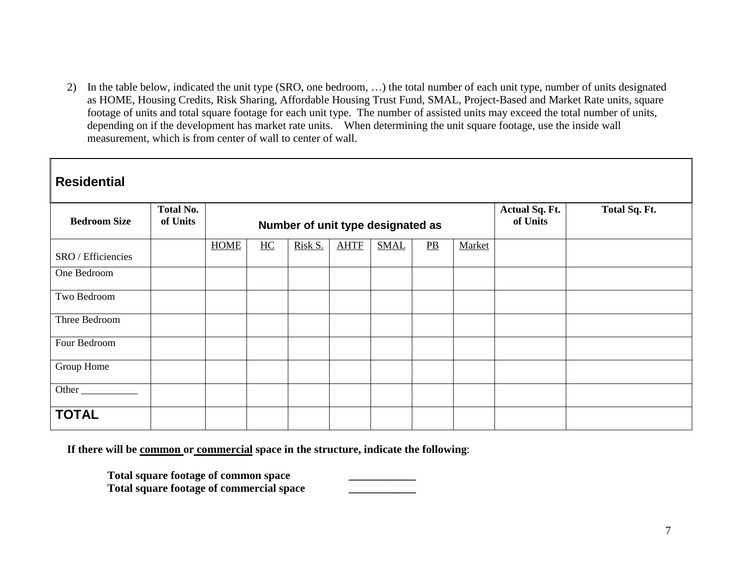2) In the table below, indicated the unit type (SRO, one bedroom, …) the total number of each unit type, number of units designated as HOME, Housing Credits, Risk Sharing, Affordable Housing Trust Fund, SMAL, Project-Based and Market Rate units, square footage of units and total square footage for each unit type. The number of assisted units may exceed the total number of units, depending on if the development has market rate units. When determining the unit square footage, use the inside wall measurement, which is from center of wall to center of wall.

| **Residential** | | | | | | | | | | |
|---|---|---|---|---|---|---|---|---|---|---|
| **Bedroom Size** | **Total No. of Units** | **Number of unit type designated as** | | | | | | | **Actual Sq. Ft. of Units** | **Total Sq. Ft.** |
| | | HOME | HC | Risk S. | AHTF | SMAL | PB | Market | | |
| SRO / Efficiencies | | | | | | | | | | |
| One Bedroom | | | | | | | | | | |
| Two Bedroom | | | | | | | | | | |
| Three Bedroom | | | | | | | | | | |
| Four Bedroom | | | | | | | | | | |
| Group Home | | | | | | | | | | |
| Other ___________ | | | | | | | | | | |
| **TOTAL** | | | | | | | | | | |

**If there will be common or commercial space in the structure, indicate the following**:

**Total square footage of common space** ____________
**Total square footage of commercial space** ____________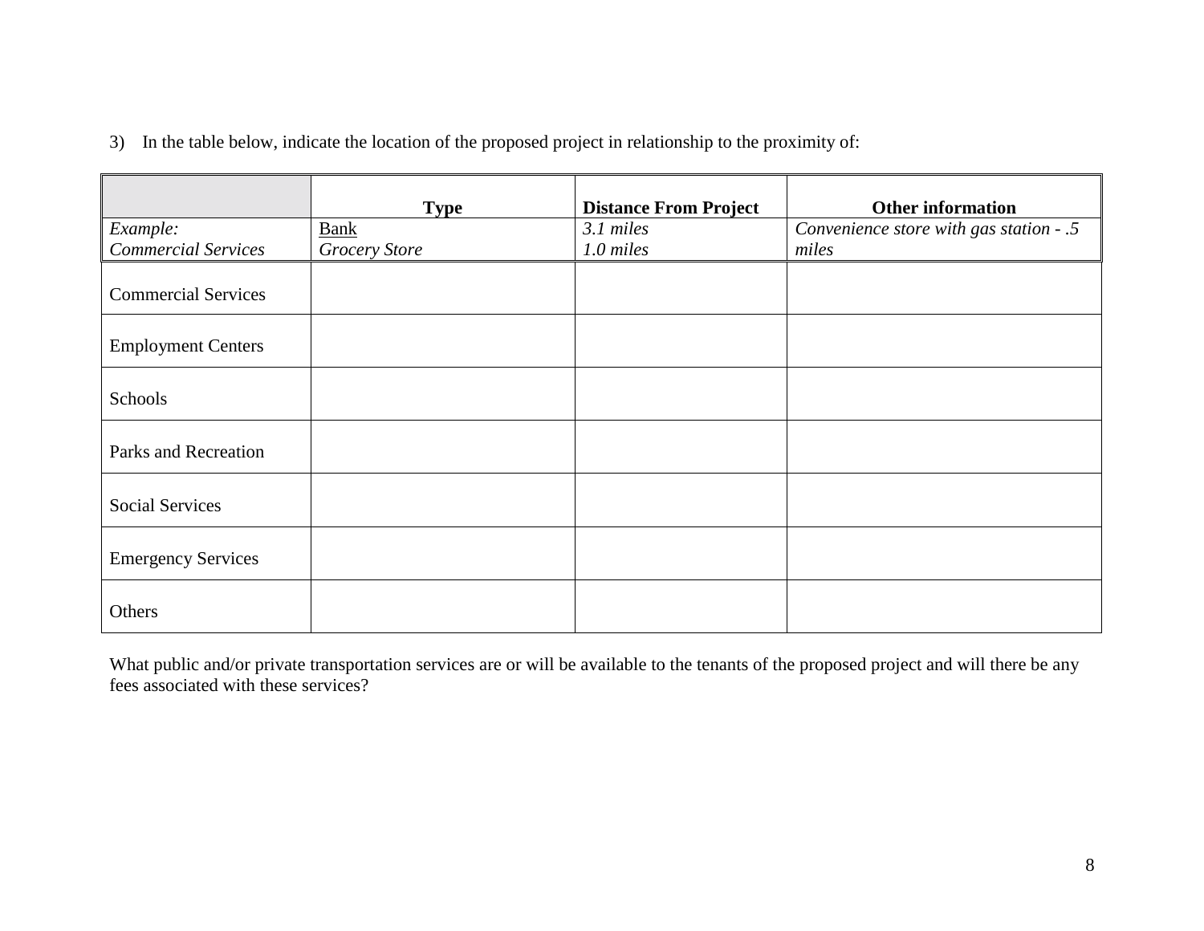3) In the table below, indicate the location of the proposed project in relationship to the proximity of:

| | **Type** | **Distance From Project** | **Other information** |
|---|---|---|---|
| *Example:*<br>*Commercial Services* | Bank<br>*Grocery Store* | *3.1 miles*<br>*1.0 miles* | *Convenience store with gas station - .5 miles* |
| Commercial Services | | | |
| Employment Centers | | | |
| Schools | | | |
| Parks and Recreation | | | |
| Social Services | | | |
| Emergency Services | | | |
| Others | | | |

What public and/or private transportation services are or will be available to the tenants of the proposed project and will there be any fees associated with these services?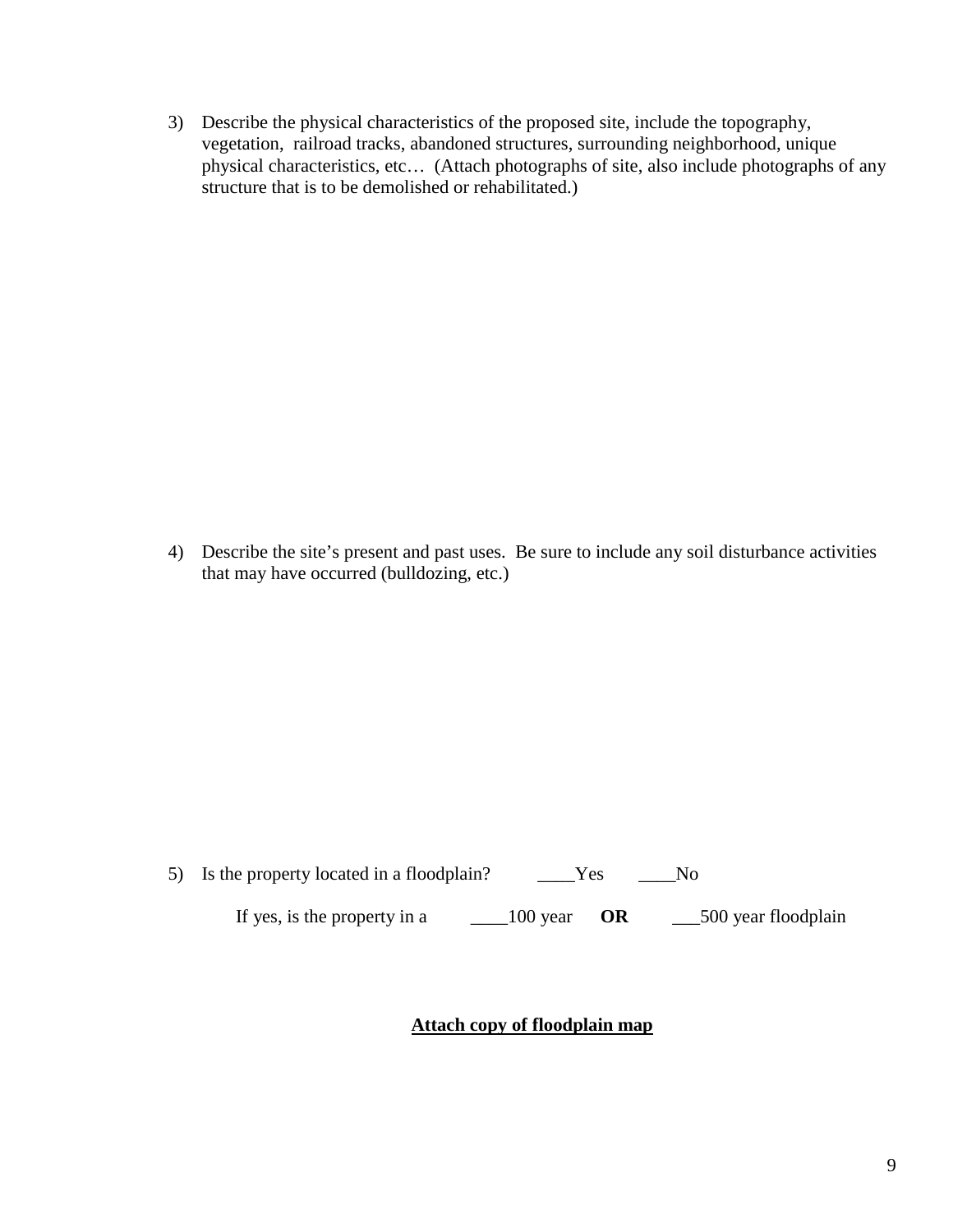3) Describe the physical characteristics of the proposed site, include the topography, vegetation, railroad tracks, abandoned structures, surrounding neighborhood, unique physical characteristics, etc… (Attach photographs of site, also include photographs of any structure that is to be demolished or rehabilitated.)

4) Describe the site's present and past uses. Be sure to include any soil disturbance activities that may have occurred (bulldozing, etc.)

5) Is the property located in a floodplain? ____Yes ____No

   If yes, is the property in a ____100 year **OR** ___500 year floodplain

**<u>Attach copy of floodplain map</u>**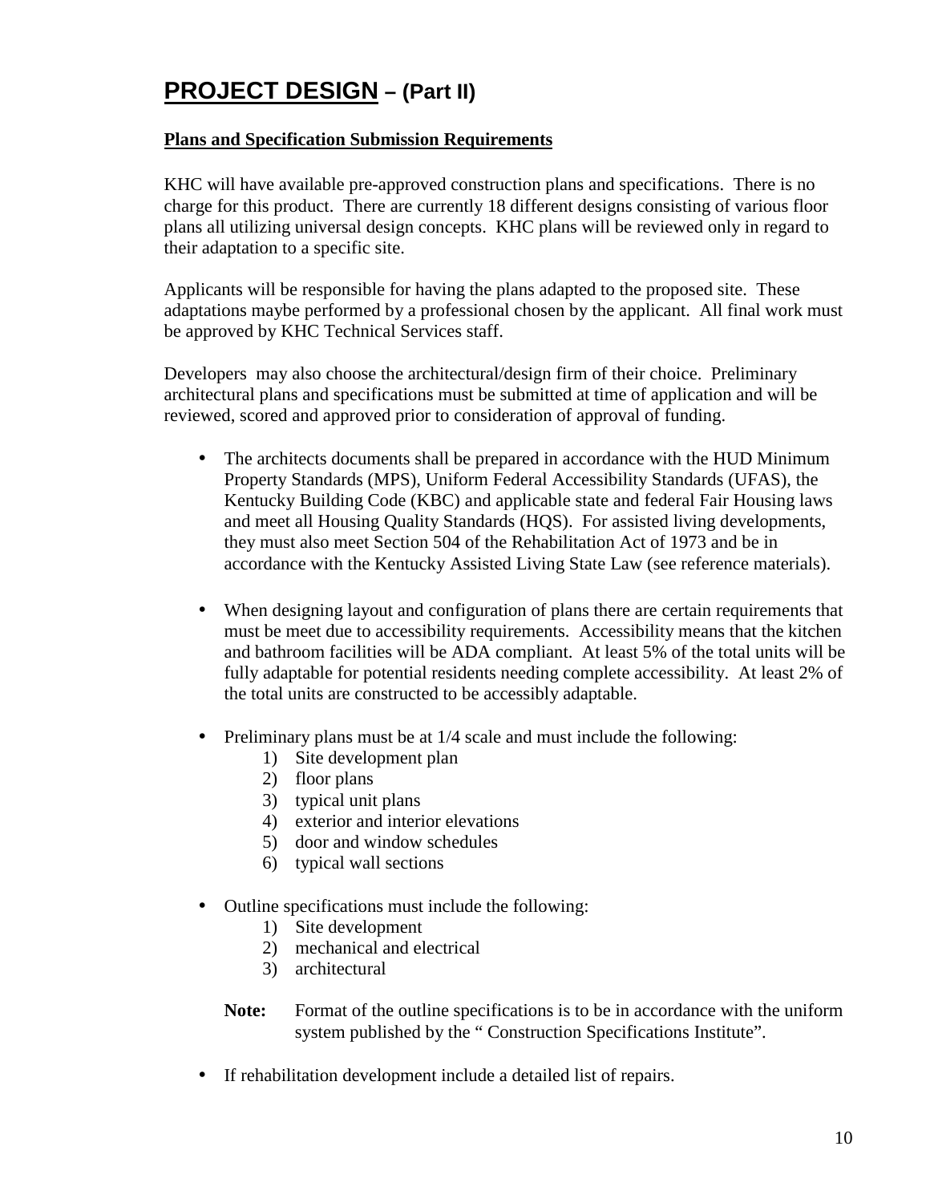# **PROJECT DESIGN – (Part II)**

**Plans and Specification Submission Requirements**

KHC will have available pre-approved construction plans and specifications. There is no charge for this product. There are currently 18 different designs consisting of various floor plans all utilizing universal design concepts. KHC plans will be reviewed only in regard to their adaptation to a specific site.

Applicants will be responsible for having the plans adapted to the proposed site. These adaptations maybe performed by a professional chosen by the applicant. All final work must be approved by KHC Technical Services staff.

Developers may also choose the architectural/design firm of their choice. Preliminary architectural plans and specifications must be submitted at time of application and will be reviewed, scored and approved prior to consideration of approval of funding.

- The architects documents shall be prepared in accordance with the HUD Minimum Property Standards (MPS), Uniform Federal Accessibility Standards (UFAS), the Kentucky Building Code (KBC) and applicable state and federal Fair Housing laws and meet all Housing Quality Standards (HQS). For assisted living developments, they must also meet Section 504 of the Rehabilitation Act of 1973 and be in accordance with the Kentucky Assisted Living State Law (see reference materials).

- When designing layout and configuration of plans there are certain requirements that must be meet due to accessibility requirements. Accessibility means that the kitchen and bathroom facilities will be ADA compliant. At least 5% of the total units will be fully adaptable for potential residents needing complete accessibility. At least 2% of the total units are constructed to be accessibly adaptable.

- Preliminary plans must be at 1/4 scale and must include the following:
    1) Site development plan
    2) floor plans
    3) typical unit plans
    4) exterior and interior elevations
    5) door and window schedules
    6) typical wall sections

- Outline specifications must include the following:
    1) Site development
    2) mechanical and electrical
    3) architectural

    **Note:** Format of the outline specifications is to be in accordance with the uniform system published by the " Construction Specifications Institute".

- If rehabilitation development include a detailed list of repairs.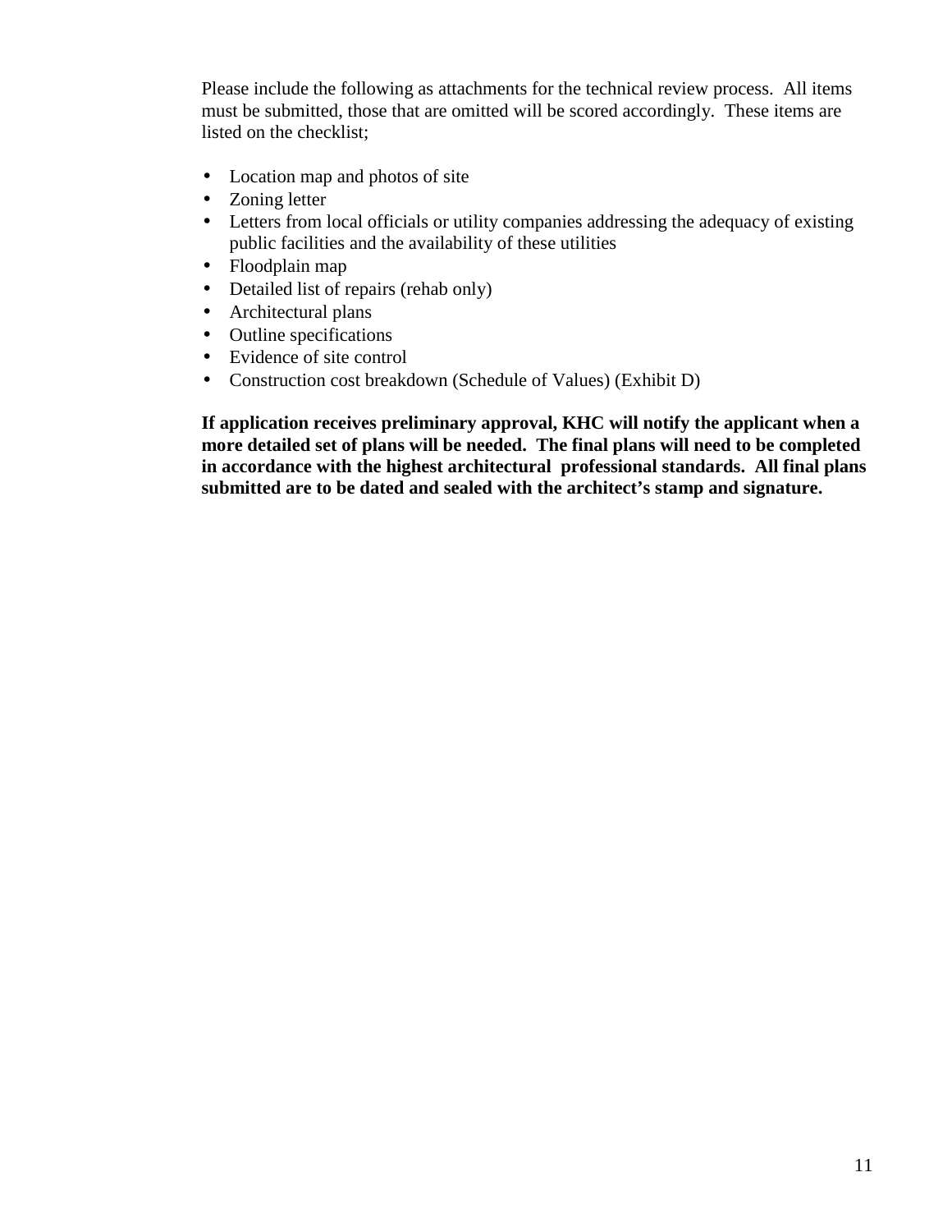Please include the following as attachments for the technical review process. All items must be submitted, those that are omitted will be scored accordingly. These items are listed on the checklist;

- Location map and photos of site
- Zoning letter
- Letters from local officials or utility companies addressing the adequacy of existing public facilities and the availability of these utilities
- Floodplain map
- Detailed list of repairs (rehab only)
- Architectural plans
- Outline specifications
- Evidence of site control
- Construction cost breakdown (Schedule of Values) (Exhibit D)

**If application receives preliminary approval, KHC will notify the applicant when a more detailed set of plans will be needed. The final plans will need to be completed in accordance with the highest architectural professional standards. All final plans submitted are to be dated and sealed with the architect's stamp and signature.**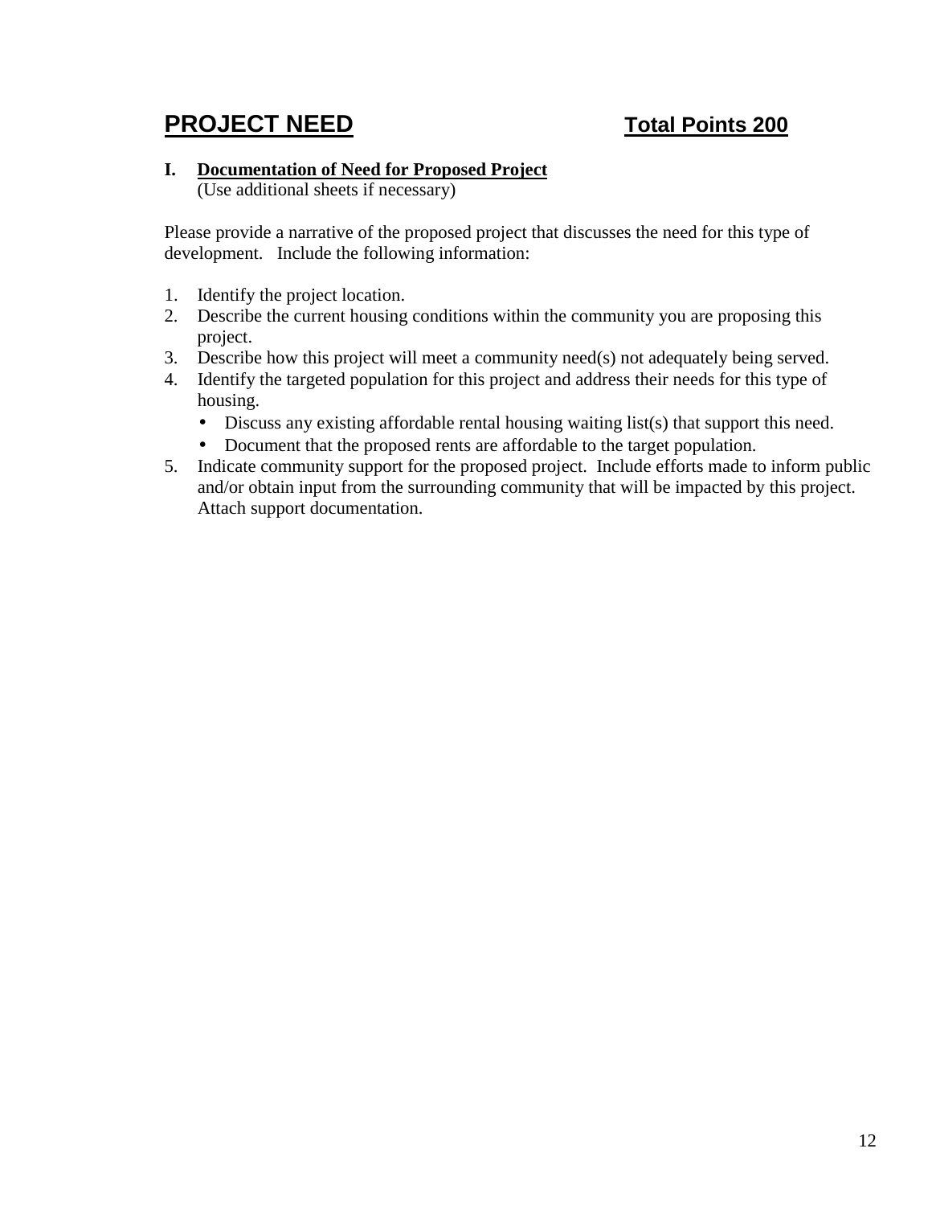## PROJECT NEED — Total Points 200

**I. Documentation of Need for Proposed Project**
(Use additional sheets if necessary)

Please provide a narrative of the proposed project that discusses the need for this type of development. Include the following information:

1. Identify the project location.
2. Describe the current housing conditions within the community you are proposing this project.
3. Describe how this project will meet a community need(s) not adequately being served.
4. Identify the targeted population for this project and address their needs for this type of housing.
   - Discuss any existing affordable rental housing waiting list(s) that support this need.
   - Document that the proposed rents are affordable to the target population.
5. Indicate community support for the proposed project. Include efforts made to inform public and/or obtain input from the surrounding community that will be impacted by this project. Attach support documentation.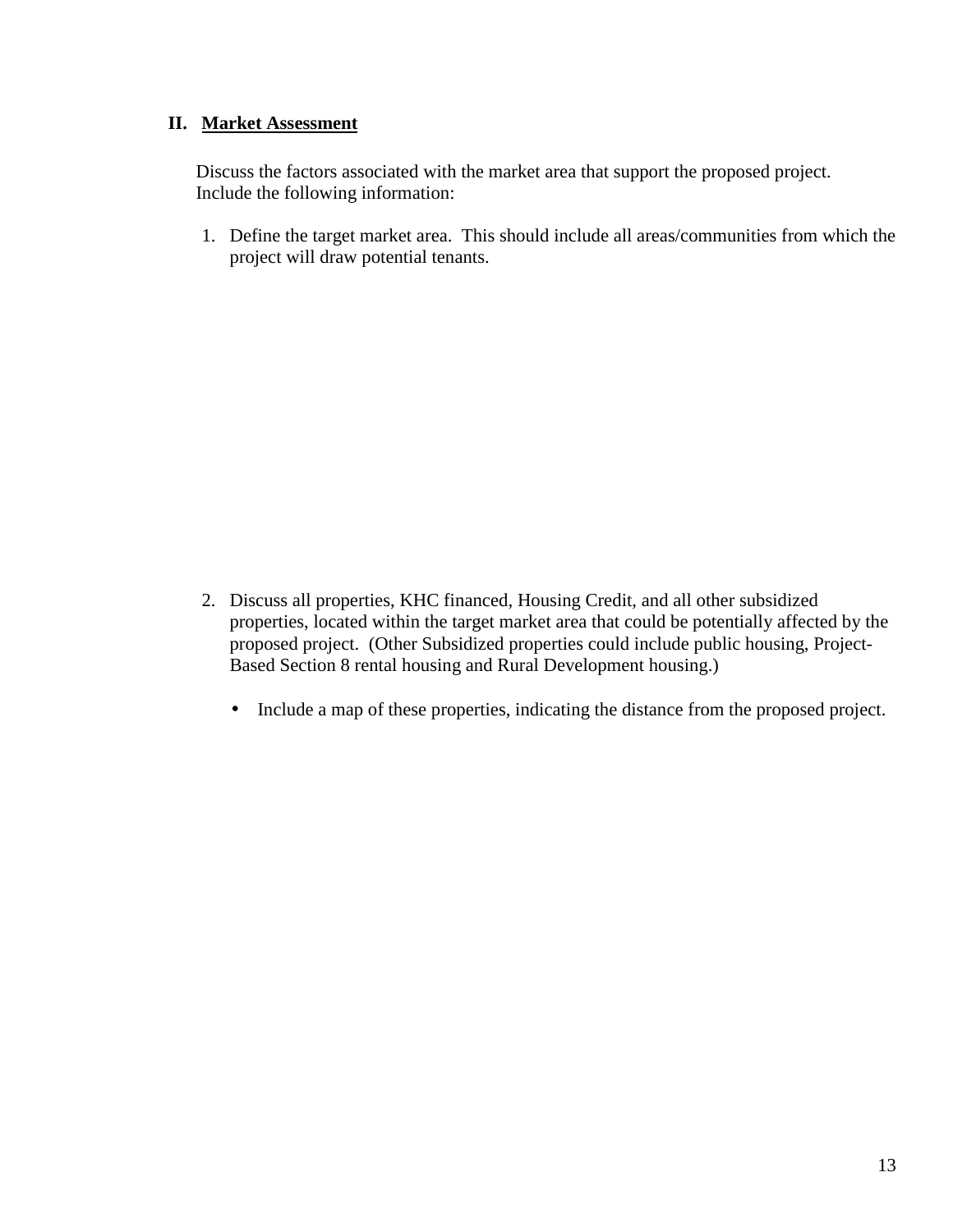## II. Market Assessment

Discuss the factors associated with the market area that support the proposed project. Include the following information:

1. Define the target market area. This should include all areas/communities from which the project will draw potential tenants.

2. Discuss all properties, KHC financed, Housing Credit, and all other subsidized properties, located within the target market area that could be potentially affected by the proposed project. (Other Subsidized properties could include public housing, Project-Based Section 8 rental housing and Rural Development housing.)

   - Include a map of these properties, indicating the distance from the proposed project.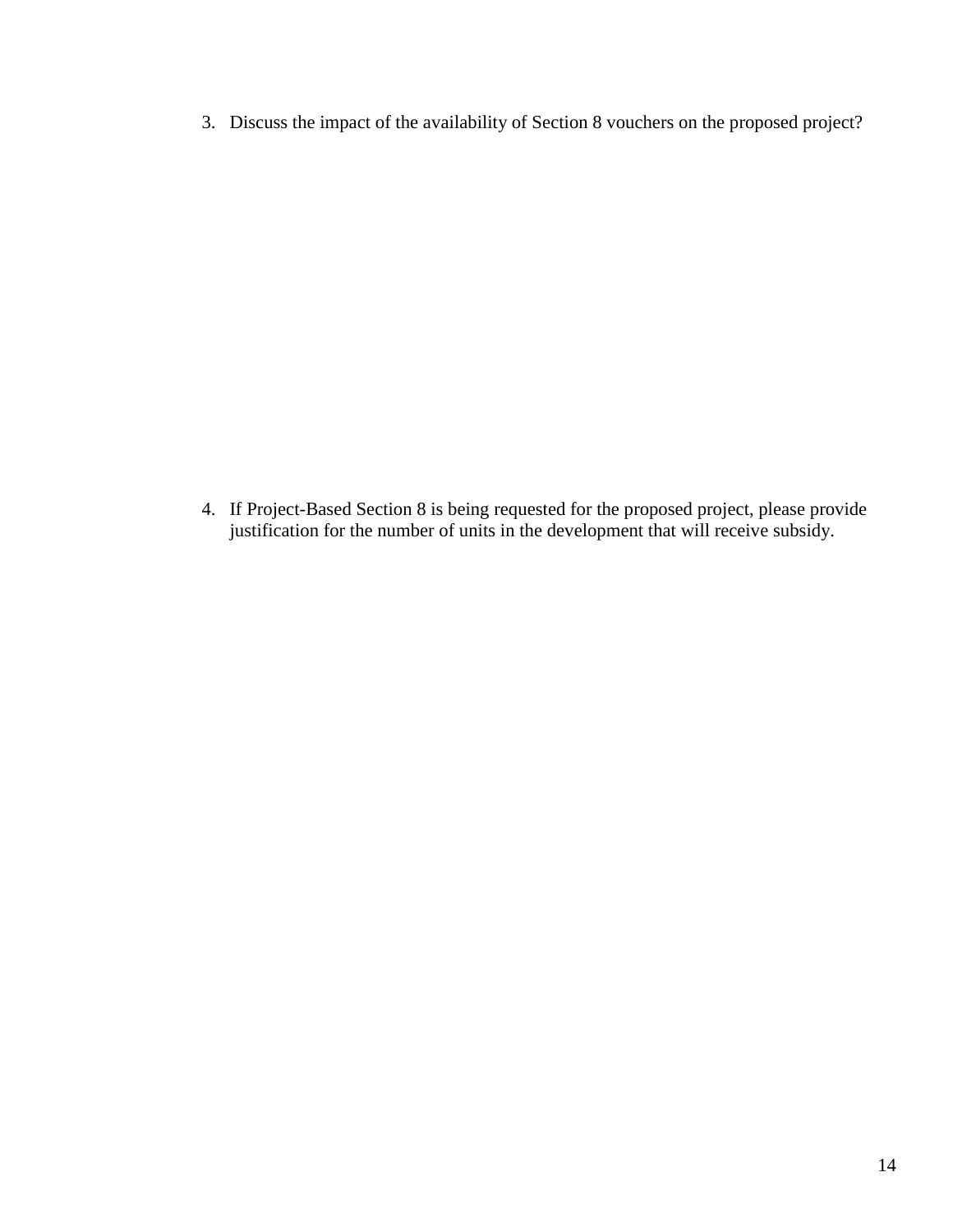3. Discuss the impact of the availability of Section 8 vouchers on the proposed project?

4. If Project-Based Section 8 is being requested for the proposed project, please provide justification for the number of units in the development that will receive subsidy.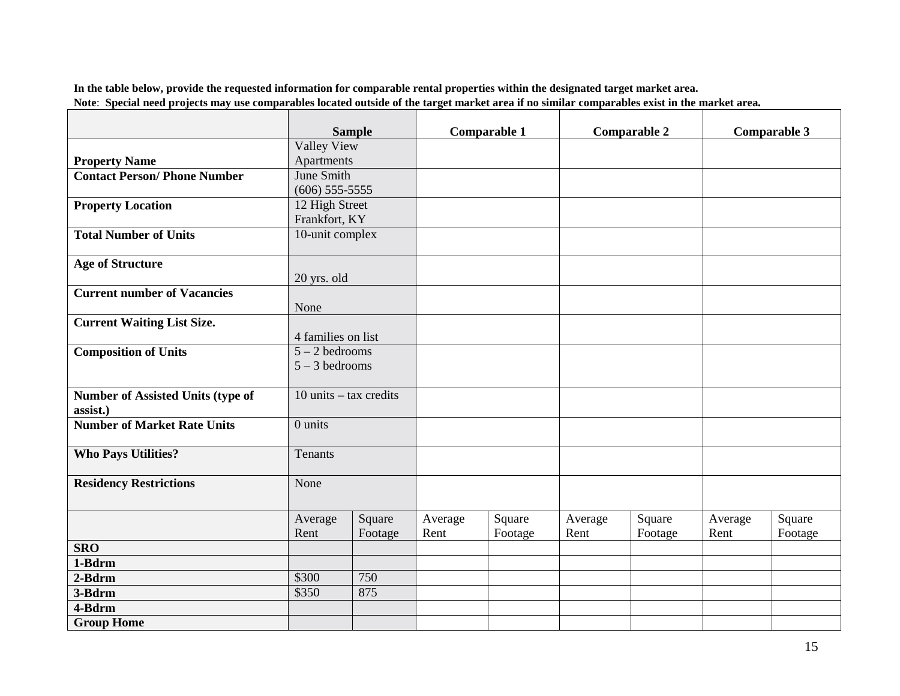**In the table below, provide the requested information for comparable rental properties within the designated target market area.**
**Note**: **Special need projects may use comparables located outside of the target market area if no similar comparables exist in the market area.**

| | Sample | | Comparable 1 | | Comparable 2 | | Comparable 3 | |
|---|---|---|---|---|---|---|---|---|
| **Property Name** | Valley View Apartments | | | | | | | |
| **Contact Person/ Phone Number** | June Smith (606) 555-5555 | | | | | | | |
| **Property Location** | 12 High Street Frankfort, KY | | | | | | | |
| **Total Number of Units** | 10-unit complex | | | | | | | |
| **Age of Structure** | 20 yrs. old | | | | | | | |
| **Current number of Vacancies** | None | | | | | | | |
| **Current Waiting List Size.** | 4 families on list | | | | | | | |
| **Composition of Units** | 5 – 2 bedrooms<br>5 – 3 bedrooms | | | | | | | |
| **Number of Assisted Units (type of assist.)** | 10 units – tax credits | | | | | | | |
| **Number of Market Rate Units** | 0 units | | | | | | | |
| **Who Pays Utilities?** | Tenants | | | | | | | |
| **Residency Restrictions** | None | | | | | | | |
| | Average Rent | Square Footage | Average Rent | Square Footage | Average Rent | Square Footage | Average Rent | Square Footage |
| **SRO** | | | | | | | | |
| **1-Bdrm** | | | | | | | | |
| **2-Bdrm** | $300 | 750 | | | | | | |
| **3-Bdrm** | $350 | 875 | | | | | | |
| **4-Bdrm** | | | | | | | | |
| **Group Home** | | | | | | | | |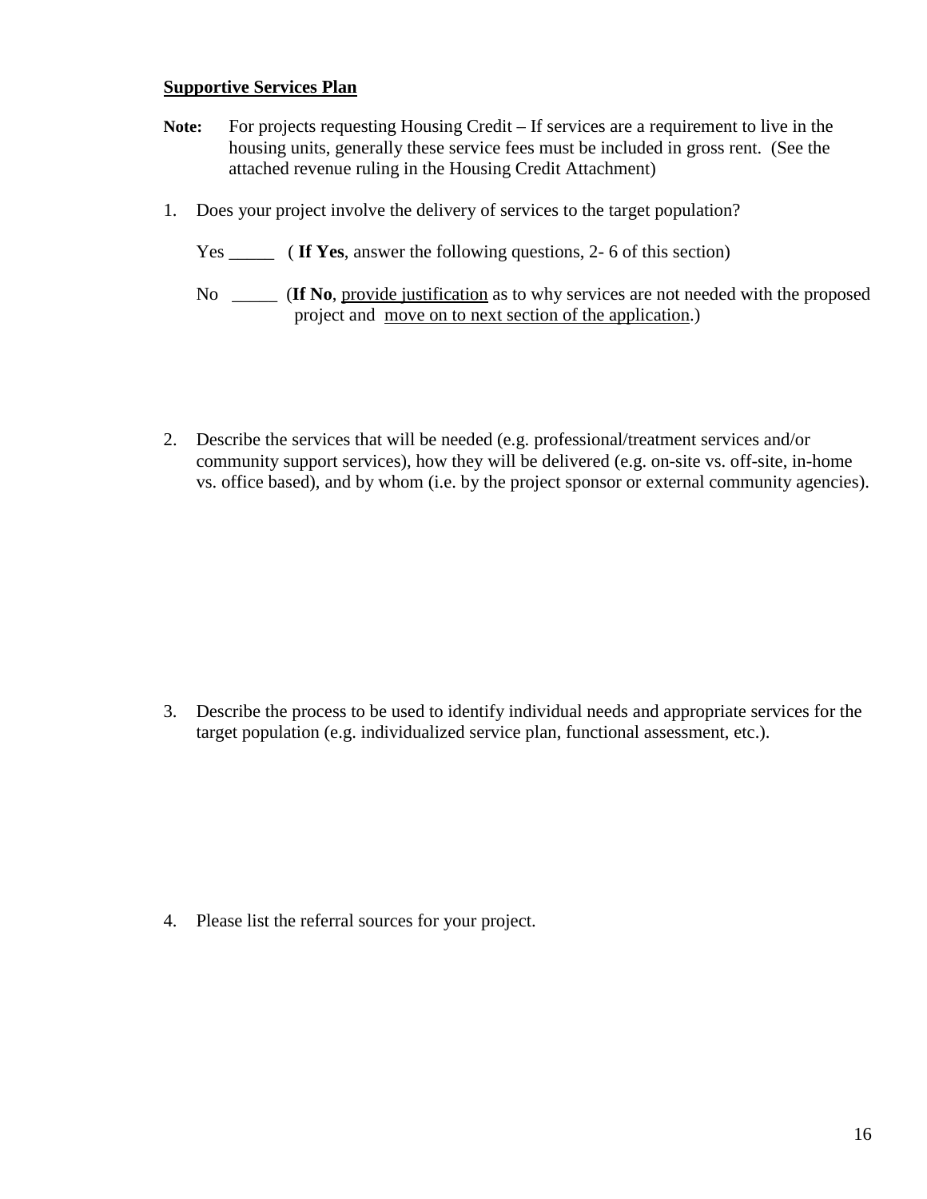**<u>Supportive Services Plan</u>**

**Note:** For projects requesting Housing Credit – If services are a requirement to live in the housing units, generally these service fees must be included in gross rent. (See the attached revenue ruling in the Housing Credit Attachment)

1. Does your project involve the delivery of services to the target population?

   Yes _____ ( **If Yes**, answer the following questions, 2- 6 of this section)

   No _____ (**If No**, <u>provide justification</u> as to why services are not needed with the proposed project and <u>move on to next section of the application</u>.)

2. Describe the services that will be needed (e.g. professional/treatment services and/or community support services), how they will be delivered (e.g. on-site vs. off-site, in-home vs. office based), and by whom (i.e. by the project sponsor or external community agencies).

3. Describe the process to be used to identify individual needs and appropriate services for the target population (e.g. individualized service plan, functional assessment, etc.).

4. Please list the referral sources for your project.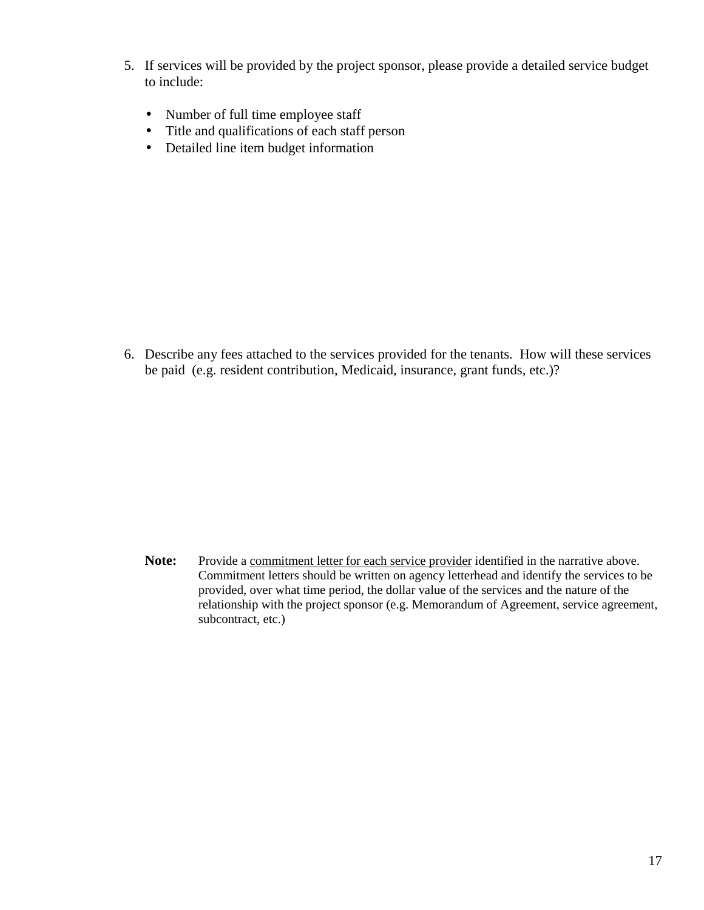5. If services will be provided by the project sponsor, please provide a detailed service budget to include:

   - Number of full time employee staff
   - Title and qualifications of each staff person
   - Detailed line item budget information

6. Describe any fees attached to the services provided for the tenants. How will these services be paid (e.g. resident contribution, Medicaid, insurance, grant funds, etc.)?

**Note:** Provide a commitment letter for each service provider identified in the narrative above. Commitment letters should be written on agency letterhead and identify the services to be provided, over what time period, the dollar value of the services and the nature of the relationship with the project sponsor (e.g. Memorandum of Agreement, service agreement, subcontract, etc.)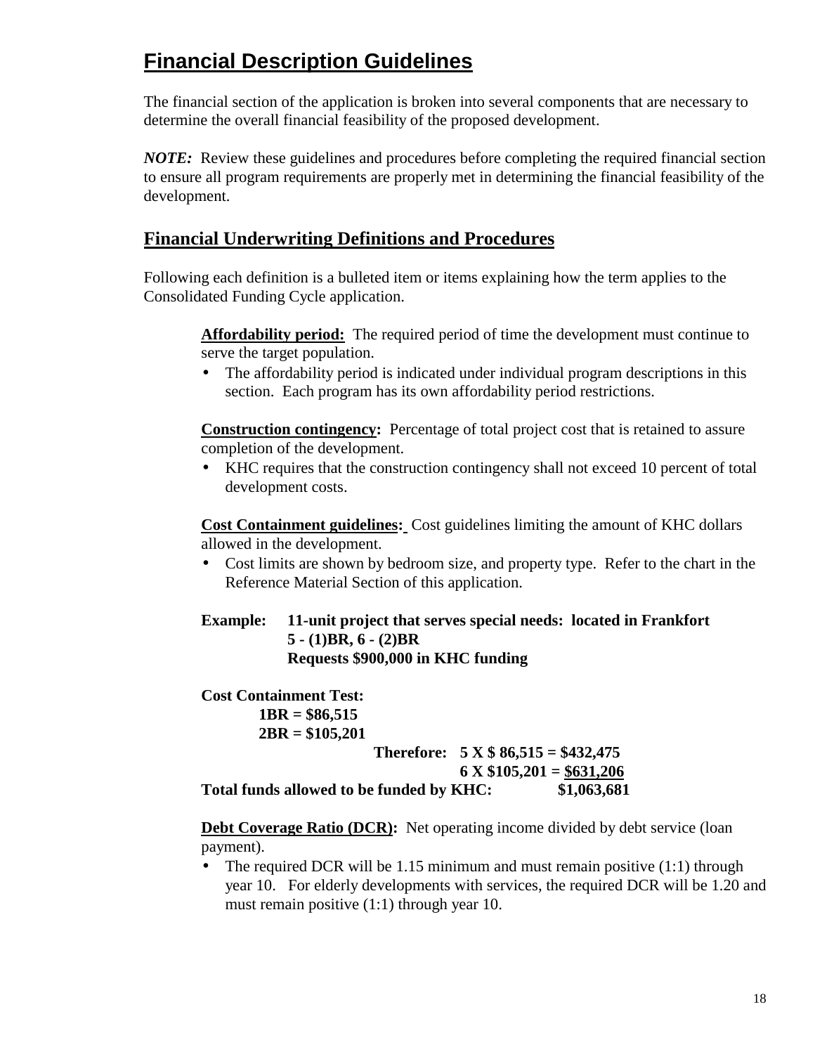# Financial Description Guidelines

The financial section of the application is broken into several components that are necessary to determine the overall financial feasibility of the proposed development.

***NOTE:*** Review these guidelines and procedures before completing the required financial section to ensure all program requirements are properly met in determining the financial feasibility of the development.

## Financial Underwriting Definitions and Procedures

Following each definition is a bulleted item or items explaining how the term applies to the Consolidated Funding Cycle application.

**Affordability period:** The required period of time the development must continue to serve the target population.

- The affordability period is indicated under individual program descriptions in this section. Each program has its own affordability period restrictions.

**Construction contingency:** Percentage of total project cost that is retained to assure completion of the development.

- KHC requires that the construction contingency shall not exceed 10 percent of total development costs.

**Cost Containment guidelines:** Cost guidelines limiting the amount of KHC dollars allowed in the development.

- Cost limits are shown by bedroom size, and property type. Refer to the chart in the Reference Material Section of this application.

**Example: 11-unit project that serves special needs: located in Frankfort**
**5 - (1)BR, 6 - (2)BR**
**Requests $900,000 in KHC funding**

**Cost Containment Test:**
**1BR = $86,515**
**2BR = $105,201**
**Therefore: 5 X $ 86,515 = $432,475**
**6 X $105,201 = $631,206**
**Total funds allowed to be funded by KHC: $1,063,681**

**Debt Coverage Ratio (DCR):** Net operating income divided by debt service (loan payment).

- The required DCR will be 1.15 minimum and must remain positive (1:1) through year 10. For elderly developments with services, the required DCR will be 1.20 and must remain positive (1:1) through year 10.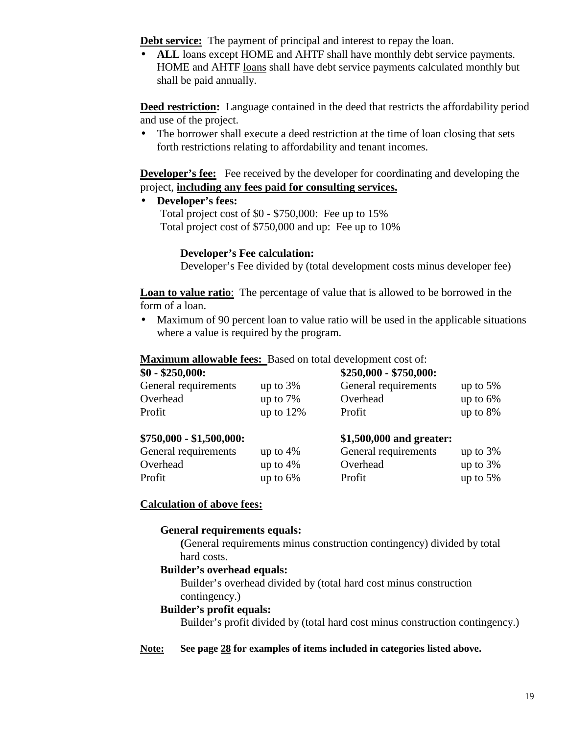**Debt service:** The payment of principal and interest to repay the loan.

- **ALL** loans except HOME and AHTF shall have monthly debt service payments. HOME and AHTF loans shall have debt service payments calculated monthly but shall be paid annually.

**Deed restriction:** Language contained in the deed that restricts the affordability period and use of the project.

- The borrower shall execute a deed restriction at the time of loan closing that sets forth restrictions relating to affordability and tenant incomes.

**Developer's fee:** Fee received by the developer for coordinating and developing the project, **including any fees paid for consulting services.**

- **Developer's fees:**
  Total project cost of $0 - $750,000: Fee up to 15%
  Total project cost of $750,000 and up: Fee up to 10%

  **Developer's Fee calculation:**
  Developer's Fee divided by (total development costs minus developer fee)

**Loan to value ratio**: The percentage of value that is allowed to be borrowed in the form of a loan.

- Maximum of 90 percent loan to value ratio will be used in the applicable situations where a value is required by the program.

**Maximum allowable fees:** Based on total development cost of:

| **$0 - $250,000:** | | **$250,000 - $750,000:** | |
|---|---|---|---|
| General requirements | up to 3% | General requirements | up to 5% |
| Overhead | up to 7% | Overhead | up to 6% |
| Profit | up to 12% | Profit | up to 8% |

| **$750,000 - $1,500,000:** | | **$1,500,000 and greater:** | |
|---|---|---|---|
| General requirements | up to 4% | General requirements | up to 3% |
| Overhead | up to 4% | Overhead | up to 3% |
| Profit | up to 6% | Profit | up to 5% |

**Calculation of above fees:**

**General requirements equals:**
(General requirements minus construction contingency) divided by total hard costs.

**Builder's overhead equals:**
Builder's overhead divided by (total hard cost minus construction contingency.)

**Builder's profit equals:**
Builder's profit divided by (total hard cost minus construction contingency.)

**Note:** **See page 28 for examples of items included in categories listed above.**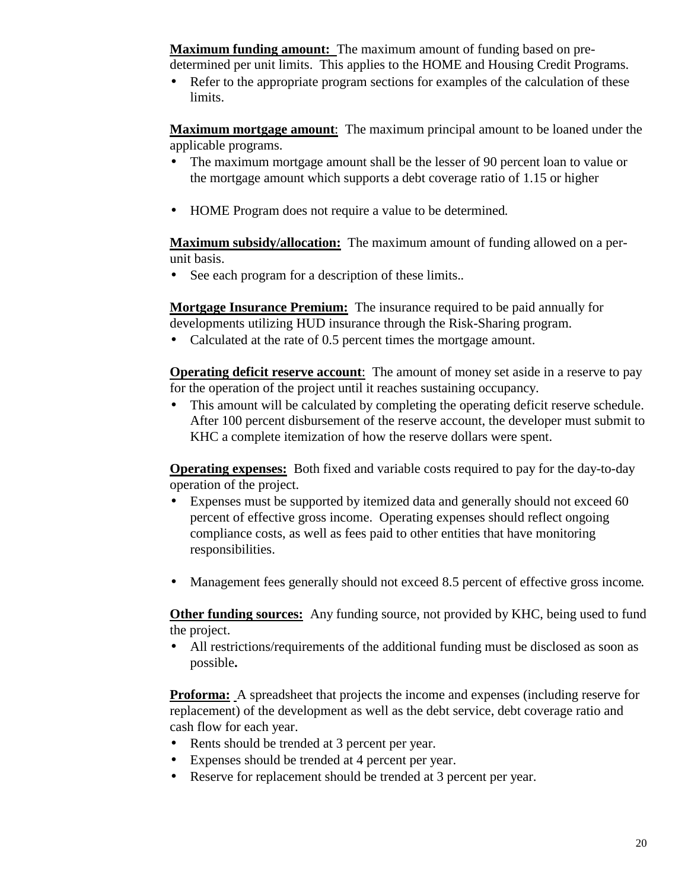**Maximum funding amount:** The maximum amount of funding based on pre-determined per unit limits. This applies to the HOME and Housing Credit Programs.

- Refer to the appropriate program sections for examples of the calculation of these limits.

**Maximum mortgage amount**: The maximum principal amount to be loaned under the applicable programs.

- The maximum mortgage amount shall be the lesser of 90 percent loan to value or the mortgage amount which supports a debt coverage ratio of 1.15 or higher
- HOME Program does not require a value to be determined.

**Maximum subsidy/allocation:** The maximum amount of funding allowed on a per-unit basis.

- See each program for a description of these limits..

**Mortgage Insurance Premium:** The insurance required to be paid annually for developments utilizing HUD insurance through the Risk-Sharing program.

- Calculated at the rate of 0.5 percent times the mortgage amount.

**Operating deficit reserve account**: The amount of money set aside in a reserve to pay for the operation of the project until it reaches sustaining occupancy.

- This amount will be calculated by completing the operating deficit reserve schedule. After 100 percent disbursement of the reserve account, the developer must submit to KHC a complete itemization of how the reserve dollars were spent.

**Operating expenses:** Both fixed and variable costs required to pay for the day-to-day operation of the project.

- Expenses must be supported by itemized data and generally should not exceed 60 percent of effective gross income. Operating expenses should reflect ongoing compliance costs, as well as fees paid to other entities that have monitoring responsibilities.
- Management fees generally should not exceed 8.5 percent of effective gross income.

**Other funding sources:** Any funding source, not provided by KHC, being used to fund the project.

- All restrictions/requirements of the additional funding must be disclosed as soon as possible**.**

**Proforma:** A spreadsheet that projects the income and expenses (including reserve for replacement) of the development as well as the debt service, debt coverage ratio and cash flow for each year.

- Rents should be trended at 3 percent per year.
- Expenses should be trended at 4 percent per year.
- Reserve for replacement should be trended at 3 percent per year.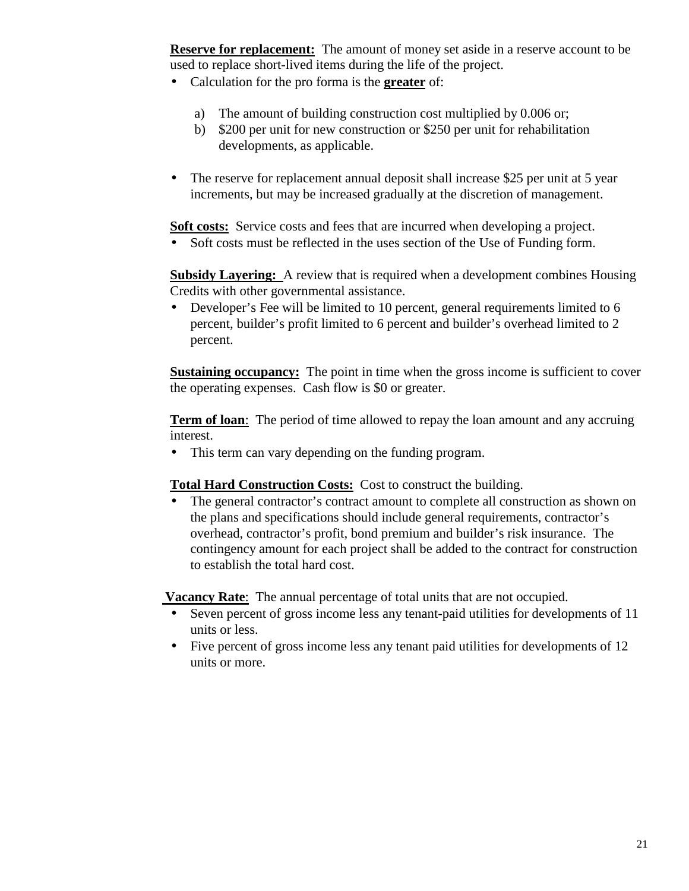**Reserve for replacement:** The amount of money set aside in a reserve account to be used to replace short-lived items during the life of the project.

- Calculation for the pro forma is the **greater** of:

  a) The amount of building construction cost multiplied by 0.006 or;
  b) $200 per unit for new construction or $250 per unit for rehabilitation developments, as applicable.

- The reserve for replacement annual deposit shall increase $25 per unit at 5 year increments, but may be increased gradually at the discretion of management.

**Soft costs:** Service costs and fees that are incurred when developing a project.

- Soft costs must be reflected in the uses section of the Use of Funding form.

**Subsidy Layering:** A review that is required when a development combines Housing Credits with other governmental assistance.

- Developer's Fee will be limited to 10 percent, general requirements limited to 6 percent, builder's profit limited to 6 percent and builder's overhead limited to 2 percent.

**Sustaining occupancy:** The point in time when the gross income is sufficient to cover the operating expenses. Cash flow is $0 or greater.

**Term of loan**: The period of time allowed to repay the loan amount and any accruing interest.

- This term can vary depending on the funding program.

**Total Hard Construction Costs:** Cost to construct the building.

- The general contractor's contract amount to complete all construction as shown on the plans and specifications should include general requirements, contractor's overhead, contractor's profit, bond premium and builder's risk insurance. The contingency amount for each project shall be added to the contract for construction to establish the total hard cost.

**Vacancy Rate**: The annual percentage of total units that are not occupied.

- Seven percent of gross income less any tenant-paid utilities for developments of 11 units or less.
- Five percent of gross income less any tenant paid utilities for developments of 12 units or more.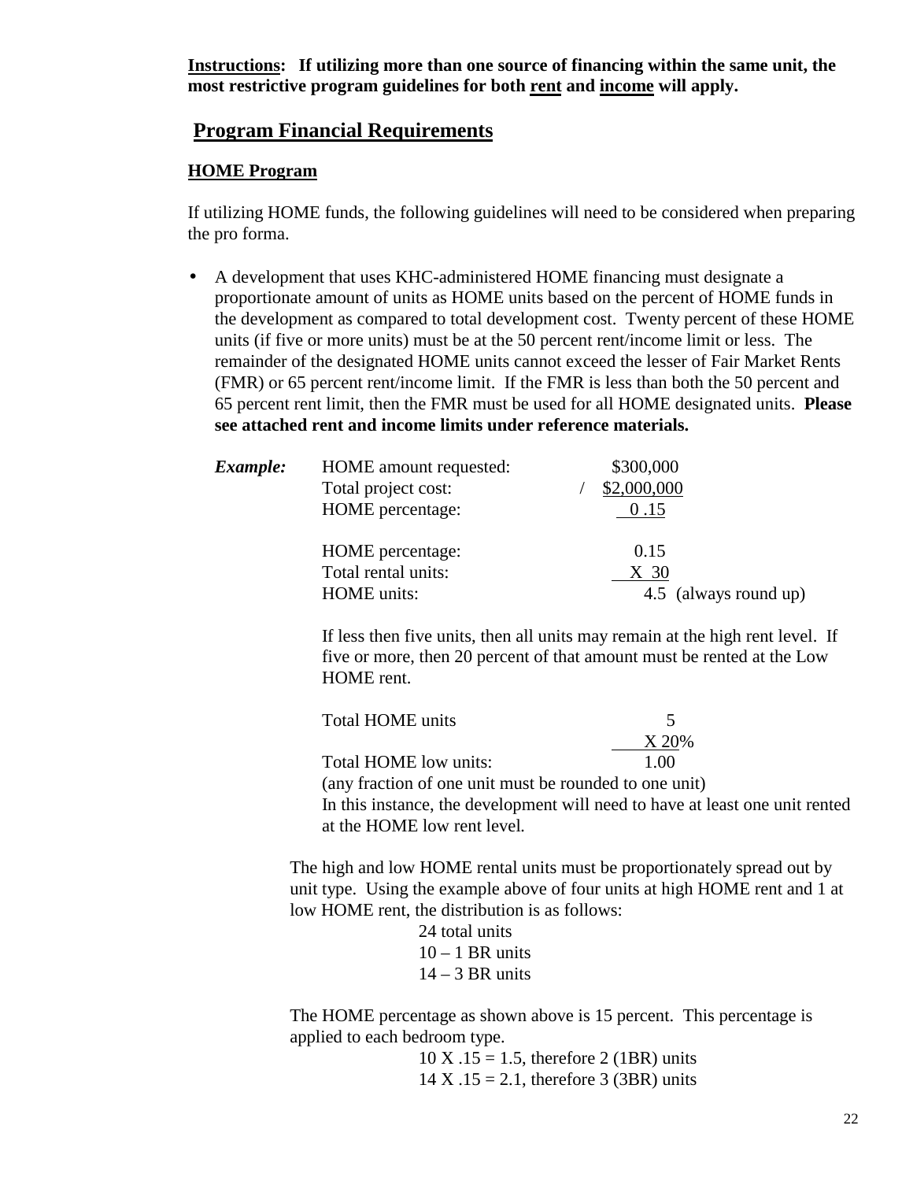**Instructions: If utilizing more than one source of financing within the same unit, the most restrictive program guidelines for both rent and income will apply.**

## Program Financial Requirements

### HOME Program

If utilizing HOME funds, the following guidelines will need to be considered when preparing the pro forma.

- A development that uses KHC-administered HOME financing must designate a proportionate amount of units as HOME units based on the percent of HOME funds in the development as compared to total development cost. Twenty percent of these HOME units (if five or more units) must be at the 50 percent rent/income limit or less. The remainder of the designated HOME units cannot exceed the lesser of Fair Market Rents (FMR) or 65 percent rent/income limit. If the FMR is less than both the 50 percent and 65 percent rent limit, then the FMR must be used for all HOME designated units. **Please see attached rent and income limits under reference materials.**

***Example:***

| | | |
|---|---|---|
| HOME amount requested: | | $300,000 |
| Total project cost: | / | $2,000,000 |
| HOME percentage: | | 0 .15 |
| | | |
| HOME percentage: | | 0.15 |
| Total rental units: | | X 30 |
| HOME units: | | 4.5 (always round up) |

If less then five units, then all units may remain at the high rent level. If five or more, then 20 percent of that amount must be rented at the Low HOME rent.

| | |
|---|---|
| Total HOME units | 5 |
| | X 20% |
| Total HOME low units: | 1.00 |

(any fraction of one unit must be rounded to one unit)

In this instance, the development will need to have at least one unit rented at the HOME low rent level.

The high and low HOME rental units must be proportionately spread out by unit type. Using the example above of four units at high HOME rent and 1 at low HOME rent, the distribution is as follows:

24 total units
10 – 1 BR units
14 – 3 BR units

The HOME percentage as shown above is 15 percent. This percentage is applied to each bedroom type.

10 X .15 = 1.5, therefore 2 (1BR) units
14 X .15 = 2.1, therefore 3 (3BR) units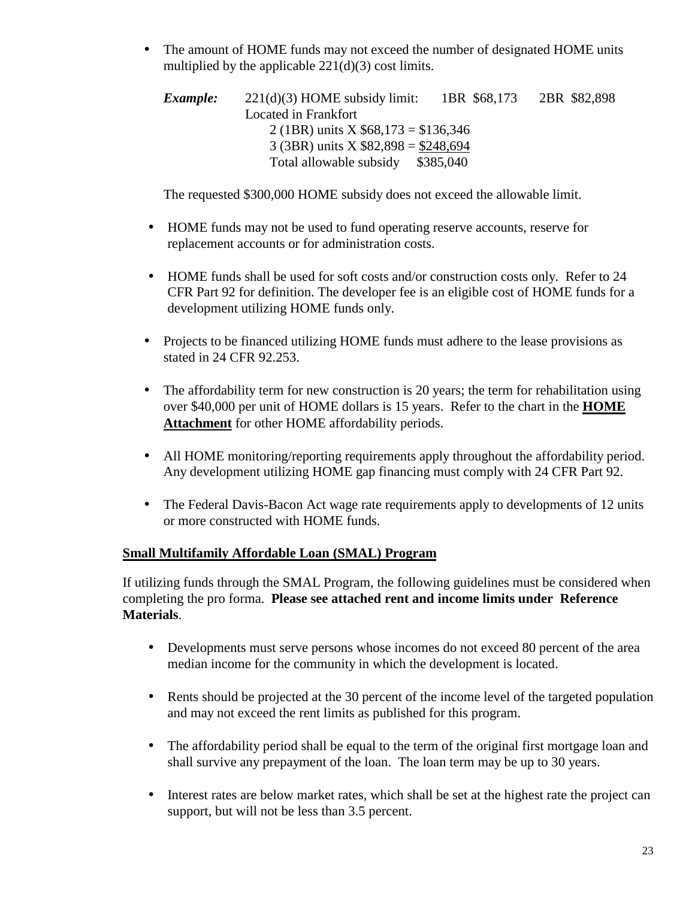- The amount of HOME funds may not exceed the number of designated HOME units multiplied by the applicable 221(d)(3) cost limits.

  ***Example:*** 221(d)(3) HOME subsidy limit: 1BR $68,173 2BR $82,898
  Located in Frankfort
  2 (1BR) units X $68,173 = $136,346
  3 (3BR) units X $82,898 = $248,694
  Total allowable subsidy $385,040

  The requested $300,000 HOME subsidy does not exceed the allowable limit.

- HOME funds may not be used to fund operating reserve accounts, reserve for replacement accounts or for administration costs.

- HOME funds shall be used for soft costs and/or construction costs only. Refer to 24 CFR Part 92 for definition. The developer fee is an eligible cost of HOME funds for a development utilizing HOME funds only.

- Projects to be financed utilizing HOME funds must adhere to the lease provisions as stated in 24 CFR 92.253.

- The affordability term for new construction is 20 years; the term for rehabilitation using over $40,000 per unit of HOME dollars is 15 years. Refer to the chart in the **HOME Attachment** for other HOME affordability periods.

- All HOME monitoring/reporting requirements apply throughout the affordability period. Any development utilizing HOME gap financing must comply with 24 CFR Part 92.

- The Federal Davis-Bacon Act wage rate requirements apply to developments of 12 units or more constructed with HOME funds.

**Small Multifamily Affordable Loan (SMAL) Program**

If utilizing funds through the SMAL Program, the following guidelines must be considered when completing the pro forma. **Please see attached rent and income limits under Reference Materials**.

- Developments must serve persons whose incomes do not exceed 80 percent of the area median income for the community in which the development is located.

- Rents should be projected at the 30 percent of the income level of the targeted population and may not exceed the rent limits as published for this program.

- The affordability period shall be equal to the term of the original first mortgage loan and shall survive any prepayment of the loan. The loan term may be up to 30 years.

- Interest rates are below market rates, which shall be set at the highest rate the project can support, but will not be less than 3.5 percent.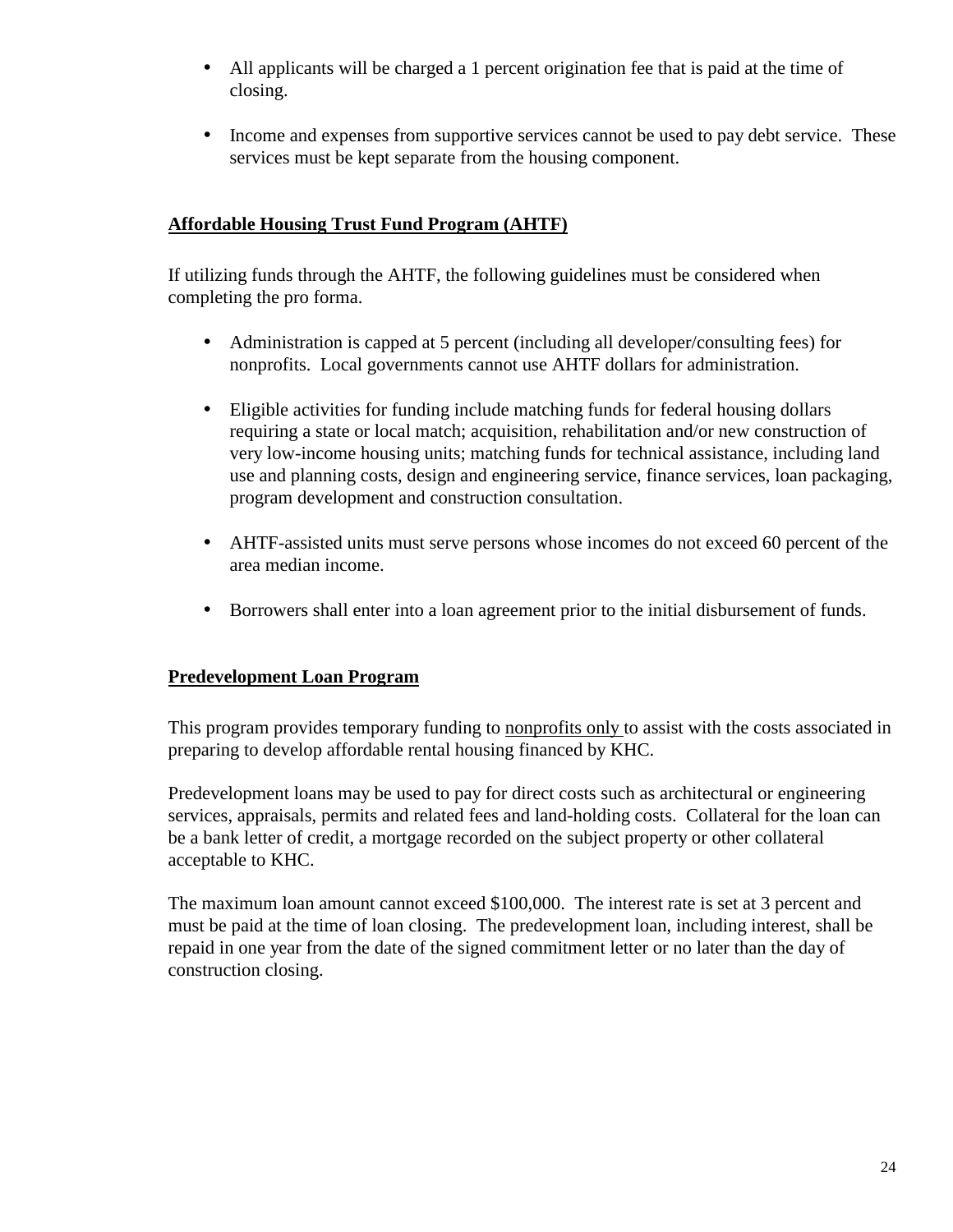- All applicants will be charged a 1 percent origination fee that is paid at the time of closing.

- Income and expenses from supportive services cannot be used to pay debt service. These services must be kept separate from the housing component.

**Affordable Housing Trust Fund Program (AHTF)**

If utilizing funds through the AHTF, the following guidelines must be considered when completing the pro forma.

- Administration is capped at 5 percent (including all developer/consulting fees) for nonprofits. Local governments cannot use AHTF dollars for administration.

- Eligible activities for funding include matching funds for federal housing dollars requiring a state or local match; acquisition, rehabilitation and/or new construction of very low-income housing units; matching funds for technical assistance, including land use and planning costs, design and engineering service, finance services, loan packaging, program development and construction consultation.

- AHTF-assisted units must serve persons whose incomes do not exceed 60 percent of the area median income.

- Borrowers shall enter into a loan agreement prior to the initial disbursement of funds.

**Predevelopment Loan Program**

This program provides temporary funding to nonprofits only to assist with the costs associated in preparing to develop affordable rental housing financed by KHC.

Predevelopment loans may be used to pay for direct costs such as architectural or engineering services, appraisals, permits and related fees and land-holding costs. Collateral for the loan can be a bank letter of credit, a mortgage recorded on the subject property or other collateral acceptable to KHC.

The maximum loan amount cannot exceed $100,000. The interest rate is set at 3 percent and must be paid at the time of loan closing. The predevelopment loan, including interest, shall be repaid in one year from the date of the signed commitment letter or no later than the day of construction closing.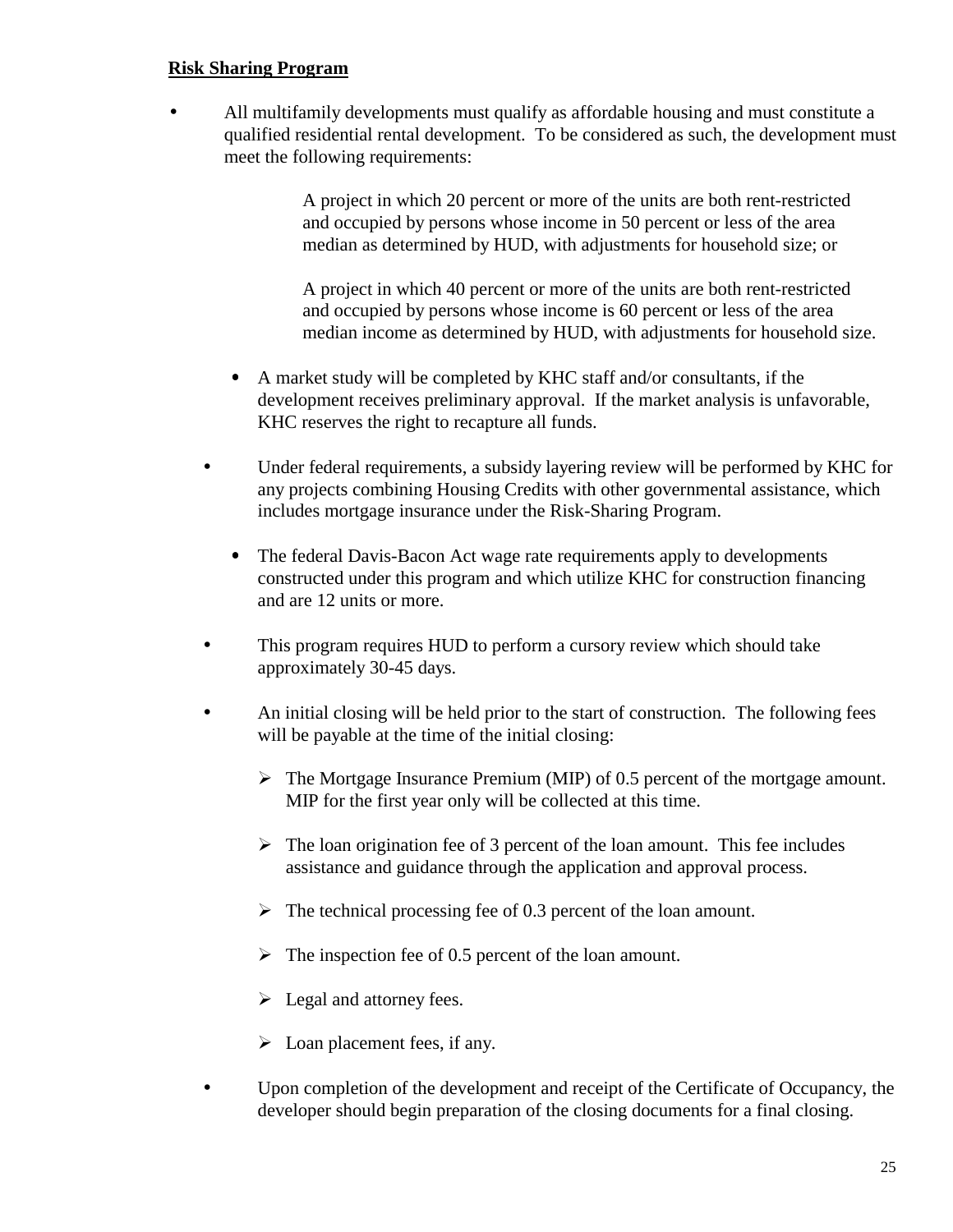**Risk Sharing Program**

- All multifamily developments must qualify as affordable housing and must constitute a qualified residential rental development. To be considered as such, the development must meet the following requirements:

  A project in which 20 percent or more of the units are both rent-restricted and occupied by persons whose income in 50 percent or less of the area median as determined by HUD, with adjustments for household size; or

  A project in which 40 percent or more of the units are both rent-restricted and occupied by persons whose income is 60 percent or less of the area median income as determined by HUD, with adjustments for household size.

- A market study will be completed by KHC staff and/or consultants, if the development receives preliminary approval. If the market analysis is unfavorable, KHC reserves the right to recapture all funds.

- Under federal requirements, a subsidy layering review will be performed by KHC for any projects combining Housing Credits with other governmental assistance, which includes mortgage insurance under the Risk-Sharing Program.

- The federal Davis-Bacon Act wage rate requirements apply to developments constructed under this program and which utilize KHC for construction financing and are 12 units or more.

- This program requires HUD to perform a cursory review which should take approximately 30-45 days.

- An initial closing will be held prior to the start of construction. The following fees will be payable at the time of the initial closing:

  - The Mortgage Insurance Premium (MIP) of 0.5 percent of the mortgage amount. MIP for the first year only will be collected at this time.
  - The loan origination fee of 3 percent of the loan amount. This fee includes assistance and guidance through the application and approval process.
  - The technical processing fee of 0.3 percent of the loan amount.
  - The inspection fee of 0.5 percent of the loan amount.
  - Legal and attorney fees.
  - Loan placement fees, if any.

- Upon completion of the development and receipt of the Certificate of Occupancy, the developer should begin preparation of the closing documents for a final closing.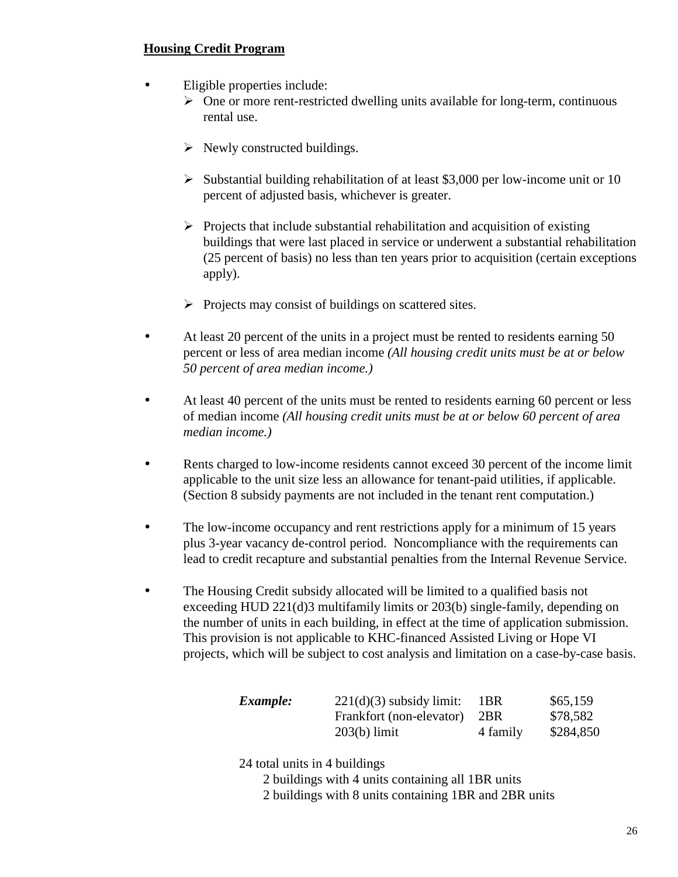**Housing Credit Program**

- Eligible properties include:
  - One or more rent-restricted dwelling units available for long-term, continuous rental use.
  - Newly constructed buildings.
  - Substantial building rehabilitation of at least $3,000 per low-income unit or 10 percent of adjusted basis, whichever is greater.
  - Projects that include substantial rehabilitation and acquisition of existing buildings that were last placed in service or underwent a substantial rehabilitation (25 percent of basis) no less than ten years prior to acquisition (certain exceptions apply).
  - Projects may consist of buildings on scattered sites.

- At least 20 percent of the units in a project must be rented to residents earning 50 percent or less of area median income *(All housing credit units must be at or below 50 percent of area median income.)*

- At least 40 percent of the units must be rented to residents earning 60 percent or less of median income *(All housing credit units must be at or below 60 percent of area median income.)*

- Rents charged to low-income residents cannot exceed 30 percent of the income limit applicable to the unit size less an allowance for tenant-paid utilities, if applicable. (Section 8 subsidy payments are not included in the tenant rent computation.)

- The low-income occupancy and rent restrictions apply for a minimum of 15 years plus 3-year vacancy de-control period. Noncompliance with the requirements can lead to credit recapture and substantial penalties from the Internal Revenue Service.

- The Housing Credit subsidy allocated will be limited to a qualified basis not exceeding HUD 221(d)3 multifamily limits or 203(b) single-family, depending on the number of units in each building, in effect at the time of application submission. This provision is not applicable to KHC-financed Assisted Living or Hope VI projects, which will be subject to cost analysis and limitation on a case-by-case basis.

| ***Example:*** | 221(d)(3) subsidy limit: | 1BR | $65,159 |
|---|---|---|---|
| | Frankfort (non-elevator) | 2BR | $78,582 |
| | 203(b) limit | 4 family | $284,850 |

24 total units in 4 buildings

2 buildings with 4 units containing all 1BR units

2 buildings with 8 units containing 1BR and 2BR units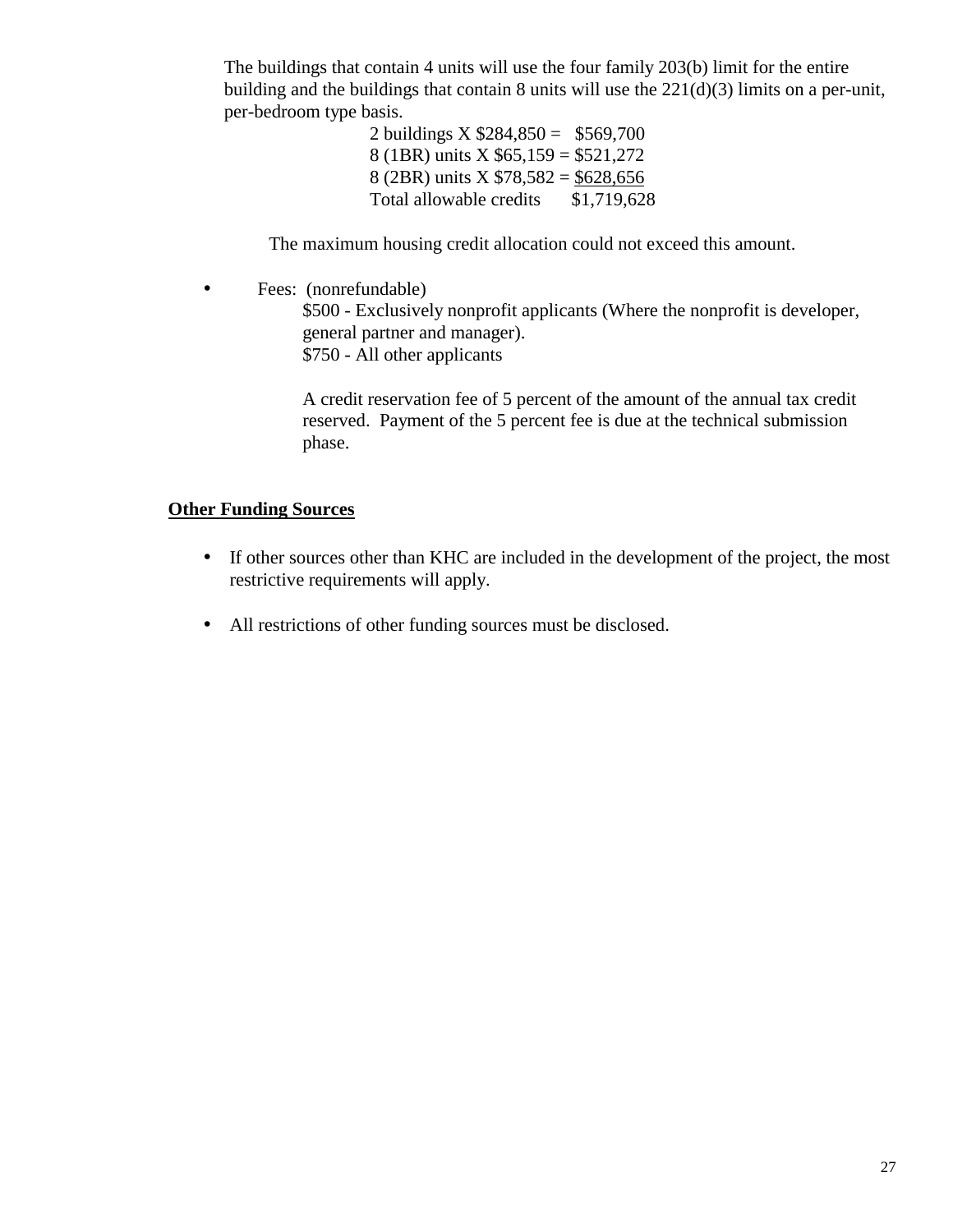The buildings that contain 4 units will use the four family 203(b) limit for the entire building and the buildings that contain 8 units will use the 221(d)(3) limits on a per-unit, per-bedroom type basis.

2 buildings X $284,850 = $569,700  
8 (1BR) units X $65,159 = $521,272  
8 (2BR) units X $78,582 = <u>$628,656</u>  
Total allowable credits $1,719,628

The maximum housing credit allocation could not exceed this amount.

- Fees: (nonrefundable)

  $500 - Exclusively nonprofit applicants (Where the nonprofit is developer, general partner and manager).  
  $750 - All other applicants

  A credit reservation fee of 5 percent of the amount of the annual tax credit reserved. Payment of the 5 percent fee is due at the technical submission phase.

**<u>Other Funding Sources</u>**

- If other sources other than KHC are included in the development of the project, the most restrictive requirements will apply.
- All restrictions of other funding sources must be disclosed.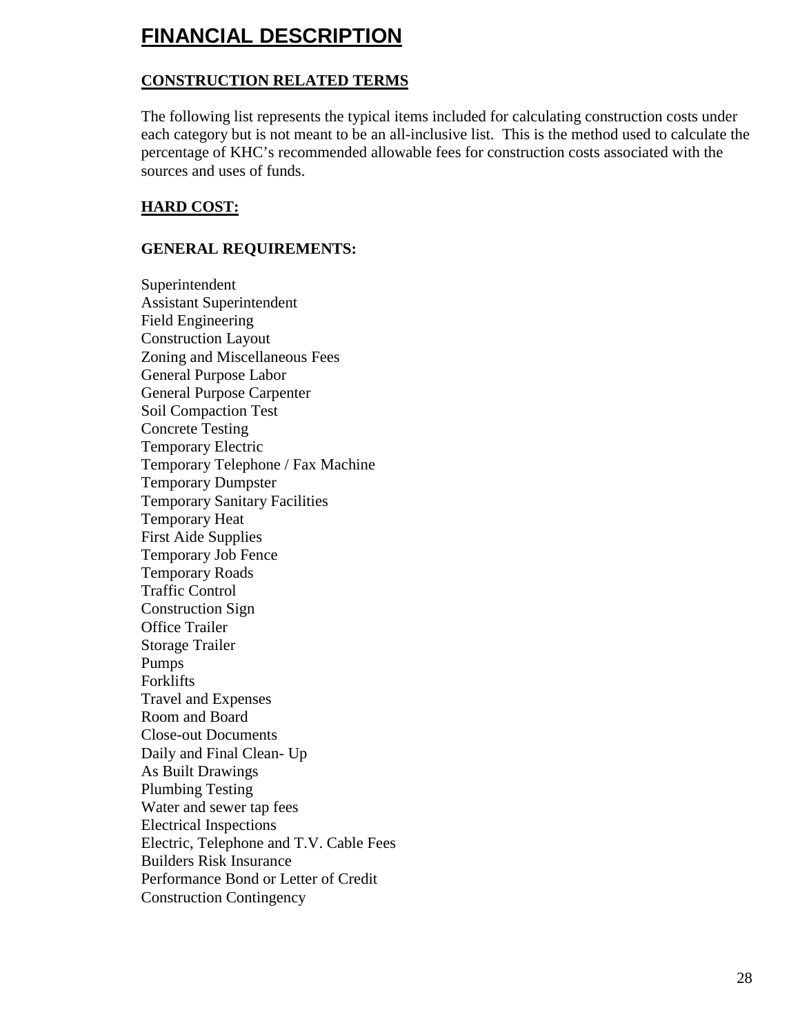# FINANCIAL DESCRIPTION

## CONSTRUCTION RELATED TERMS

The following list represents the typical items included for calculating construction costs under each category but is not meant to be an all-inclusive list.  This is the method used to calculate the percentage of KHC's recommended allowable fees for construction costs associated with the sources and uses of funds.

## HARD COST:

### GENERAL REQUIREMENTS:

Superintendent  
Assistant Superintendent  
Field Engineering  
Construction Layout  
Zoning and Miscellaneous Fees  
General Purpose Labor  
General Purpose Carpenter  
Soil Compaction Test  
Concrete Testing  
Temporary Electric  
Temporary Telephone / Fax Machine  
Temporary Dumpster  
Temporary Sanitary Facilities  
Temporary Heat  
First Aide Supplies  
Temporary Job Fence  
Temporary Roads  
Traffic Control  
Construction Sign  
Office Trailer  
Storage Trailer  
Pumps  
Forklifts  
Travel and Expenses  
Room and Board  
Close-out Documents  
Daily and Final Clean- Up  
As Built Drawings  
Plumbing Testing  
Water and sewer tap fees  
Electrical Inspections  
Electric, Telephone and T.V. Cable Fees  
Builders Risk Insurance  
Performance Bond or Letter of Credit  
Construction Contingency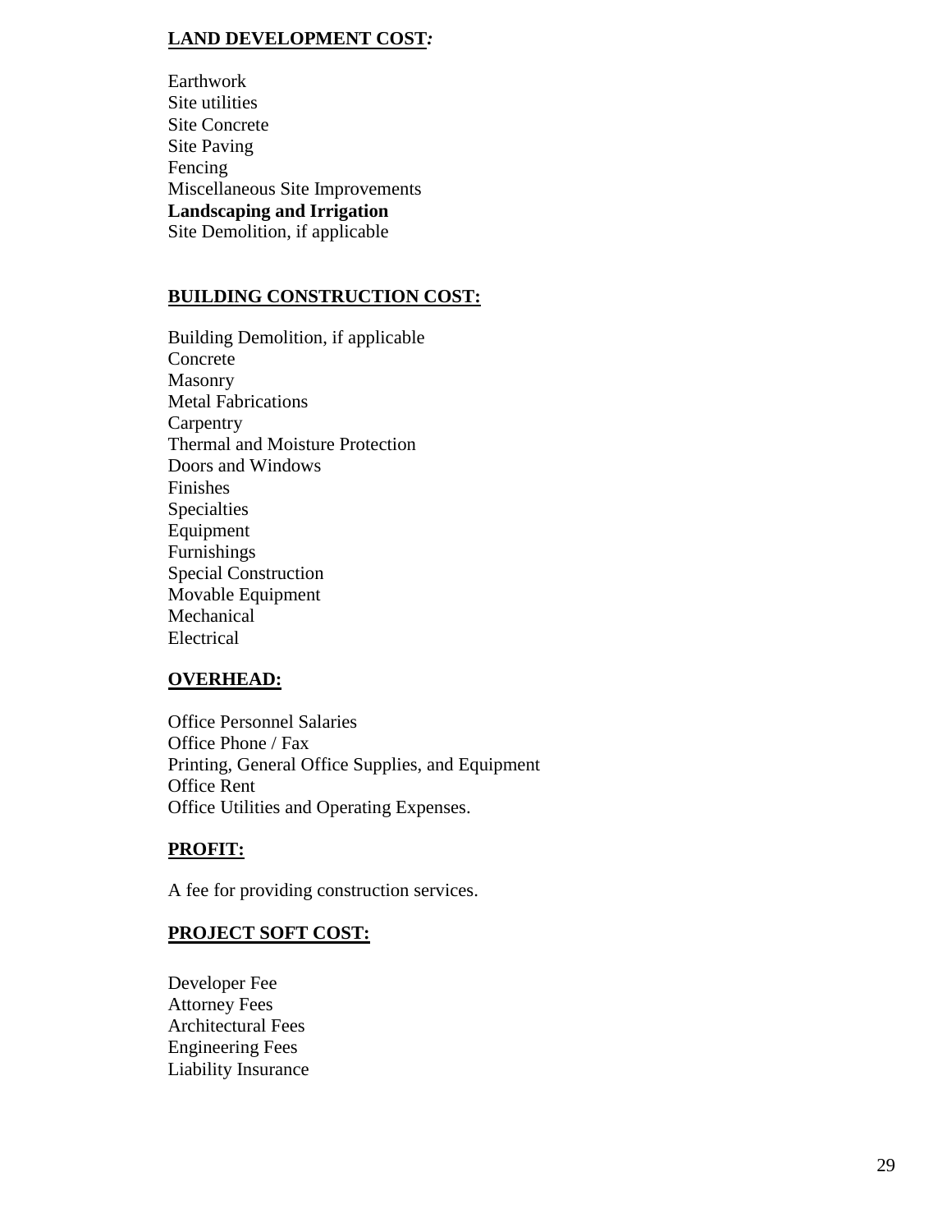**LAND DEVELOPMENT COST*:***

Earthwork
Site utilities
Site Concrete
Site Paving
Fencing
Miscellaneous Site Improvements
**Landscaping and Irrigation**
Site Demolition, if applicable

**BUILDING CONSTRUCTION COST:**

Building Demolition, if applicable
Concrete
Masonry
Metal Fabrications
Carpentry
Thermal and Moisture Protection
Doors and Windows
Finishes
Specialties
Equipment
Furnishings
Special Construction
Movable Equipment
Mechanical
Electrical

**OVERHEAD:**

Office Personnel Salaries
Office Phone / Fax
Printing, General Office Supplies, and Equipment
Office Rent
Office Utilities and Operating Expenses.

**PROFIT:**

A fee for providing construction services.

**PROJECT SOFT COST:**

Developer Fee
Attorney Fees
Architectural Fees
Engineering Fees
Liability Insurance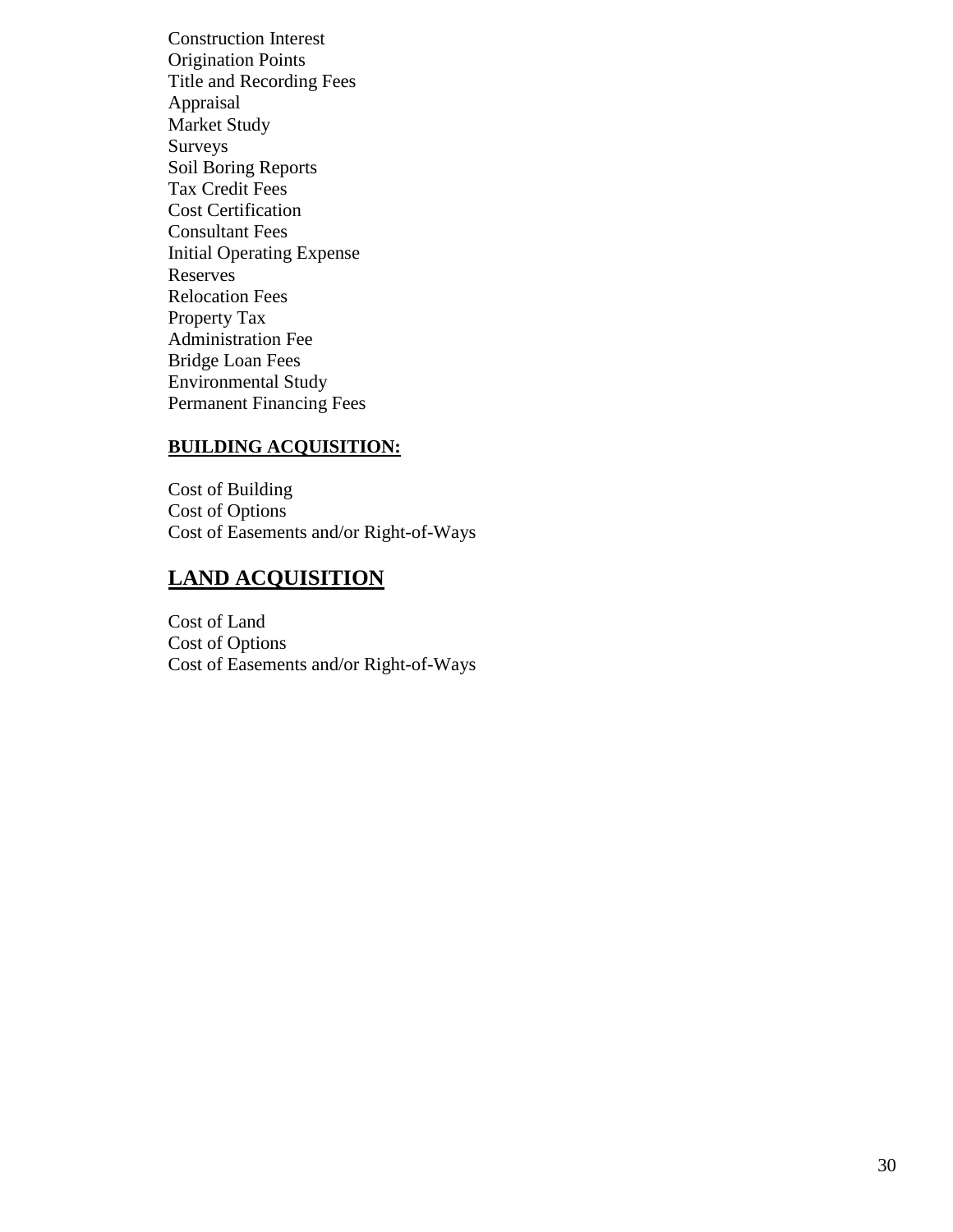Construction Interest
Origination Points
Title and Recording Fees
Appraisal
Market Study
Surveys
Soil Boring Reports
Tax Credit Fees
Cost Certification
Consultant Fees
Initial Operating Expense
Reserves
Relocation Fees
Property Tax
Administration Fee
Bridge Loan Fees
Environmental Study
Permanent Financing Fees

**BUILDING ACQUISITION:**

Cost of Building
Cost of Options
Cost of Easements and/or Right-of-Ways

## LAND ACQUISITION

Cost of Land
Cost of Options
Cost of Easements and/or Right-of-Ways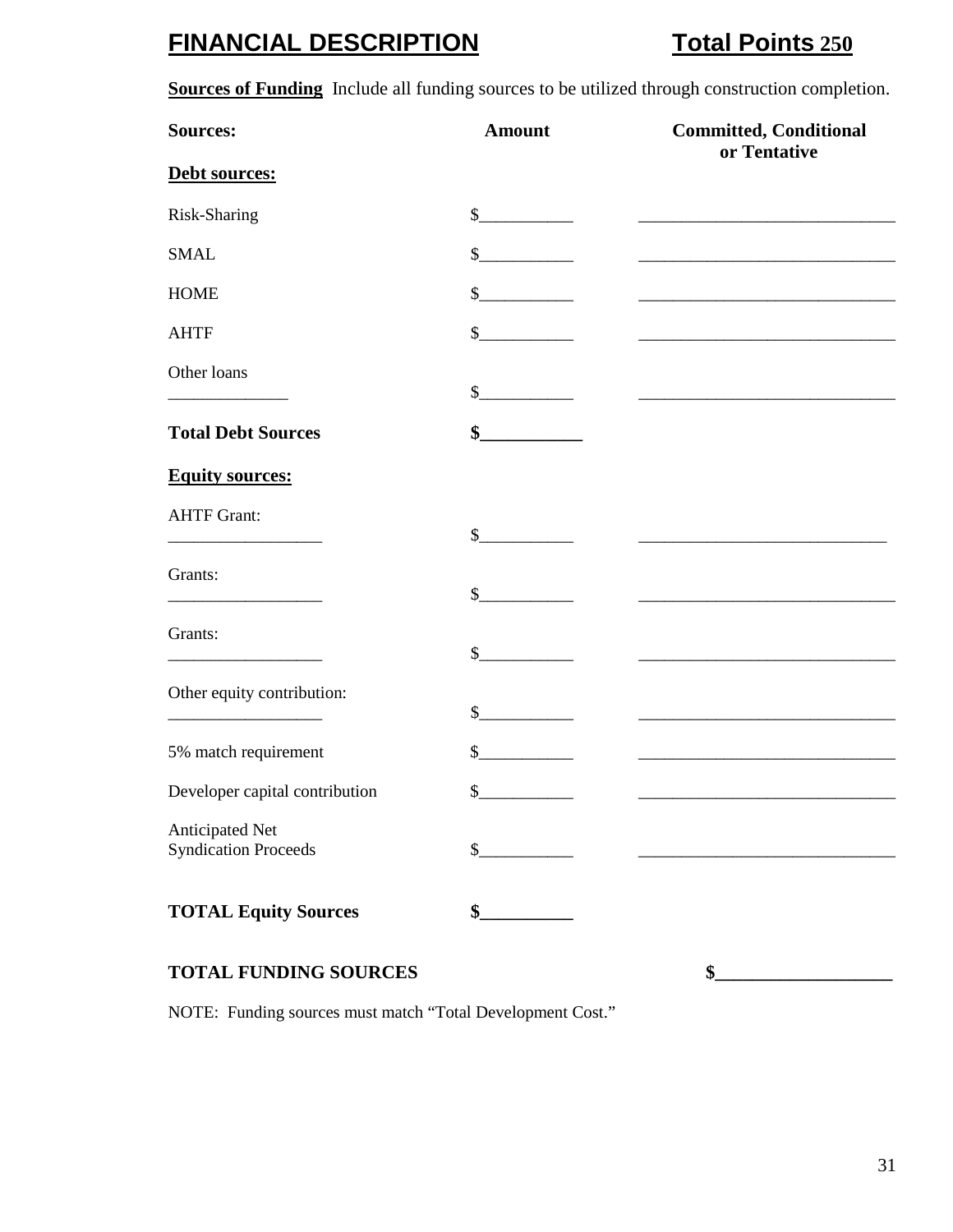## FINANCIAL DESCRIPTION **Total Points 250**

**Sources of Funding** Include all funding sources to be utilized through construction completion.

| Sources: | Amount | Committed, Conditional or Tentative |
|---|---|---|
| **Debt sources:** | | |
| Risk-Sharing | $__________ | ____________________________ |
| SMAL | $__________ | ____________________________ |
| HOME | $__________ | ____________________________ |
| AHTF | $__________ | ____________________________ |
| Other loans _____________ | $__________ | ____________________________ |
| **Total Debt Sources** | **$__________** | |
| **Equity sources:** | | |
| AHTF Grant: ________________ | $__________ | ____________________________ |
| Grants: ________________ | $__________ | ____________________________ |
| Grants: ________________ | $__________ | ____________________________ |
| Other equity contribution: ________________ | $__________ | ____________________________ |
| 5% match requirement | $__________ | ____________________________ |
| Developer capital contribution | $__________ | ____________________________ |
| Anticipated Net Syndication Proceeds | $__________ | ____________________________ |
| **TOTAL Equity Sources** | **$__________** | |
| **TOTAL FUNDING SOURCES** | | **$_________________** |

NOTE: Funding sources must match "Total Development Cost."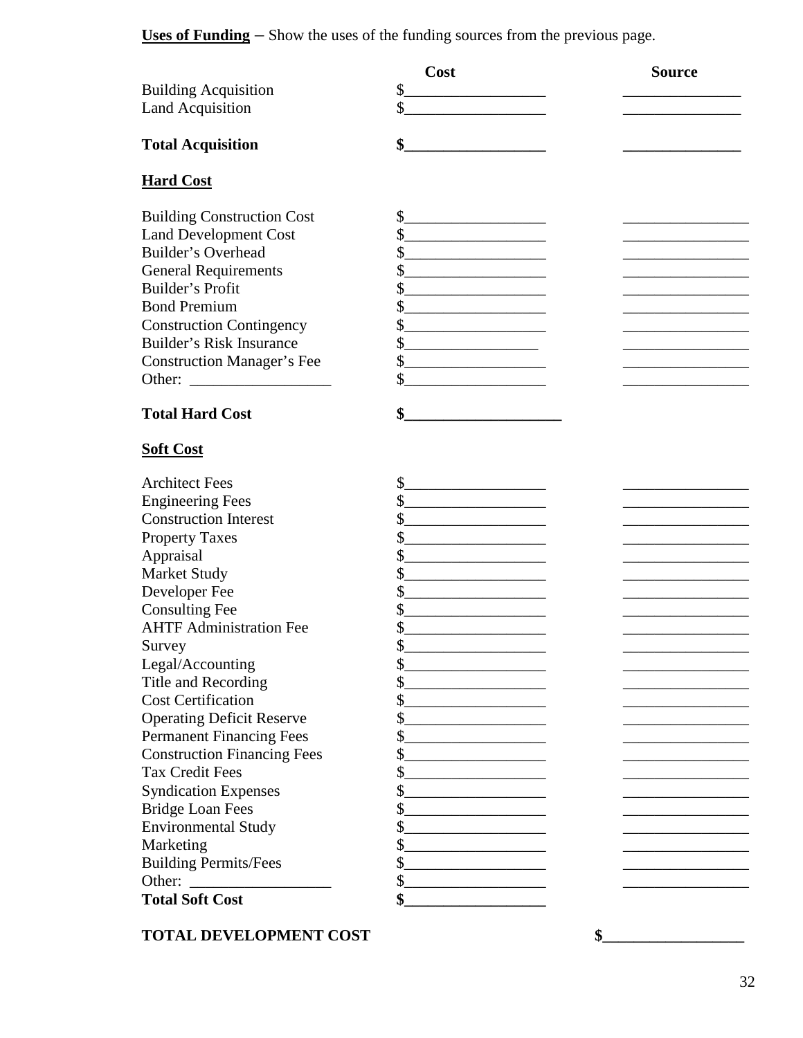**Uses of Funding** – Show the uses of the funding sources from the previous page.

| | Cost | Source |
|---|---|---|
| Building Acquisition | $__________________ | _______________ |
| Land Acquisition | $__________________ | _______________ |
| **Total Acquisition** | **$__________________** | **_______________** |
| **Hard Cost** | | |
| Building Construction Cost | $__________________ | ________________ |
| Land Development Cost | $__________________ | ________________ |
| Builder's Overhead | $__________________ | ________________ |
| General Requirements | $__________________ | ________________ |
| Builder's Profit | $__________________ | ________________ |
| Bond Premium | $__________________ | ________________ |
| Construction Contingency | $__________________ | ________________ |
| Builder's Risk Insurance | $_________________ | ________________ |
| Construction Manager's Fee | $__________________ | ________________ |
| Other: __________________ | $__________________ | ________________ |
| **Total Hard Cost** | **$____________________** | |
| **Soft Cost** | | |
| Architect Fees | $__________________ | ________________ |
| Engineering Fees | $__________________ | ________________ |
| Construction Interest | $__________________ | ________________ |
| Property Taxes | $__________________ | ________________ |
| Appraisal | $__________________ | ________________ |
| Market Study | $__________________ | ________________ |
| Developer Fee | $__________________ | ________________ |
| Consulting Fee | $__________________ | ________________ |
| AHTF Administration Fee | $__________________ | ________________ |
| Survey | $__________________ | ________________ |
| Legal/Accounting | $__________________ | ________________ |
| Title and Recording | $__________________ | ________________ |
| Cost Certification | $__________________ | ________________ |
| Operating Deficit Reserve | $__________________ | ________________ |
| Permanent Financing Fees | $__________________ | ________________ |
| Construction Financing Fees | $__________________ | ________________ |
| Tax Credit Fees | $__________________ | ________________ |
| Syndication Expenses | $__________________ | ________________ |
| Bridge Loan Fees | $__________________ | ________________ |
| Environmental Study | $__________________ | ________________ |
| Marketing | $__________________ | ________________ |
| Building Permits/Fees | $__________________ | ________________ |
| Other: __________________ | $__________________ | ________________ |
| **Total Soft Cost** | **$__________________** | |
| **TOTAL DEVELOPMENT COST** | | **$_________________** |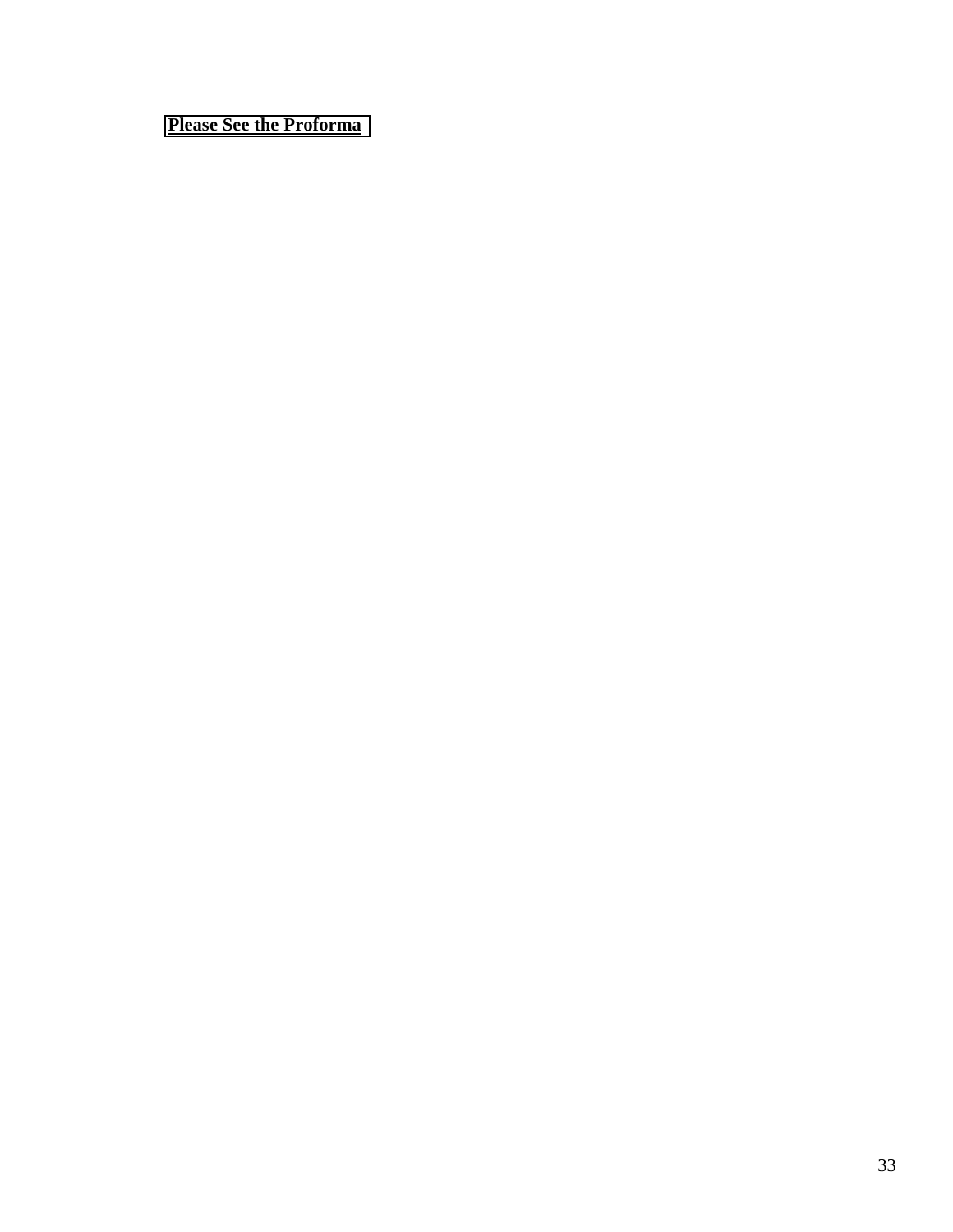**Please See the Proforma**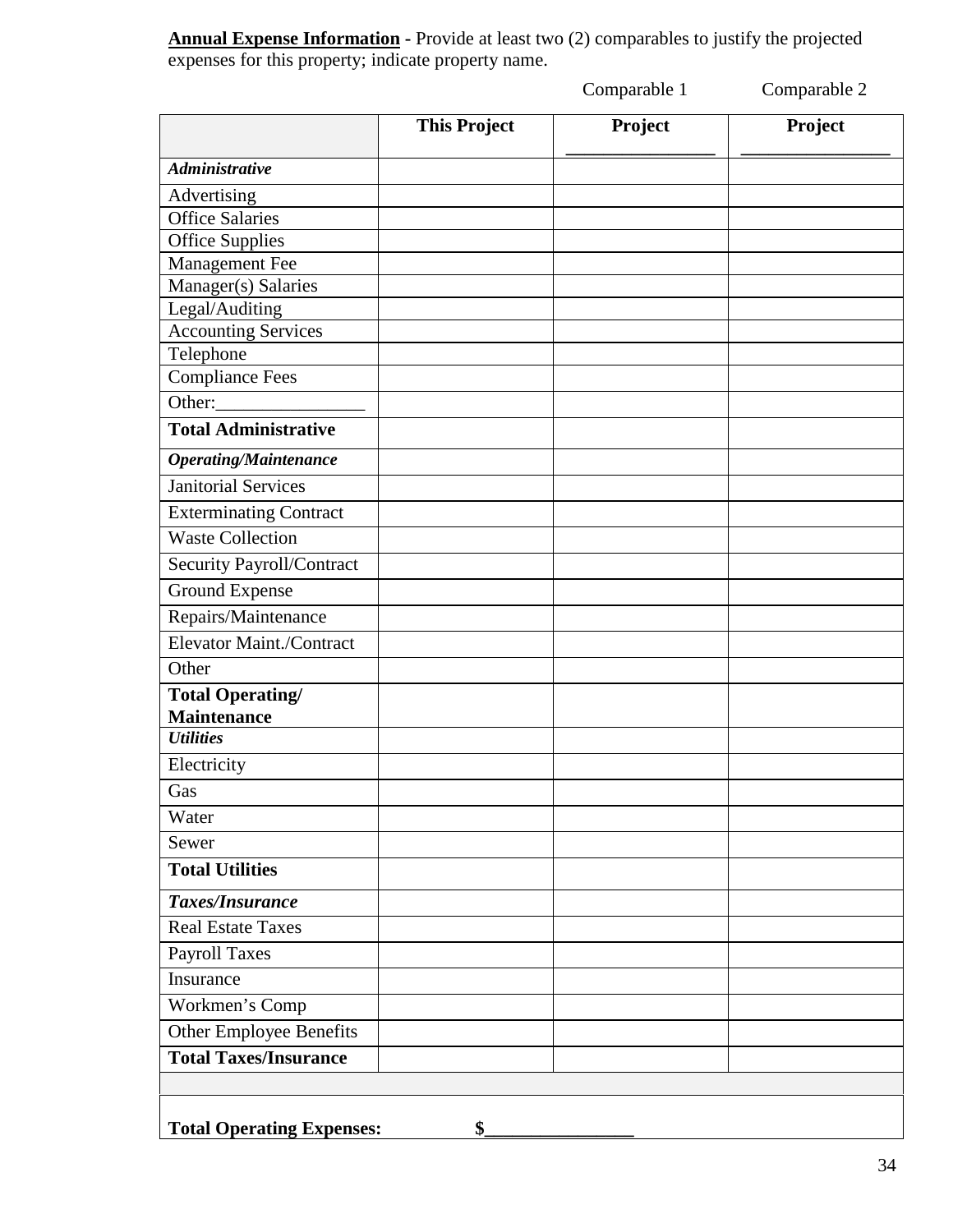**Annual Expense Information** - Provide at least two (2) comparables to justify the projected expenses for this property; indicate property name.

| | This Project | Comparable 1<br>Project ________________ | Comparable 2<br>Project ________________ |
|---|---|---|---|
| ***Administrative*** | | | |
| Advertising | | | |
| Office Salaries | | | |
| Office Supplies | | | |
| Management Fee | | | |
| Manager(s) Salaries | | | |
| Legal/Auditing | | | |
| Accounting Services | | | |
| Telephone | | | |
| Compliance Fees | | | |
| Other:________________ | | | |
| **Total Administrative** | | | |
| ***Operating/Maintenance*** | | | |
| Janitorial Services | | | |
| Exterminating Contract | | | |
| Waste Collection | | | |
| Security Payroll/Contract | | | |
| Ground Expense | | | |
| Repairs/Maintenance | | | |
| Elevator Maint./Contract | | | |
| Other | | | |
| **Total Operating/ Maintenance** | | | |
| ***Utilities*** | | | |
| Electricity | | | |
| Gas | | | |
| Water | | | |
| Sewer | | | |
| **Total Utilities** | | | |
| ***Taxes/Insurance*** | | | |
| Real Estate Taxes | | | |
| Payroll Taxes | | | |
| Insurance | | | |
| Workmen's Comp | | | |
| Other Employee Benefits | | | |
| **Total Taxes/Insurance** | | | |

**Total Operating Expenses: $________________**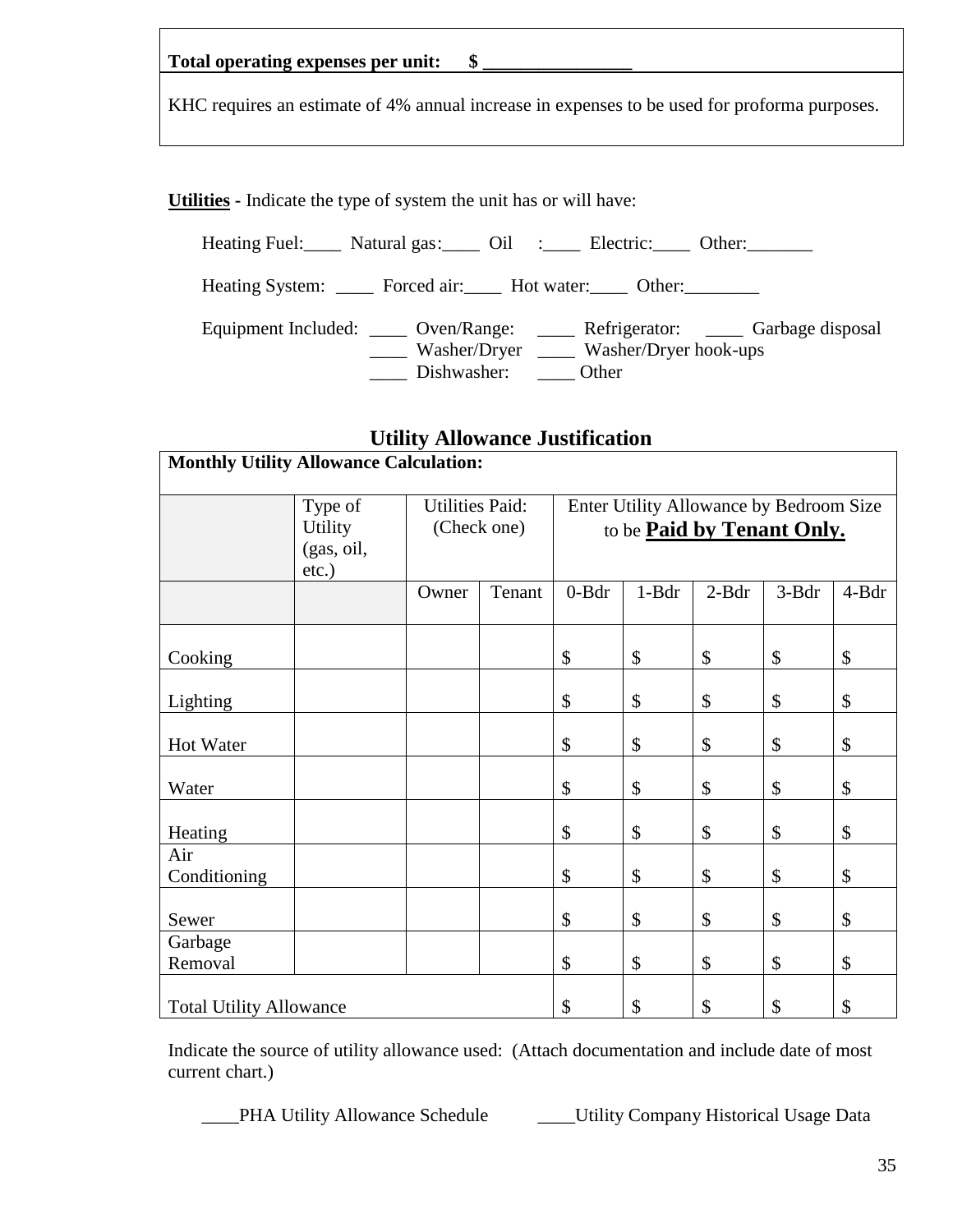**Total operating expenses per unit: $ ________________**

KHC requires an estimate of 4% annual increase in expenses to be used for proforma purposes.

**Utilities** - Indicate the type of system the unit has or will have:

Heating Fuel:____ Natural gas:____ Oil :____ Electric:____ Other:_______

Heating System: ____ Forced air:____ Hot water:____ Other:________

Equipment Included: ____ Oven/Range: ____ Refrigerator: ____ Garbage disposal
____ Washer/Dryer ____ Washer/Dryer hook-ups
____ Dishwasher: ____ Other

## Utility Allowance Justification

| **Monthly Utility Allowance Calculation:** | | | | | | | | |
|---|---|---|---|---|---|---|---|---|
| | Type of Utility (gas, oil, etc.) | Utilities Paid: (Check one) | | Enter Utility Allowance by Bedroom Size to be **Paid by Tenant Only.** | | | | |
| | | Owner | Tenant | 0-Bdr | 1-Bdr | 2-Bdr | 3-Bdr | 4-Bdr |
| Cooking | | | | $ | $ | $ | $ | $ |
| Lighting | | | | $ | $ | $ | $ | $ |
| Hot Water | | | | $ | $ | $ | $ | $ |
| Water | | | | $ | $ | $ | $ | $ |
| Heating | | | | $ | $ | $ | $ | $ |
| Air Conditioning | | | | $ | $ | $ | $ | $ |
| Sewer | | | | $ | $ | $ | $ | $ |
| Garbage Removal | | | | $ | $ | $ | $ | $ |
| Total Utility Allowance | | | | $ | $ | $ | $ | $ |

Indicate the source of utility allowance used: (Attach documentation and include date of most current chart.)

____PHA Utility Allowance Schedule ____Utility Company Historical Usage Data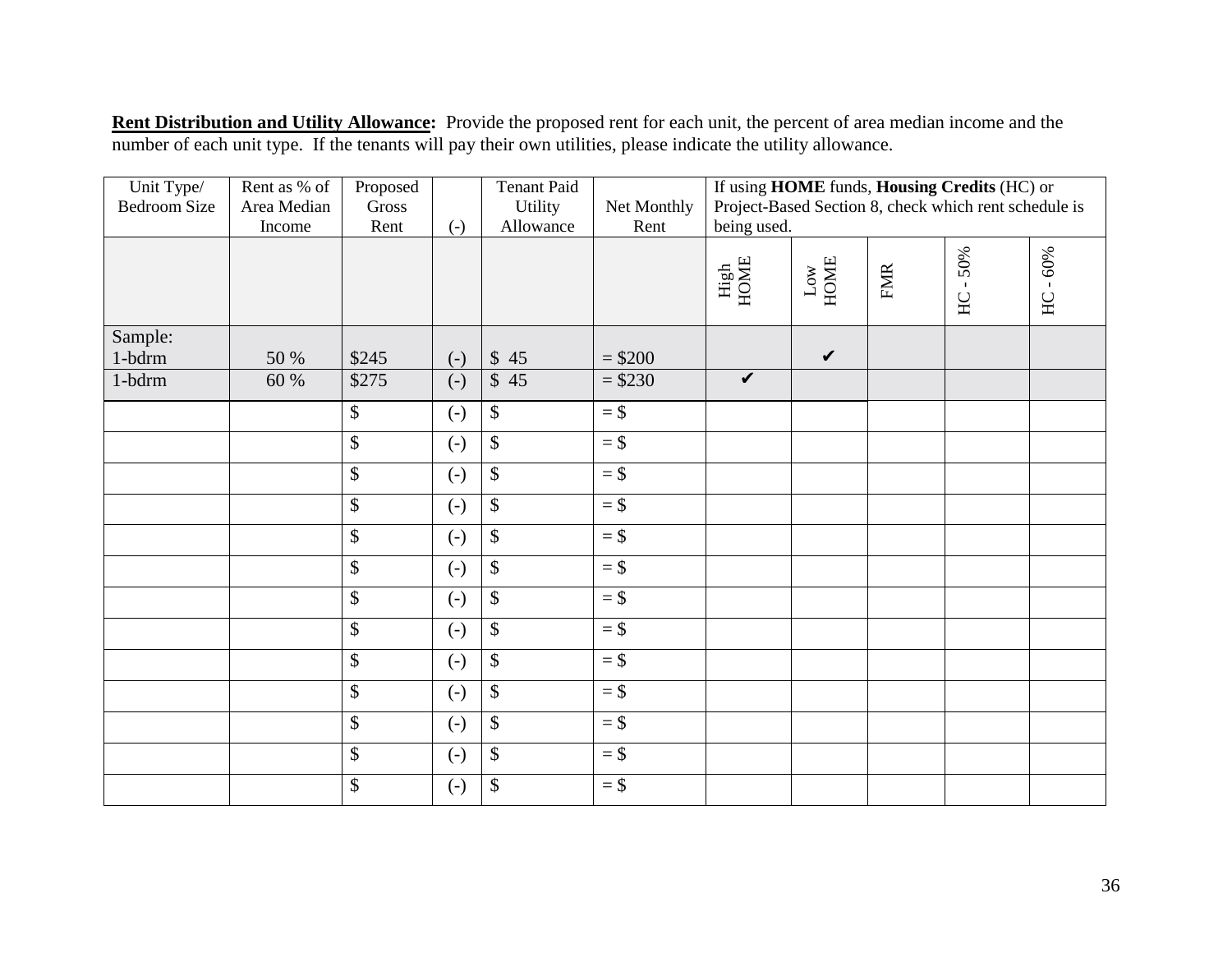**Rent Distribution and Utility Allowance:** Provide the proposed rent for each unit, the percent of area median income and the number of each unit type. If the tenants will pay their own utilities, please indicate the utility allowance.

| Unit Type/ Bedroom Size | Rent as % of Area Median Income | Proposed Gross Rent | (-) | Tenant Paid Utility Allowance | Net Monthly Rent | If using **HOME** funds, **Housing Credits** (HC) or Project-Based Section 8, check which rent schedule is being used. | | | | |
|---|---|---|---|---|---|---|---|---|---|---|
| | | | | | | High HOME | Low HOME | FMR | HC - 50% | HC - 60% |
| Sample: 1-bdrm | 50 % | $245 | (-) | $ 45 | = $200 | | ✔ | | | |
| 1-bdrm | 60 % | $275 | (-) | $ 45 | = $230 | ✔ | | | | |
| | | $ | (-) | $ | = $ | | | | | |
| | | $ | (-) | $ | = $ | | | | | |
| | | $ | (-) | $ | = $ | | | | | |
| | | $ | (-) | $ | = $ | | | | | |
| | | $ | (-) | $ | = $ | | | | | |
| | | $ | (-) | $ | = $ | | | | | |
| | | $ | (-) | $ | = $ | | | | | |
| | | $ | (-) | $ | = $ | | | | | |
| | | $ | (-) | $ | = $ | | | | | |
| | | $ | (-) | $ | = $ | | | | | |
| | | $ | (-) | $ | = $ | | | | | |
| | | $ | (-) | $ | = $ | | | | | |
| | | $ | (-) | $ | = $ | | | | | |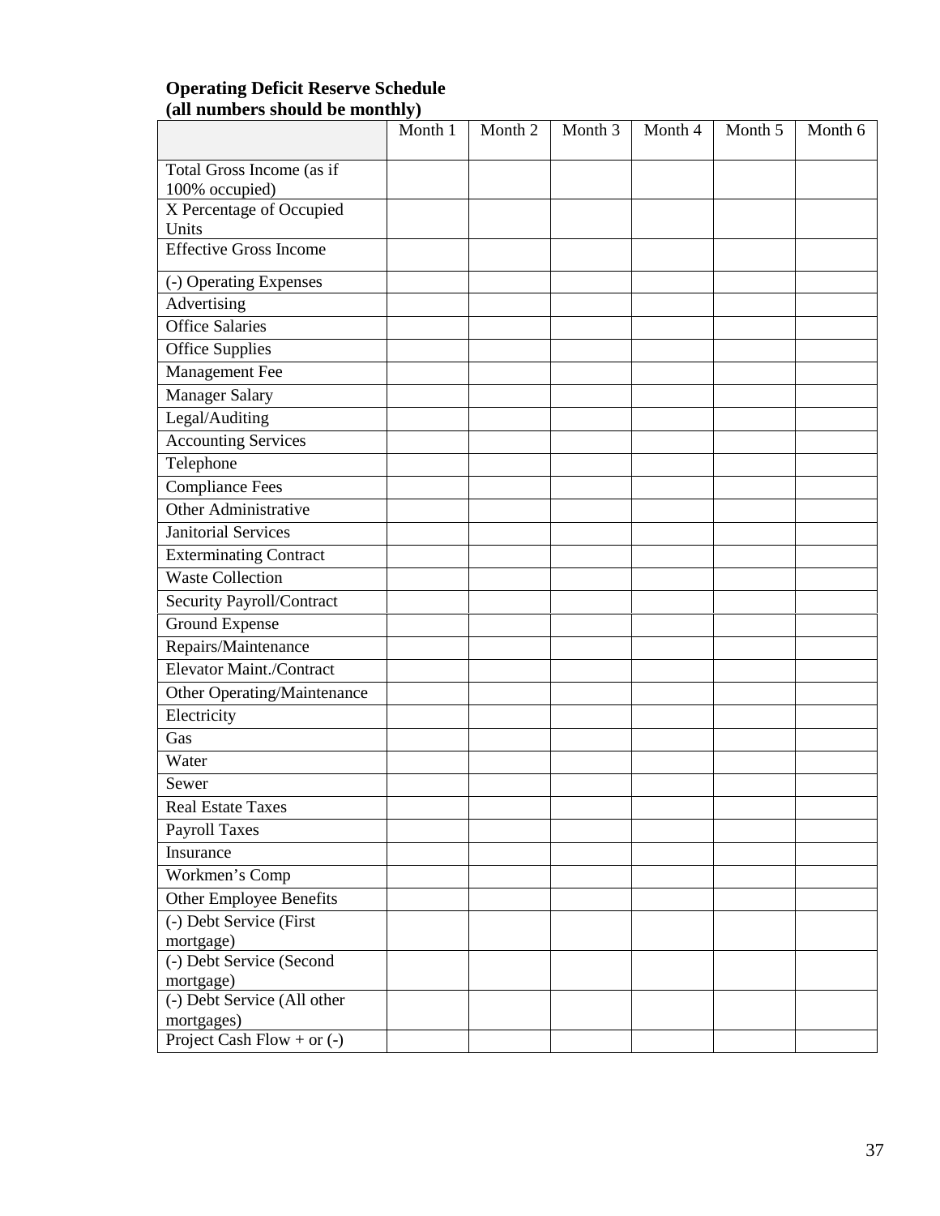**Operating Deficit Reserve Schedule**
**(all numbers should be monthly)**

| | Month 1 | Month 2 | Month 3 | Month 4 | Month 5 | Month 6 |
|---|---|---|---|---|---|---|
| Total Gross Income (as if 100% occupied) | | | | | | |
| X Percentage of Occupied Units | | | | | | |
| Effective Gross Income | | | | | | |
| (-) Operating Expenses | | | | | | |
| Advertising | | | | | | |
| Office Salaries | | | | | | |
| Office Supplies | | | | | | |
| Management Fee | | | | | | |
| Manager Salary | | | | | | |
| Legal/Auditing | | | | | | |
| Accounting Services | | | | | | |
| Telephone | | | | | | |
| Compliance Fees | | | | | | |
| Other Administrative | | | | | | |
| Janitorial Services | | | | | | |
| Exterminating Contract | | | | | | |
| Waste Collection | | | | | | |
| Security Payroll/Contract | | | | | | |
| Ground Expense | | | | | | |
| Repairs/Maintenance | | | | | | |
| Elevator Maint./Contract | | | | | | |
| Other Operating/Maintenance | | | | | | |
| Electricity | | | | | | |
| Gas | | | | | | |
| Water | | | | | | |
| Sewer | | | | | | |
| Real Estate Taxes | | | | | | |
| Payroll Taxes | | | | | | |
| Insurance | | | | | | |
| Workmen's Comp | | | | | | |
| Other Employee Benefits | | | | | | |
| (-) Debt Service (First mortgage) | | | | | | |
| (-) Debt Service (Second mortgage) | | | | | | |
| (-) Debt Service (All other mortgages) | | | | | | |
| Project Cash Flow + or (-) | | | | | | |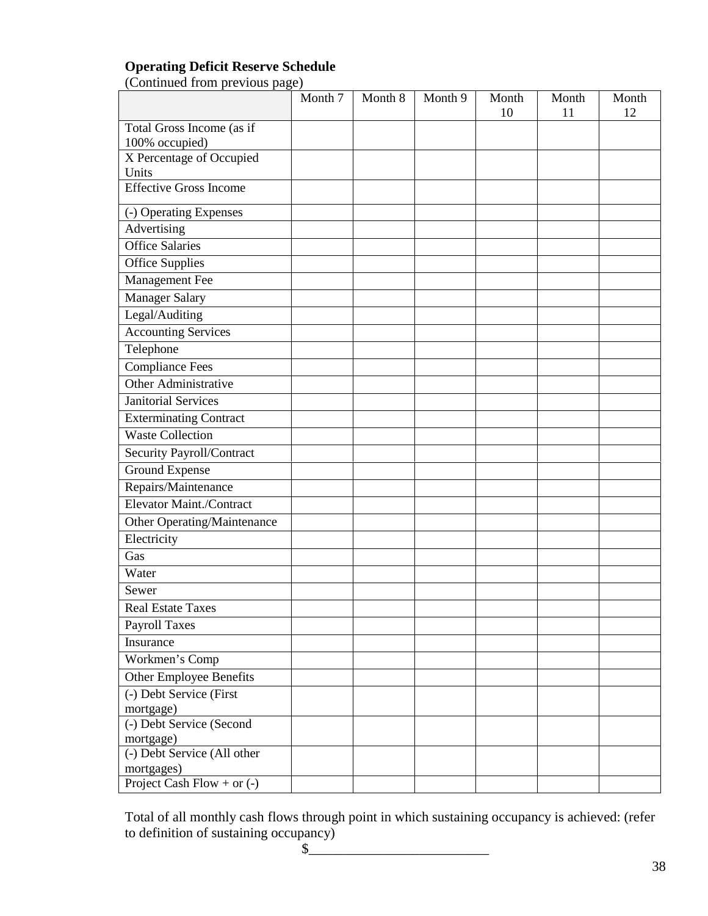**Operating Deficit Reserve Schedule**

(Continued from previous page)

| | Month 7 | Month 8 | Month 9 | Month 10 | Month 11 | Month 12 |
|---|---|---|---|---|---|---|
| Total Gross Income (as if 100% occupied) | | | | | | |
| X Percentage of Occupied Units | | | | | | |
| Effective Gross Income | | | | | | |
| (-) Operating Expenses | | | | | | |
| Advertising | | | | | | |
| Office Salaries | | | | | | |
| Office Supplies | | | | | | |
| Management Fee | | | | | | |
| Manager Salary | | | | | | |
| Legal/Auditing | | | | | | |
| Accounting Services | | | | | | |
| Telephone | | | | | | |
| Compliance Fees | | | | | | |
| Other Administrative | | | | | | |
| Janitorial Services | | | | | | |
| Exterminating Contract | | | | | | |
| Waste Collection | | | | | | |
| Security Payroll/Contract | | | | | | |
| Ground Expense | | | | | | |
| Repairs/Maintenance | | | | | | |
| Elevator Maint./Contract | | | | | | |
| Other Operating/Maintenance | | | | | | |
| Electricity | | | | | | |
| Gas | | | | | | |
| Water | | | | | | |
| Sewer | | | | | | |
| Real Estate Taxes | | | | | | |
| Payroll Taxes | | | | | | |
| Insurance | | | | | | |
| Workmen's Comp | | | | | | |
| Other Employee Benefits | | | | | | |
| (-) Debt Service (First mortgage) | | | | | | |
| (-) Debt Service (Second mortgage) | | | | | | |
| (-) Debt Service (All other mortgages) | | | | | | |
| Project Cash Flow + or (-) | | | | | | |

Total of all monthly cash flows through point in which sustaining occupancy is achieved: (refer to definition of sustaining occupancy)

$_________________________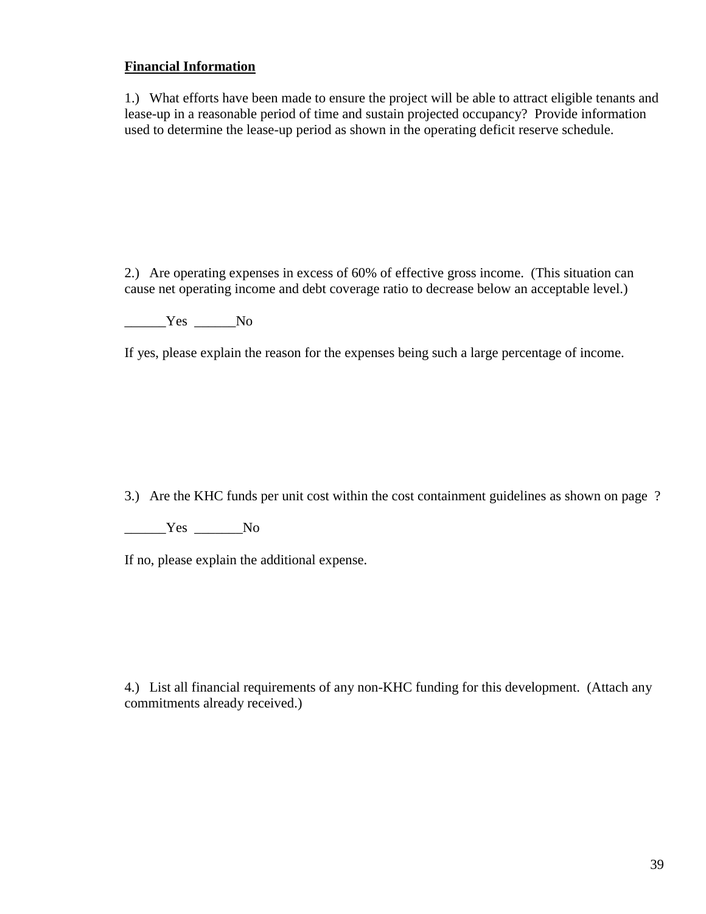**Financial Information**

1.) What efforts have been made to ensure the project will be able to attract eligible tenants and lease-up in a reasonable period of time and sustain projected occupancy? Provide information used to determine the lease-up period as shown in the operating deficit reserve schedule.

2.) Are operating expenses in excess of 60% of effective gross income. (This situation can cause net operating income and debt coverage ratio to decrease below an acceptable level.)

______Yes ______No

If yes, please explain the reason for the expenses being such a large percentage of income.

3.) Are the KHC funds per unit cost within the cost containment guidelines as shown on page ?

______Yes _______No

If no, please explain the additional expense.

4.) List all financial requirements of any non-KHC funding for this development. (Attach any commitments already received.)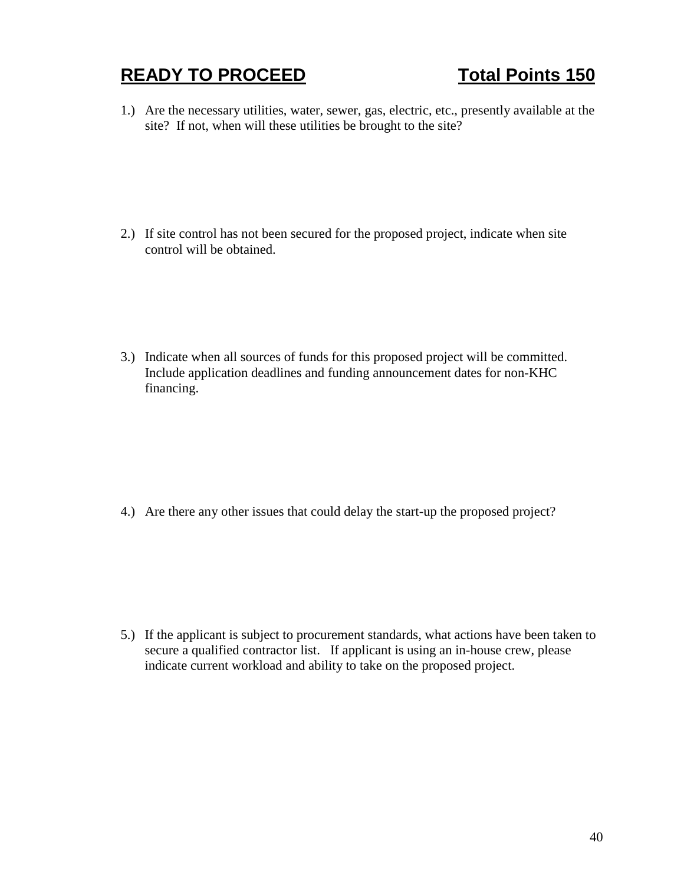## READY TO PROCEED                    Total Points 150

1.) Are the necessary utilities, water, sewer, gas, electric, etc., presently available at the site? If not, when will these utilities be brought to the site?

2.) If site control has not been secured for the proposed project, indicate when site control will be obtained.

3.) Indicate when all sources of funds for this proposed project will be committed. Include application deadlines and funding announcement dates for non-KHC financing.

4.) Are there any other issues that could delay the start-up the proposed project?

5.) If the applicant is subject to procurement standards, what actions have been taken to secure a qualified contractor list. If applicant is using an in-house crew, please indicate current workload and ability to take on the proposed project.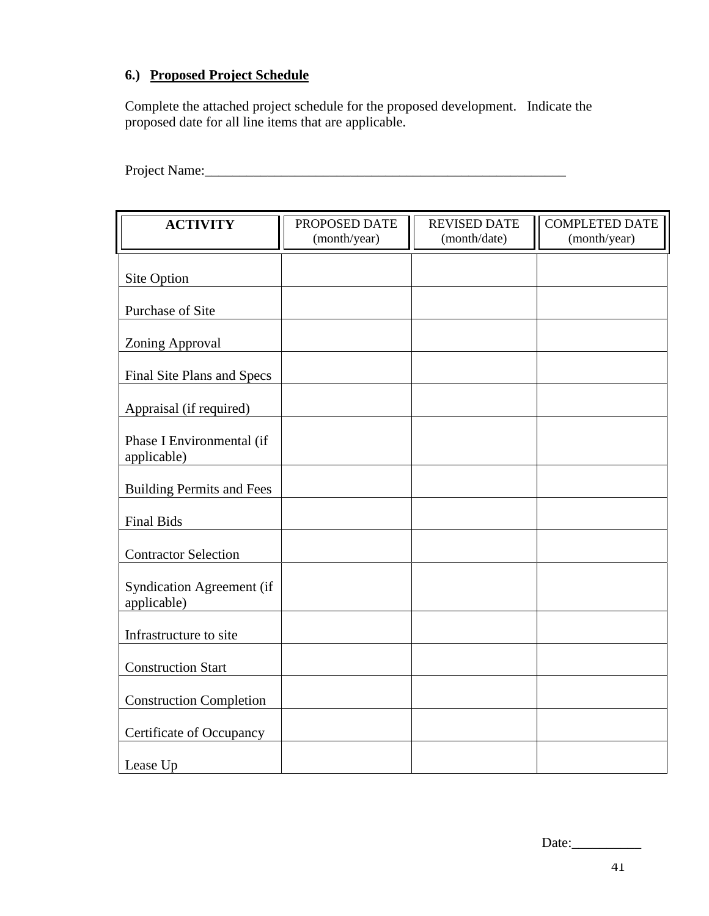**6.) Proposed Project Schedule**

Complete the attached project schedule for the proposed development. Indicate the proposed date for all line items that are applicable.

Project Name:_____________________________________________________

| ACTIVITY | PROPOSED DATE (month/year) | REVISED DATE (month/date) | COMPLETED DATE (month/year) |
|---|---|---|---|
| Site Option | | | |
| Purchase of Site | | | |
| Zoning Approval | | | |
| Final Site Plans and Specs | | | |
| Appraisal (if required) | | | |
| Phase I Environmental (if applicable) | | | |
| Building Permits and Fees | | | |
| Final Bids | | | |
| Contractor Selection | | | |
| Syndication Agreement (if applicable) | | | |
| Infrastructure to site | | | |
| Construction Start | | | |
| Construction Completion | | | |
| Certificate of Occupancy | | | |
| Lease Up | | | |

Date:__________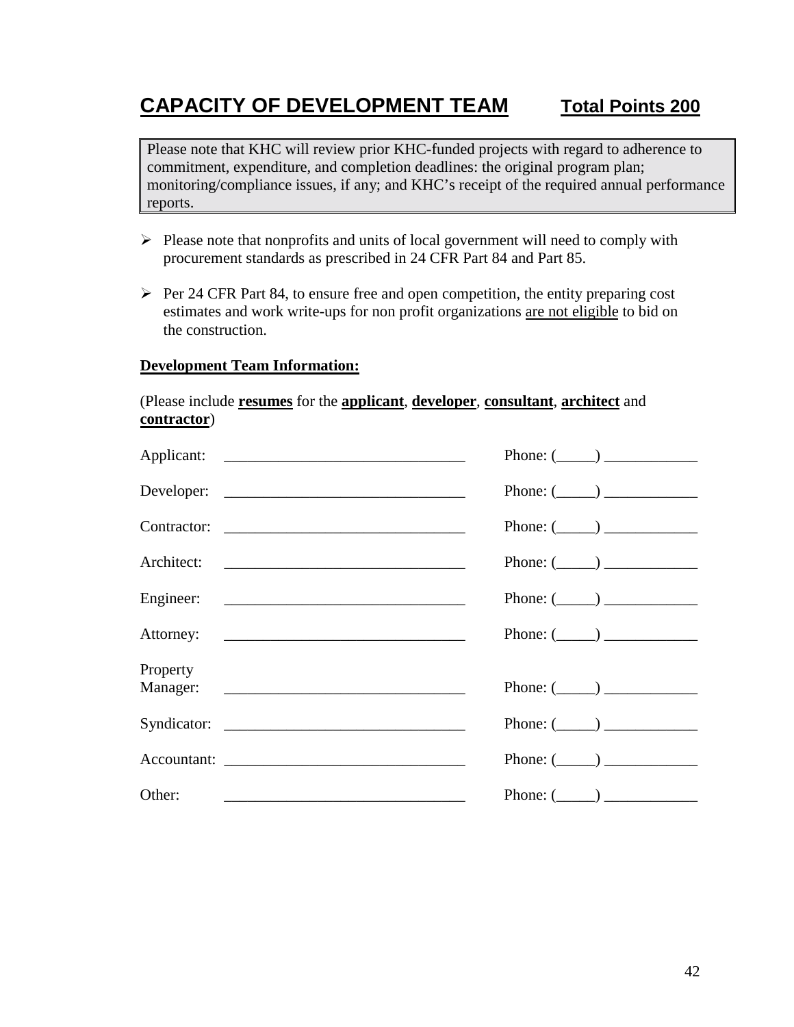# CAPACITY OF DEVELOPMENT TEAM **Total Points 200**

> Please note that KHC will review prior KHC-funded projects with regard to adherence to commitment, expenditure, and completion deadlines: the original program plan; monitoring/compliance issues, if any; and KHC's receipt of the required annual performance reports.

- Please note that nonprofits and units of local government will need to comply with procurement standards as prescribed in 24 CFR Part 84 and Part 85.
- Per 24 CFR Part 84, to ensure free and open competition, the entity preparing cost estimates and work write-ups for non profit organizations <u>are not eligible</u> to bid on the construction.

**<u>Development Team Information:</u>**

(Please include **<u>resumes</u>** for the **<u>applicant</u>**, **<u>developer</u>**, **<u>consultant</u>**, **<u>architect</u>** and **<u>contractor</u>**)

Applicant: _______________________________ Phone: (_____) ____________

Developer: _______________________________ Phone: (_____) ____________

Contractor: _______________________________ Phone: (_____) ____________

Architect: _______________________________ Phone: (_____) ____________

Engineer: _______________________________ Phone: (_____) ____________

Attorney: _______________________________ Phone: (_____) ____________

Property Manager: _______________________________ Phone: (_____) ____________

Syndicator: _______________________________ Phone: (_____) ____________

Accountant: _______________________________ Phone: (_____) ____________

Other: _______________________________ Phone: (_____) ____________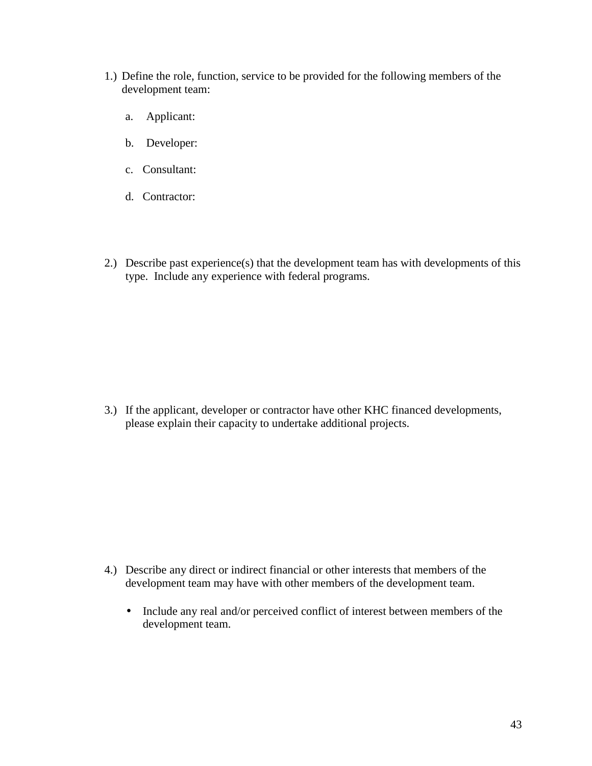1.) Define the role, function, service to be provided for the following members of the development team:

   a. Applicant:

   b. Developer:

   c. Consultant:

   d. Contractor:

2.) Describe past experience(s) that the development team has with developments of this type. Include any experience with federal programs.

3.) If the applicant, developer or contractor have other KHC financed developments, please explain their capacity to undertake additional projects.

4.) Describe any direct or indirect financial or other interests that members of the development team may have with other members of the development team.

   - Include any real and/or perceived conflict of interest between members of the development team.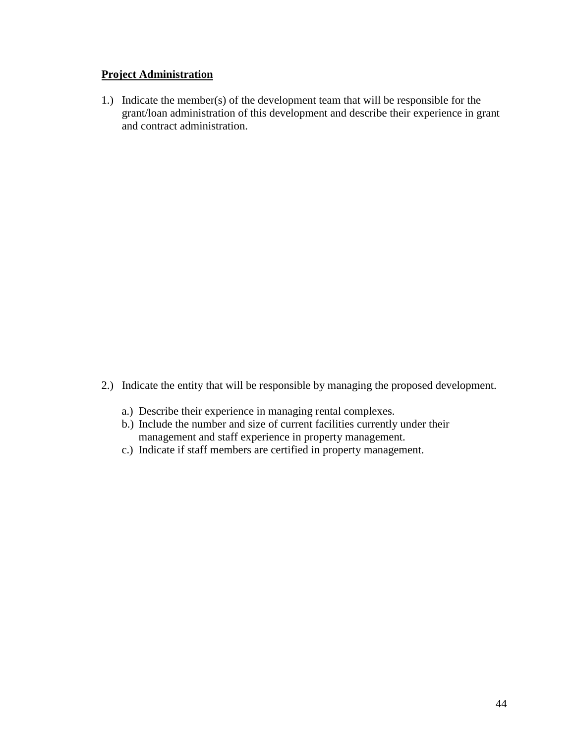**Project Administration**

1.) Indicate the member(s) of the development team that will be responsible for the grant/loan administration of this development and describe their experience in grant and contract administration.

2.) Indicate the entity that will be responsible by managing the proposed development.

    a.) Describe their experience in managing rental complexes.
    b.) Include the number and size of current facilities currently under their management and staff experience in property management.
    c.) Indicate if staff members are certified in property management.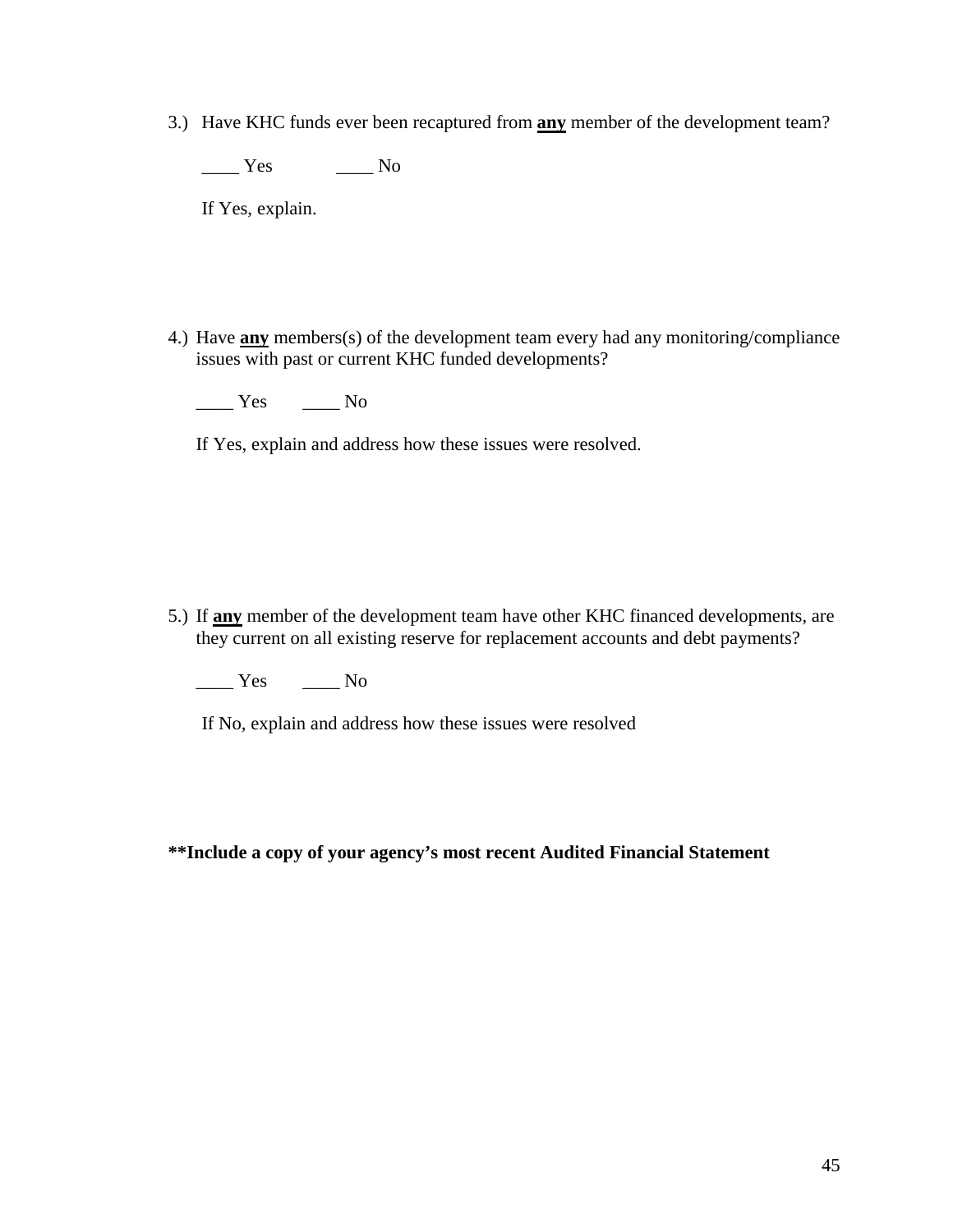3.) Have KHC funds ever been recaptured from **<u>any</u>** member of the development team?

____ Yes ____ No

If Yes, explain.

4.) Have **<u>any</u>** members(s) of the development team every had any monitoring/compliance issues with past or current KHC funded developments?

____ Yes ____ No

If Yes, explain and address how these issues were resolved.

5.) If **<u>any</u>** member of the development team have other KHC financed developments, are they current on all existing reserve for replacement accounts and debt payments?

____ Yes ____ No

If No, explain and address how these issues were resolved

**\*\*Include a copy of your agency's most recent Audited Financial Statement**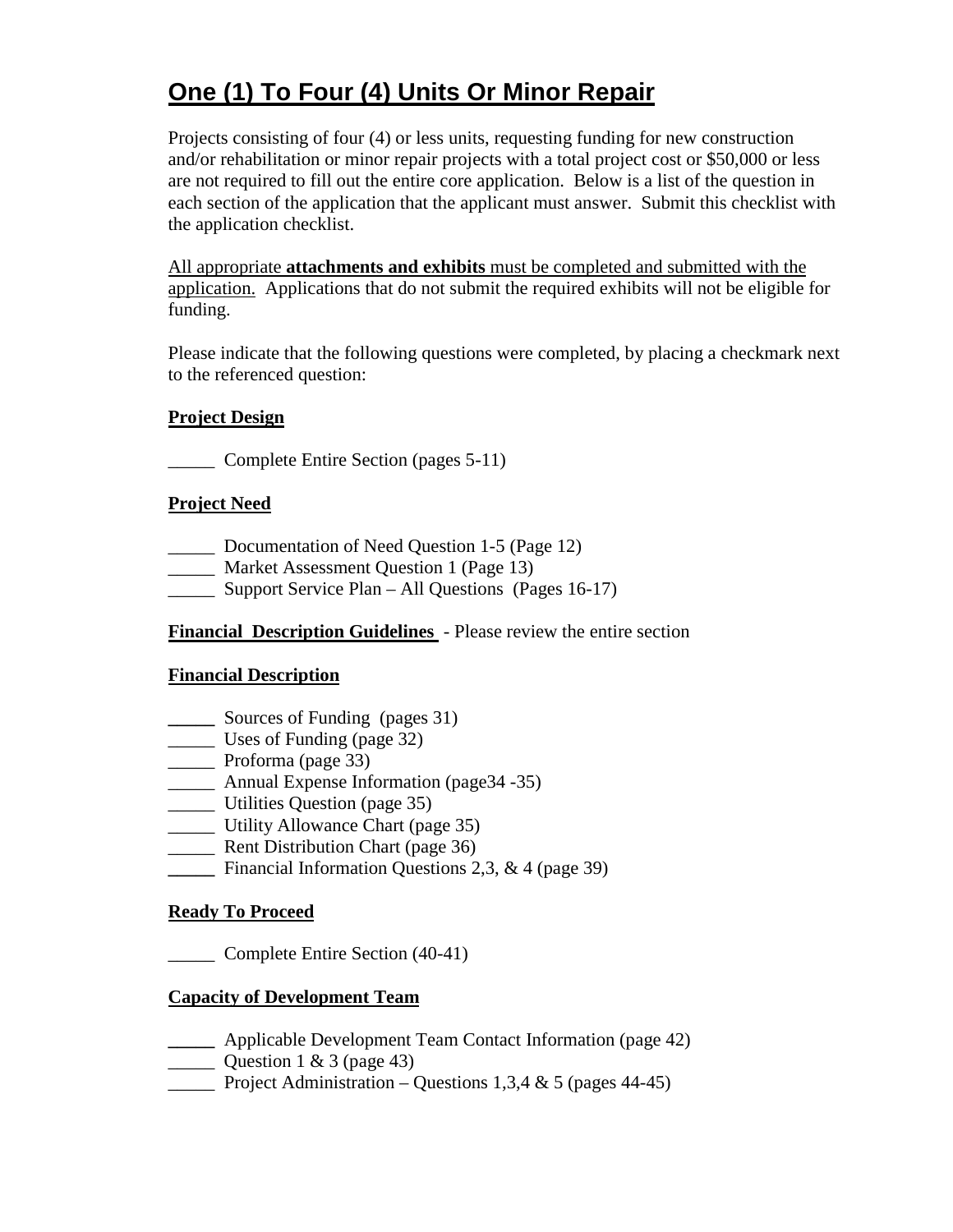# One (1) To Four (4) Units Or Minor Repair

Projects consisting of four (4) or less units, requesting funding for new construction and/or rehabilitation or minor repair projects with a total project cost or $50,000 or less are not required to fill out the entire core application. Below is a list of the question in each section of the application that the applicant must answer. Submit this checklist with the application checklist.

All appropriate **attachments and exhibits** must be completed and submitted with the application. Applications that do not submit the required exhibits will not be eligible for funding.

Please indicate that the following questions were completed, by placing a checkmark next to the referenced question:

**Project Design**

_____ Complete Entire Section (pages 5-11)

**Project Need**

_____ Documentation of Need Question 1-5 (Page 12)
_____ Market Assessment Question 1 (Page 13)
_____ Support Service Plan – All Questions (Pages 16-17)

**Financial Description Guidelines** - Please review the entire section

**Financial Description**

_____ Sources of Funding (pages 31)
_____ Uses of Funding (page 32)
_____ Proforma (page 33)
_____ Annual Expense Information (page34 -35)
_____ Utilities Question (page 35)
_____ Utility Allowance Chart (page 35)
_____ Rent Distribution Chart (page 36)
_____ Financial Information Questions 2,3, & 4 (page 39)

**Ready To Proceed**

_____ Complete Entire Section (40-41)

**Capacity of Development Team**

_____ Applicable Development Team Contact Information (page 42)
_____ Question 1 & 3 (page 43)
_____ Project Administration – Questions 1,3,4 & 5 (pages 44-45)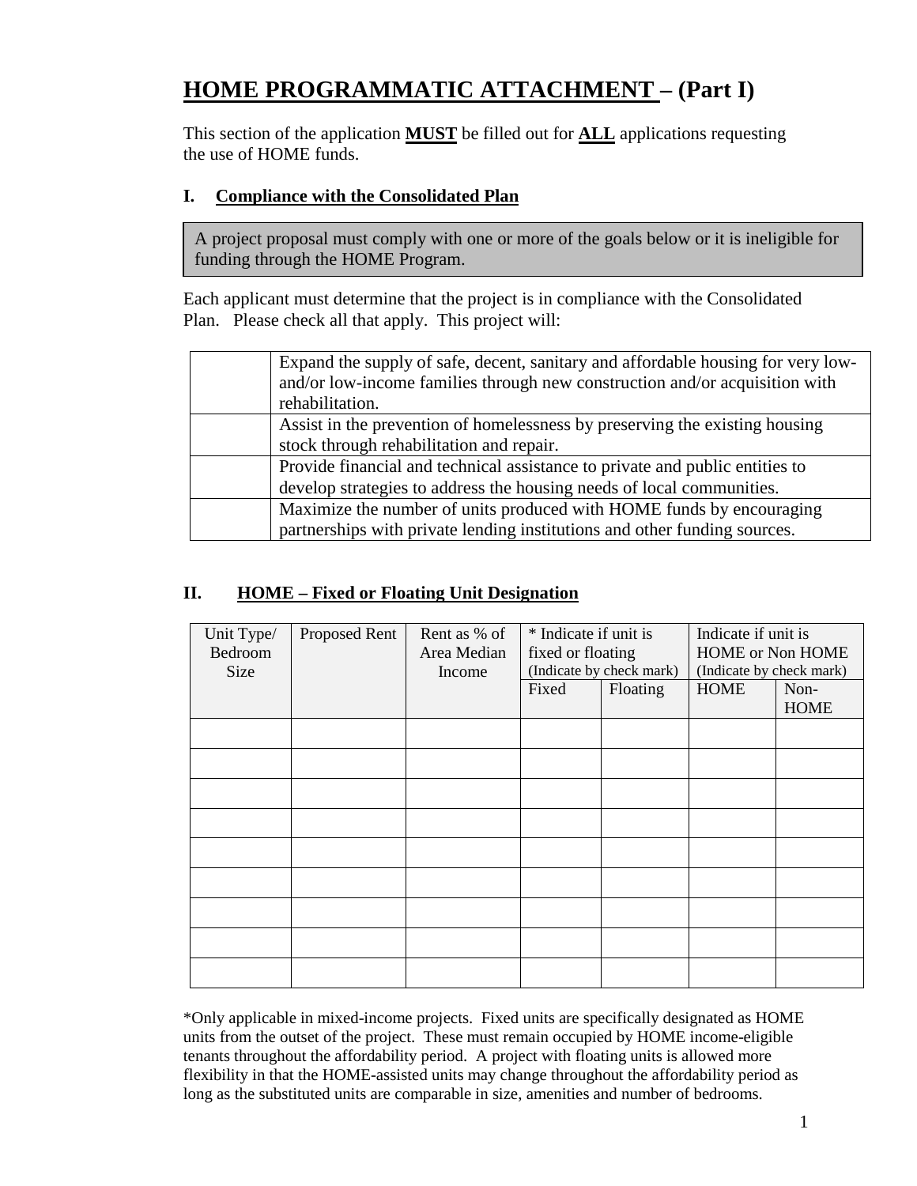# **HOME PROGRAMMATIC ATTACHMENT – (Part I)**

This section of the application **MUST** be filled out for **ALL** applications requesting the use of HOME funds.

## I. Compliance with the Consolidated Plan

A project proposal must comply with one or more of the goals below or it is ineligible for funding through the HOME Program.

Each applicant must determine that the project is in compliance with the Consolidated Plan. Please check all that apply. This project will:

| | |
|---|---|
| | Expand the supply of safe, decent, sanitary and affordable housing for very low- and/or low-income families through new construction and/or acquisition with rehabilitation. |
| | Assist in the prevention of homelessness by preserving the existing housing stock through rehabilitation and repair. |
| | Provide financial and technical assistance to private and public entities to develop strategies to address the housing needs of local communities. |
| | Maximize the number of units produced with HOME funds by encouraging partnerships with private lending institutions and other funding sources. |

## II. HOME – Fixed or Floating Unit Designation

| Unit Type/ Bedroom Size | Proposed Rent | Rent as % of Area Median Income | * Indicate if unit is fixed or floating (Indicate by check mark) | | Indicate if unit is HOME or Non HOME (Indicate by check mark) | |
|---|---|---|---|---|---|---|
| | | | Fixed | Floating | HOME | Non-HOME |
| | | | | | | |
| | | | | | | |
| | | | | | | |
| | | | | | | |
| | | | | | | |
| | | | | | | |
| | | | | | | |
| | | | | | | |
| | | | | | | |

*Only applicable in mixed-income projects. Fixed units are specifically designated as HOME units from the outset of the project. These must remain occupied by HOME income-eligible tenants throughout the affordability period. A project with floating units is allowed more flexibility in that the HOME-assisted units may change throughout the affordability period as long as the substituted units are comparable in size, amenities and number of bedrooms.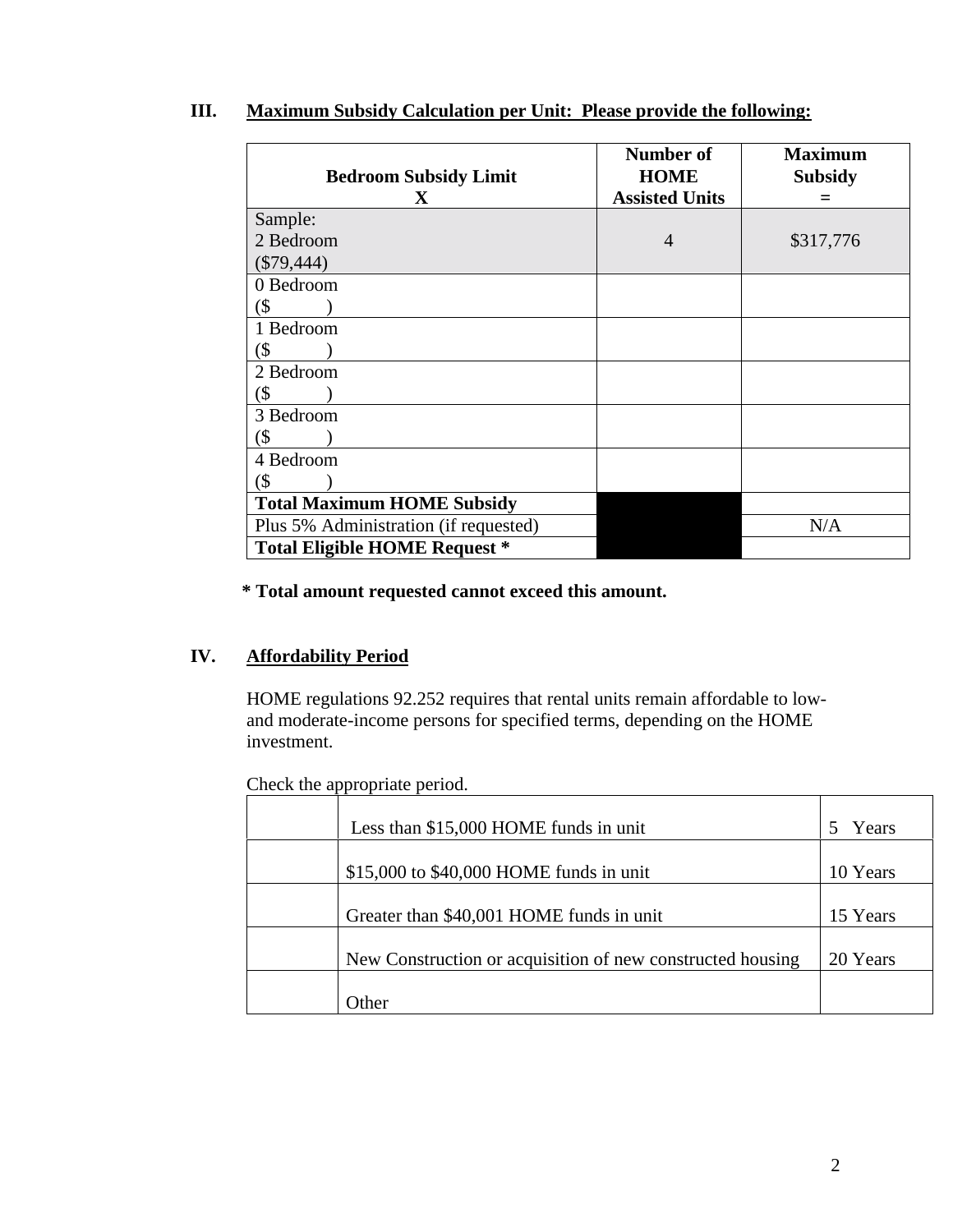## III. Maximum Subsidy Calculation per Unit: Please provide the following:

| Bedroom Subsidy Limit X | Number of HOME Assisted Units | Maximum Subsidy = |
|---|---|---|
| Sample: 2 Bedroom ($79,444) | 4 | $317,776 |
| 0 Bedroom ($ ) | | |
| 1 Bedroom ($ ) | | |
| 2 Bedroom ($ ) | | |
| 3 Bedroom ($ ) | | |
| 4 Bedroom ($ ) | | |
| **Total Maximum HOME Subsidy** | | |
| Plus 5% Administration (if requested) | | N/A |
| **Total Eligible HOME Request *** | | |

**\* Total amount requested cannot exceed this amount.**

## IV. Affordability Period

HOME regulations 92.252 requires that rental units remain affordable to low- and moderate-income persons for specified terms, depending on the HOME investment.

Check the appropriate period.

| | | |
|---|---|---|
| | Less than $15,000 HOME funds in unit | 5 Years |
| | $15,000 to $40,000 HOME funds in unit | 10 Years |
| | Greater than $40,001 HOME funds in unit | 15 Years |
| | New Construction or acquisition of new constructed housing | 20 Years |
| | Other | |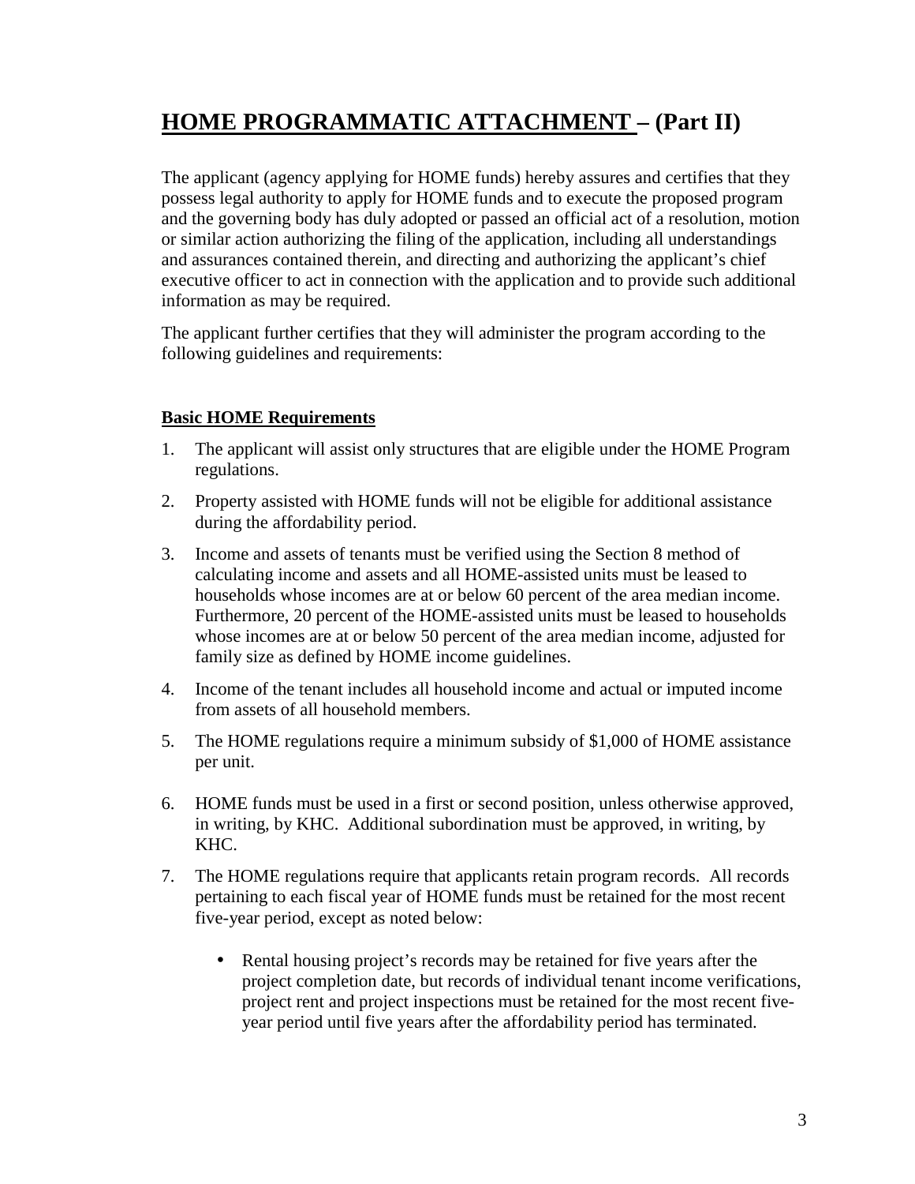# HOME PROGRAMMATIC ATTACHMENT – (Part II)

The applicant (agency applying for HOME funds) hereby assures and certifies that they possess legal authority to apply for HOME funds and to execute the proposed program and the governing body has duly adopted or passed an official act of a resolution, motion or similar action authorizing the filing of the application, including all understandings and assurances contained therein, and directing and authorizing the applicant's chief executive officer to act in connection with the application and to provide such additional information as may be required.

The applicant further certifies that they will administer the program according to the following guidelines and requirements:

## Basic HOME Requirements

1. The applicant will assist only structures that are eligible under the HOME Program regulations.
2. Property assisted with HOME funds will not be eligible for additional assistance during the affordability period.
3. Income and assets of tenants must be verified using the Section 8 method of calculating income and assets and all HOME-assisted units must be leased to households whose incomes are at or below 60 percent of the area median income. Furthermore, 20 percent of the HOME-assisted units must be leased to households whose incomes are at or below 50 percent of the area median income, adjusted for family size as defined by HOME income guidelines.
4. Income of the tenant includes all household income and actual or imputed income from assets of all household members.
5. The HOME regulations require a minimum subsidy of $1,000 of HOME assistance per unit.
6. HOME funds must be used in a first or second position, unless otherwise approved, in writing, by KHC. Additional subordination must be approved, in writing, by KHC.
7. The HOME regulations require that applicants retain program records. All records pertaining to each fiscal year of HOME funds must be retained for the most recent five-year period, except as noted below:
   - Rental housing project's records may be retained for five years after the project completion date, but records of individual tenant income verifications, project rent and project inspections must be retained for the most recent five-year period until five years after the affordability period has terminated.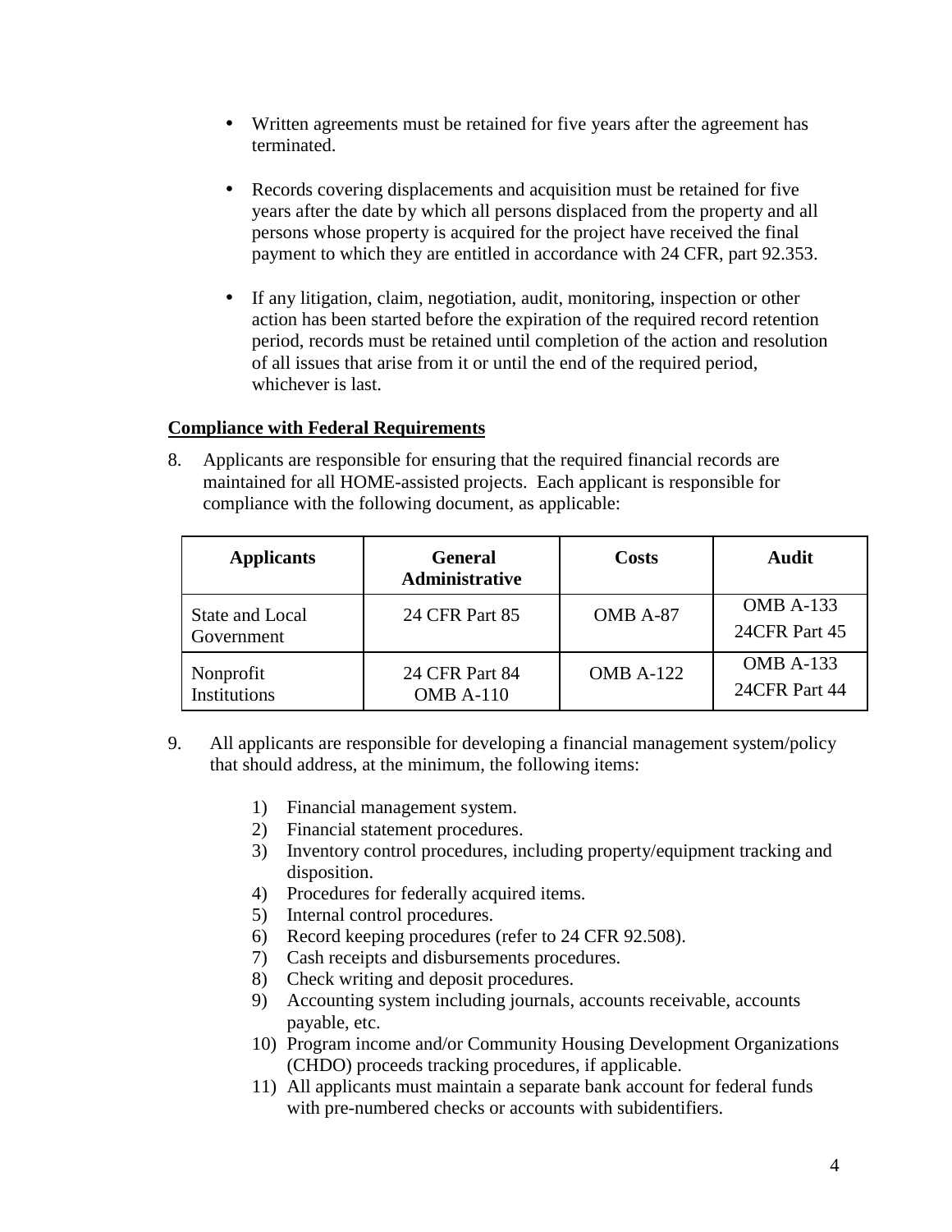- Written agreements must be retained for five years after the agreement has terminated.

- Records covering displacements and acquisition must be retained for five years after the date by which all persons displaced from the property and all persons whose property is acquired for the project have received the final payment to which they are entitled in accordance with 24 CFR, part 92.353.

- If any litigation, claim, negotiation, audit, monitoring, inspection or other action has been started before the expiration of the required record retention period, records must be retained until completion of the action and resolution of all issues that arise from it or until the end of the required period, whichever is last.

**Compliance with Federal Requirements**

8. Applicants are responsible for ensuring that the required financial records are maintained for all HOME-assisted projects. Each applicant is responsible for compliance with the following document, as applicable:

| Applicants | General Administrative | Costs | Audit |
|---|---|---|---|
| State and Local Government | 24 CFR Part 85 | OMB A-87 | OMB A-133<br>24CFR Part 45 |
| Nonprofit Institutions | 24 CFR Part 84<br>OMB A-110 | OMB A-122 | OMB A-133<br>24CFR Part 44 |

9. All applicants are responsible for developing a financial management system/policy that should address, at the minimum, the following items:

    1) Financial management system.
    2) Financial statement procedures.
    3) Inventory control procedures, including property/equipment tracking and disposition.
    4) Procedures for federally acquired items.
    5) Internal control procedures.
    6) Record keeping procedures (refer to 24 CFR 92.508).
    7) Cash receipts and disbursements procedures.
    8) Check writing and deposit procedures.
    9) Accounting system including journals, accounts receivable, accounts payable, etc.
    10) Program income and/or Community Housing Development Organizations (CHDO) proceeds tracking procedures, if applicable.
    11) All applicants must maintain a separate bank account for federal funds with pre-numbered checks or accounts with subidentifiers.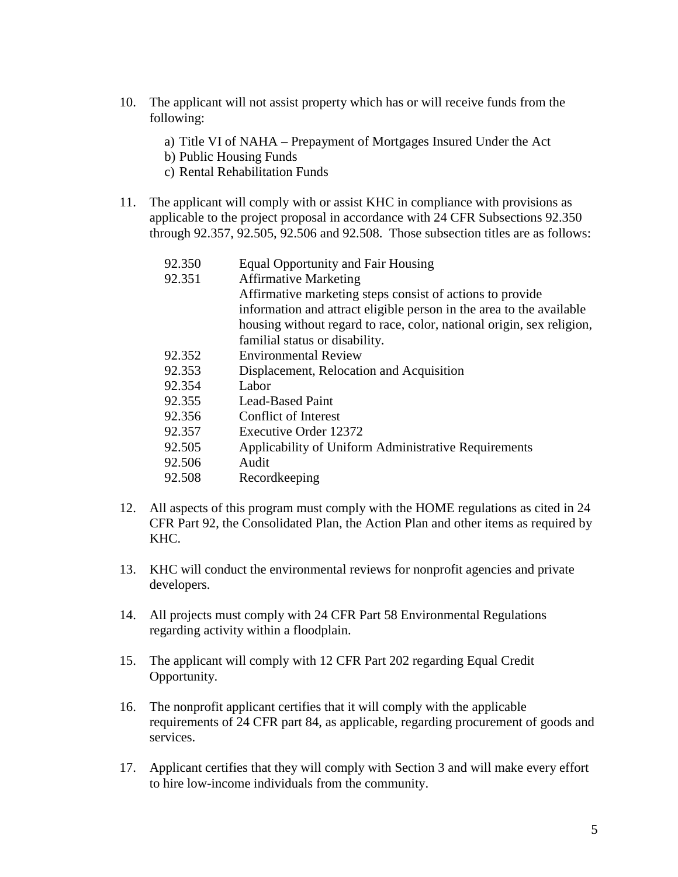10. The applicant will not assist property which has or will receive funds from the following:

    a) Title VI of NAHA – Prepayment of Mortgages Insured Under the Act
    b) Public Housing Funds
    c) Rental Rehabilitation Funds

11. The applicant will comply with or assist KHC in compliance with provisions as applicable to the project proposal in accordance with 24 CFR Subsections 92.350 through 92.357, 92.505, 92.506 and 92.508. Those subsection titles are as follows:

| | |
|---|---|
| 92.350 | Equal Opportunity and Fair Housing |
| 92.351 | Affirmative Marketing<br>Affirmative marketing steps consist of actions to provide information and attract eligible person in the area to the available housing without regard to race, color, national origin, sex religion, familial status or disability. |
| 92.352 | Environmental Review |
| 92.353 | Displacement, Relocation and Acquisition |
| 92.354 | Labor |
| 92.355 | Lead-Based Paint |
| 92.356 | Conflict of Interest |
| 92.357 | Executive Order 12372 |
| 92.505 | Applicability of Uniform Administrative Requirements |
| 92.506 | Audit |
| 92.508 | Recordkeeping |

12. All aspects of this program must comply with the HOME regulations as cited in 24 CFR Part 92, the Consolidated Plan, the Action Plan and other items as required by KHC.

13. KHC will conduct the environmental reviews for nonprofit agencies and private developers.

14. All projects must comply with 24 CFR Part 58 Environmental Regulations regarding activity within a floodplain.

15. The applicant will comply with 12 CFR Part 202 regarding Equal Credit Opportunity.

16. The nonprofit applicant certifies that it will comply with the applicable requirements of 24 CFR part 84, as applicable, regarding procurement of goods and services.

17. Applicant certifies that they will comply with Section 3 and will make every effort to hire low-income individuals from the community.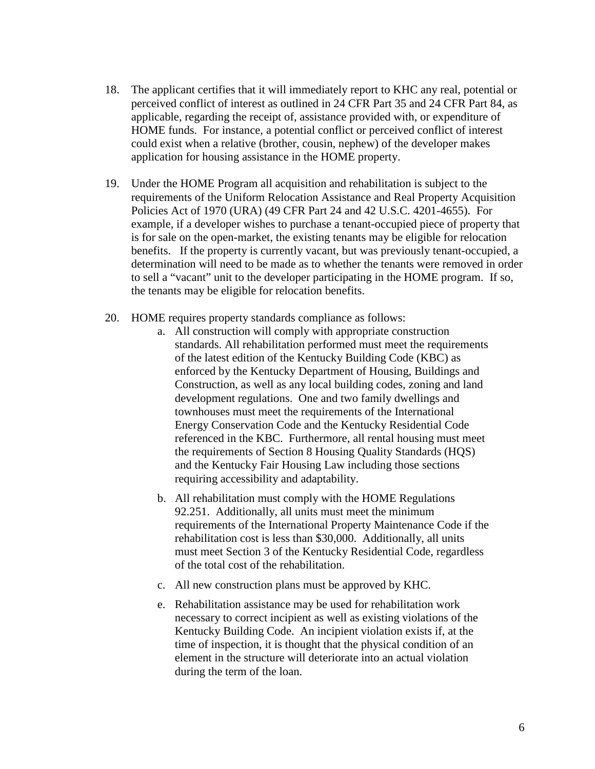18. The applicant certifies that it will immediately report to KHC any real, potential or perceived conflict of interest as outlined in 24 CFR Part 35 and 24 CFR Part 84, as applicable, regarding the receipt of, assistance provided with, or expenditure of HOME funds. For instance, a potential conflict or perceived conflict of interest could exist when a relative (brother, cousin, nephew) of the developer makes application for housing assistance in the HOME property.

19. Under the HOME Program all acquisition and rehabilitation is subject to the requirements of the Uniform Relocation Assistance and Real Property Acquisition Policies Act of 1970 (URA) (49 CFR Part 24 and 42 U.S.C. 4201-4655). For example, if a developer wishes to purchase a tenant-occupied piece of property that is for sale on the open-market, the existing tenants may be eligible for relocation benefits. If the property is currently vacant, but was previously tenant-occupied, a determination will need to be made as to whether the tenants were removed in order to sell a "vacant" unit to the developer participating in the HOME program. If so, the tenants may be eligible for relocation benefits.

20. HOME requires property standards compliance as follows:

    a. All construction will comply with appropriate construction standards. All rehabilitation performed must meet the requirements of the latest edition of the Kentucky Building Code (KBC) as enforced by the Kentucky Department of Housing, Buildings and Construction, as well as any local building codes, zoning and land development regulations. One and two family dwellings and townhouses must meet the requirements of the International Energy Conservation Code and the Kentucky Residential Code referenced in the KBC. Furthermore, all rental housing must meet the requirements of Section 8 Housing Quality Standards (HQS) and the Kentucky Fair Housing Law including those sections requiring accessibility and adaptability.

    b. All rehabilitation must comply with the HOME Regulations 92.251. Additionally, all units must meet the minimum requirements of the International Property Maintenance Code if the rehabilitation cost is less than $30,000. Additionally, all units must meet Section 3 of the Kentucky Residential Code, regardless of the total cost of the rehabilitation.

    c. All new construction plans must be approved by KHC.

    e. Rehabilitation assistance may be used for rehabilitation work necessary to correct incipient as well as existing violations of the Kentucky Building Code. An incipient violation exists if, at the time of inspection, it is thought that the physical condition of an element in the structure will deteriorate into an actual violation during the term of the loan.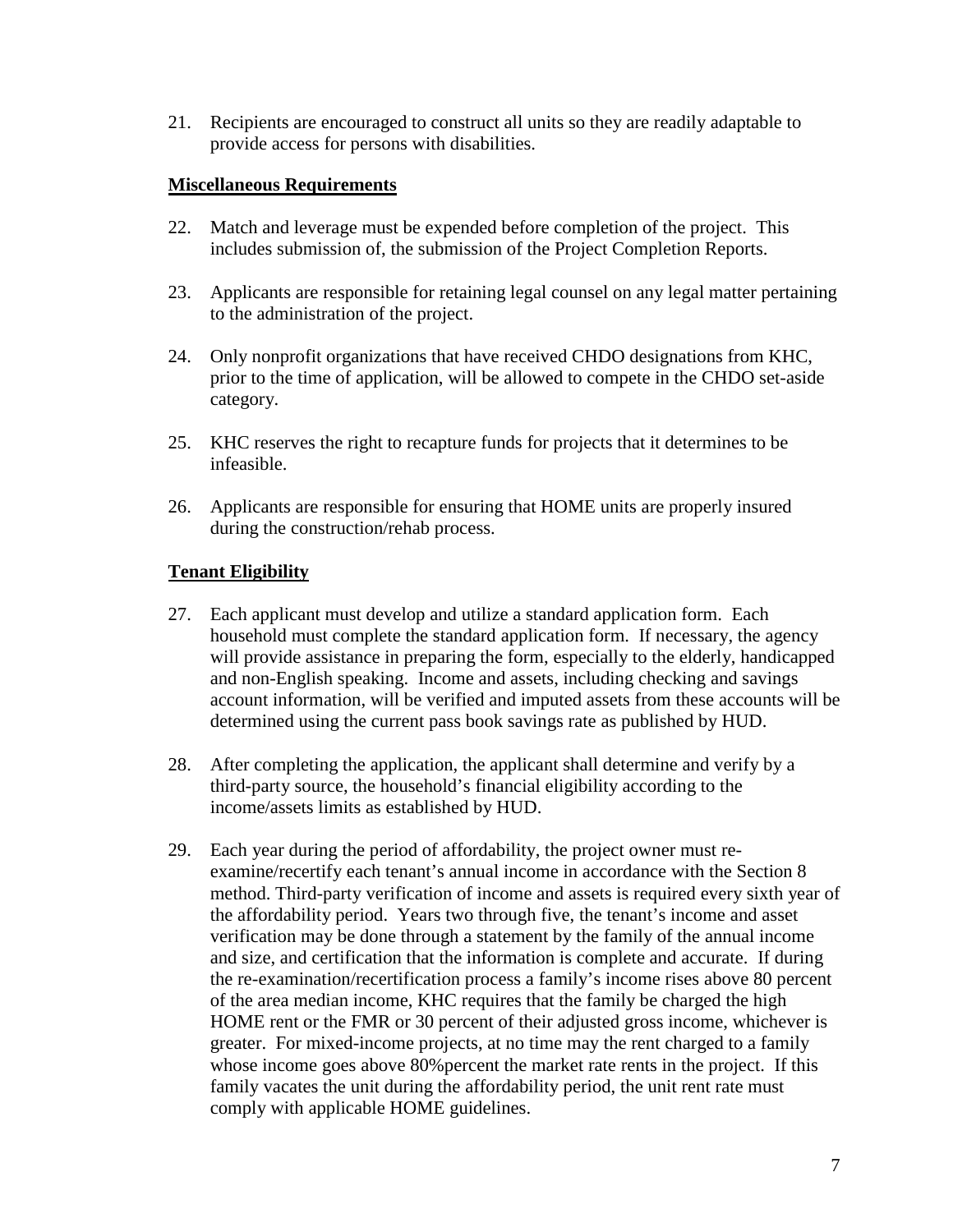21. Recipients are encouraged to construct all units so they are readily adaptable to provide access for persons with disabilities.

**Miscellaneous Requirements**

22. Match and leverage must be expended before completion of the project. This includes submission of, the submission of the Project Completion Reports.

23. Applicants are responsible for retaining legal counsel on any legal matter pertaining to the administration of the project.

24. Only nonprofit organizations that have received CHDO designations from KHC, prior to the time of application, will be allowed to compete in the CHDO set-aside category.

25. KHC reserves the right to recapture funds for projects that it determines to be infeasible.

26. Applicants are responsible for ensuring that HOME units are properly insured during the construction/rehab process.

**Tenant Eligibility**

27. Each applicant must develop and utilize a standard application form. Each household must complete the standard application form. If necessary, the agency will provide assistance in preparing the form, especially to the elderly, handicapped and non-English speaking. Income and assets, including checking and savings account information, will be verified and imputed assets from these accounts will be determined using the current pass book savings rate as published by HUD.

28. After completing the application, the applicant shall determine and verify by a third-party source, the household's financial eligibility according to the income/assets limits as established by HUD.

29. Each year during the period of affordability, the project owner must re-examine/recertify each tenant's annual income in accordance with the Section 8 method. Third-party verification of income and assets is required every sixth year of the affordability period. Years two through five, the tenant's income and asset verification may be done through a statement by the family of the annual income and size, and certification that the information is complete and accurate. If during the re-examination/recertification process a family's income rises above 80 percent of the area median income, KHC requires that the family be charged the high HOME rent or the FMR or 30 percent of their adjusted gross income, whichever is greater. For mixed-income projects, at no time may the rent charged to a family whose income goes above 80%percent the market rate rents in the project. If this family vacates the unit during the affordability period, the unit rent rate must comply with applicable HOME guidelines.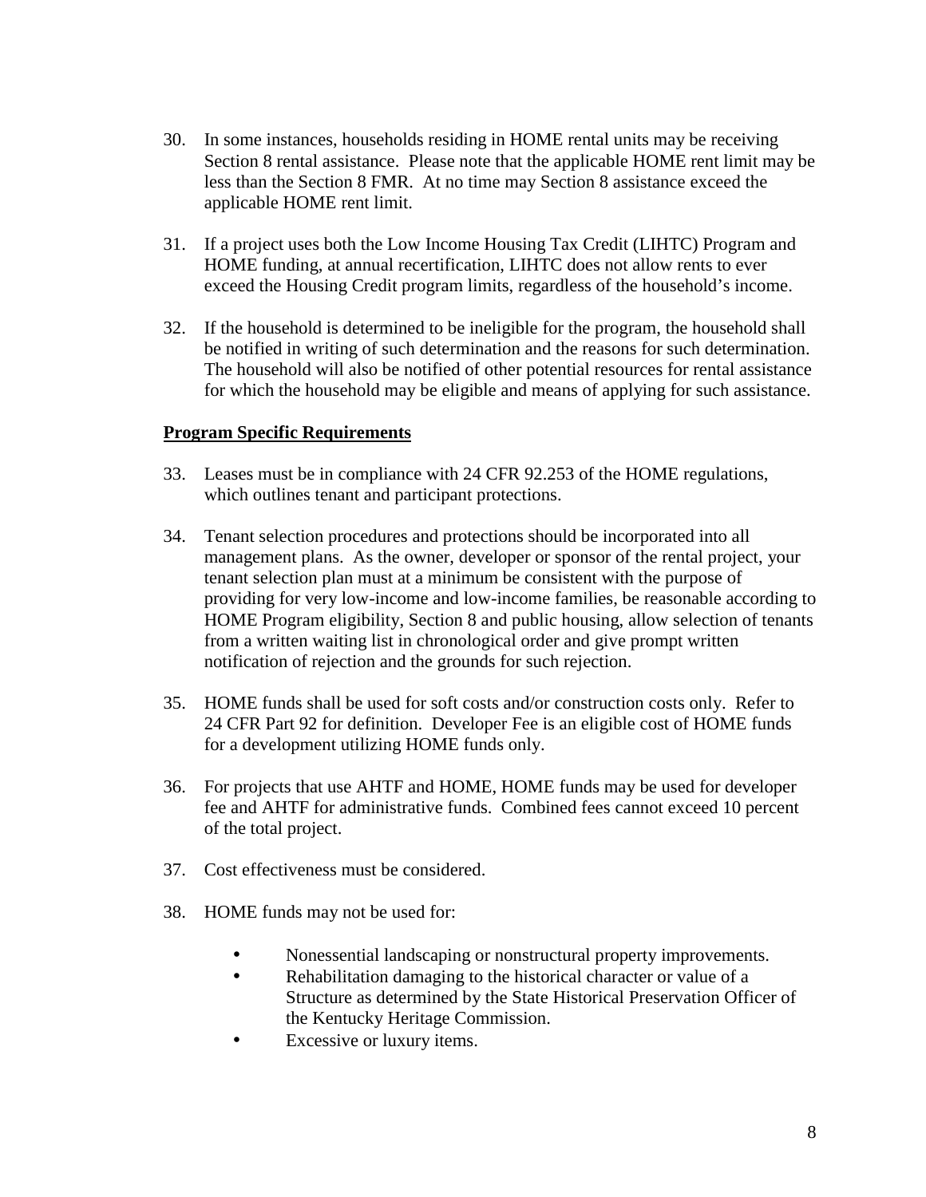30. In some instances, households residing in HOME rental units may be receiving Section 8 rental assistance. Please note that the applicable HOME rent limit may be less than the Section 8 FMR. At no time may Section 8 assistance exceed the applicable HOME rent limit.

31. If a project uses both the Low Income Housing Tax Credit (LIHTC) Program and HOME funding, at annual recertification, LIHTC does not allow rents to ever exceed the Housing Credit program limits, regardless of the household's income.

32. If the household is determined to be ineligible for the program, the household shall be notified in writing of such determination and the reasons for such determination. The household will also be notified of other potential resources for rental assistance for which the household may be eligible and means of applying for such assistance.

**Program Specific Requirements**

33. Leases must be in compliance with 24 CFR 92.253 of the HOME regulations, which outlines tenant and participant protections.

34. Tenant selection procedures and protections should be incorporated into all management plans. As the owner, developer or sponsor of the rental project, your tenant selection plan must at a minimum be consistent with the purpose of providing for very low-income and low-income families, be reasonable according to HOME Program eligibility, Section 8 and public housing, allow selection of tenants from a written waiting list in chronological order and give prompt written notification of rejection and the grounds for such rejection.

35. HOME funds shall be used for soft costs and/or construction costs only. Refer to 24 CFR Part 92 for definition. Developer Fee is an eligible cost of HOME funds for a development utilizing HOME funds only.

36. For projects that use AHTF and HOME, HOME funds may be used for developer fee and AHTF for administrative funds. Combined fees cannot exceed 10 percent of the total project.

37. Cost effectiveness must be considered.

38. HOME funds may not be used for:

    - Nonessential landscaping or nonstructural property improvements.
    - Rehabilitation damaging to the historical character or value of a Structure as determined by the State Historical Preservation Officer of the Kentucky Heritage Commission.
    - Excessive or luxury items.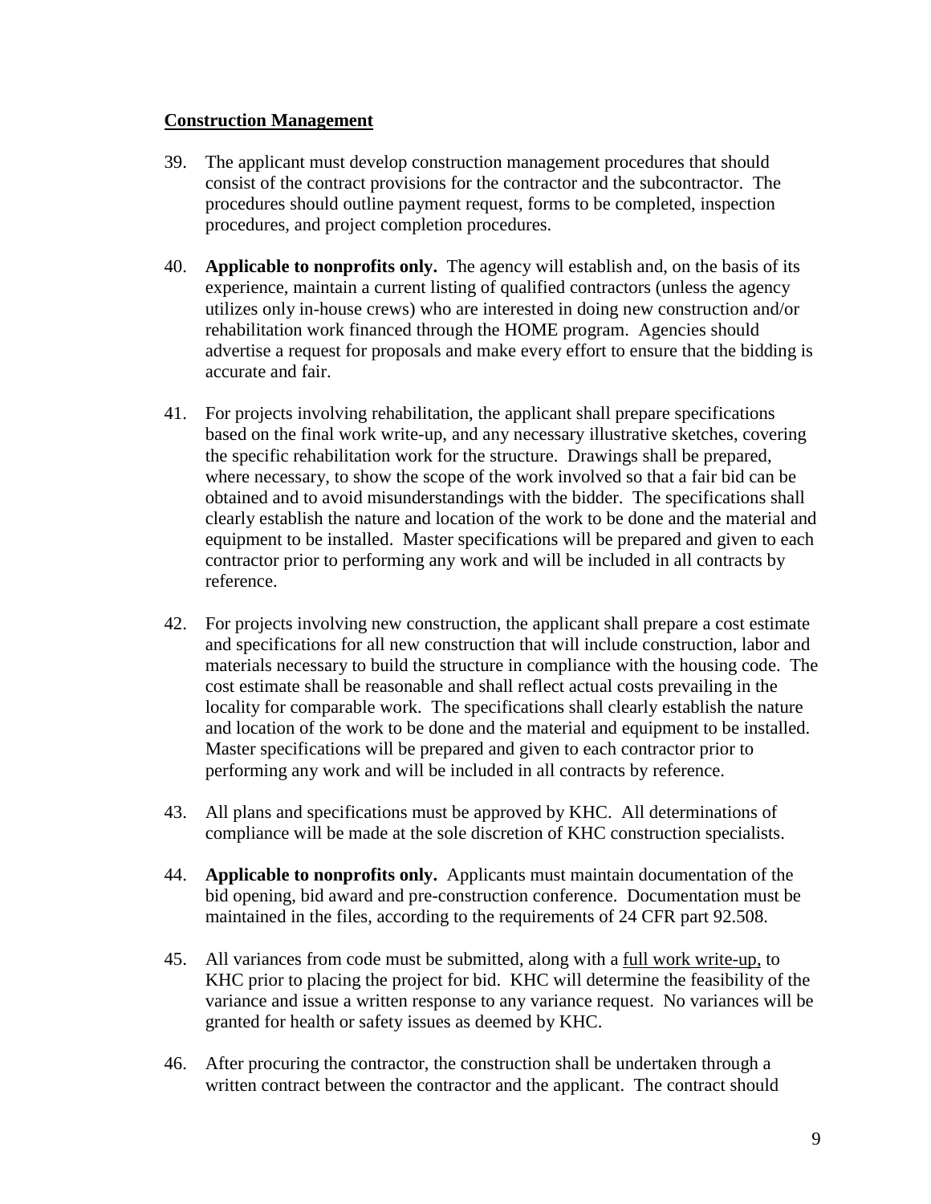**Construction Management**

39. The applicant must develop construction management procedures that should consist of the contract provisions for the contractor and the subcontractor. The procedures should outline payment request, forms to be completed, inspection procedures, and project completion procedures.

40. **Applicable to nonprofits only.** The agency will establish and, on the basis of its experience, maintain a current listing of qualified contractors (unless the agency utilizes only in-house crews) who are interested in doing new construction and/or rehabilitation work financed through the HOME program. Agencies should advertise a request for proposals and make every effort to ensure that the bidding is accurate and fair.

41. For projects involving rehabilitation, the applicant shall prepare specifications based on the final work write-up, and any necessary illustrative sketches, covering the specific rehabilitation work for the structure. Drawings shall be prepared, where necessary, to show the scope of the work involved so that a fair bid can be obtained and to avoid misunderstandings with the bidder. The specifications shall clearly establish the nature and location of the work to be done and the material and equipment to be installed. Master specifications will be prepared and given to each contractor prior to performing any work and will be included in all contracts by reference.

42. For projects involving new construction, the applicant shall prepare a cost estimate and specifications for all new construction that will include construction, labor and materials necessary to build the structure in compliance with the housing code. The cost estimate shall be reasonable and shall reflect actual costs prevailing in the locality for comparable work. The specifications shall clearly establish the nature and location of the work to be done and the material and equipment to be installed. Master specifications will be prepared and given to each contractor prior to performing any work and will be included in all contracts by reference.

43. All plans and specifications must be approved by KHC. All determinations of compliance will be made at the sole discretion of KHC construction specialists.

44. **Applicable to nonprofits only.** Applicants must maintain documentation of the bid opening, bid award and pre-construction conference. Documentation must be maintained in the files, according to the requirements of 24 CFR part 92.508.

45. All variances from code must be submitted, along with a <u>full work write-up,</u> to KHC prior to placing the project for bid. KHC will determine the feasibility of the variance and issue a written response to any variance request. No variances will be granted for health or safety issues as deemed by KHC.

46. After procuring the contractor, the construction shall be undertaken through a written contract between the contractor and the applicant. The contract should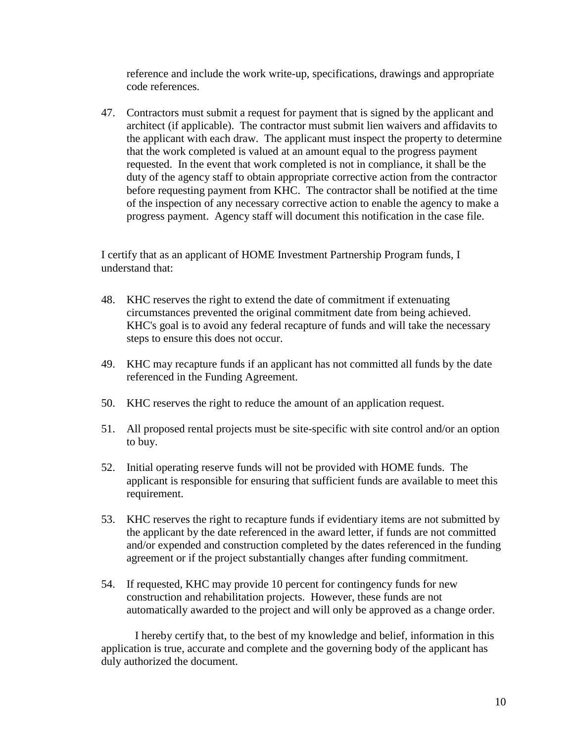reference and include the work write-up, specifications, drawings and appropriate code references.

47. Contractors must submit a request for payment that is signed by the applicant and architect (if applicable). The contractor must submit lien waivers and affidavits to the applicant with each draw. The applicant must inspect the property to determine that the work completed is valued at an amount equal to the progress payment requested. In the event that work completed is not in compliance, it shall be the duty of the agency staff to obtain appropriate corrective action from the contractor before requesting payment from KHC. The contractor shall be notified at the time of the inspection of any necessary corrective action to enable the agency to make a progress payment. Agency staff will document this notification in the case file.

I certify that as an applicant of HOME Investment Partnership Program funds, I understand that:

48. KHC reserves the right to extend the date of commitment if extenuating circumstances prevented the original commitment date from being achieved. KHC's goal is to avoid any federal recapture of funds and will take the necessary steps to ensure this does not occur.

49. KHC may recapture funds if an applicant has not committed all funds by the date referenced in the Funding Agreement.

50. KHC reserves the right to reduce the amount of an application request.

51. All proposed rental projects must be site-specific with site control and/or an option to buy.

52. Initial operating reserve funds will not be provided with HOME funds. The applicant is responsible for ensuring that sufficient funds are available to meet this requirement.

53. KHC reserves the right to recapture funds if evidentiary items are not submitted by the applicant by the date referenced in the award letter, if funds are not committed and/or expended and construction completed by the dates referenced in the funding agreement or if the project substantially changes after funding commitment.

54. If requested, KHC may provide 10 percent for contingency funds for new construction and rehabilitation projects. However, these funds are not automatically awarded to the project and will only be approved as a change order.

I hereby certify that, to the best of my knowledge and belief, information in this application is true, accurate and complete and the governing body of the applicant has duly authorized the document.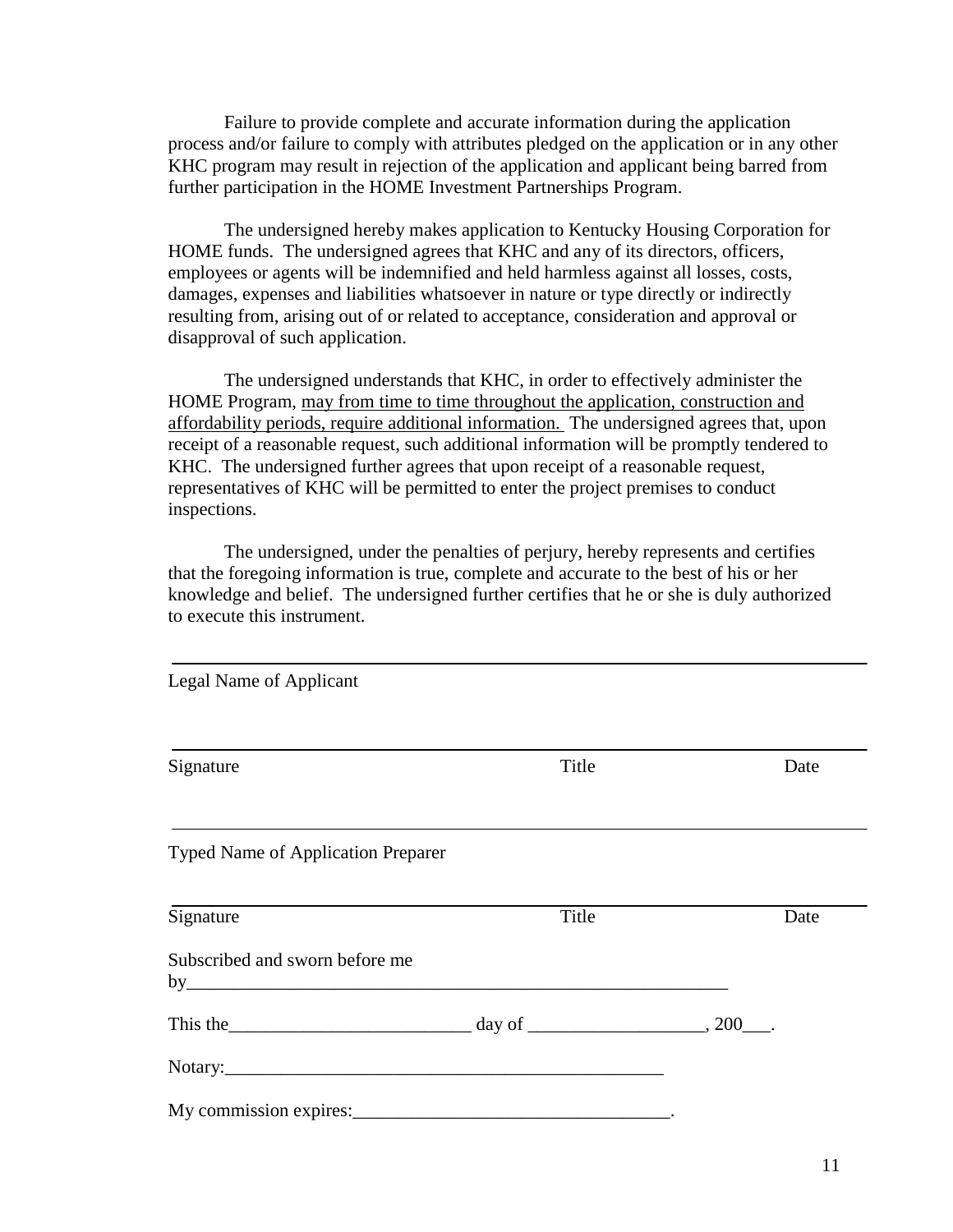Failure to provide complete and accurate information during the application process and/or failure to comply with attributes pledged on the application or in any other KHC program may result in rejection of the application and applicant being barred from further participation in the HOME Investment Partnerships Program.

The undersigned hereby makes application to Kentucky Housing Corporation for HOME funds. The undersigned agrees that KHC and any of its directors, officers, employees or agents will be indemnified and held harmless against all losses, costs, damages, expenses and liabilities whatsoever in nature or type directly or indirectly resulting from, arising out of or related to acceptance, consideration and approval or disapproval of such application.

The undersigned understands that KHC, in order to effectively administer the HOME Program, <u>may from time to time throughout the application, construction and affordability periods, require additional information.</u> The undersigned agrees that, upon receipt of a reasonable request, such additional information will be promptly tendered to KHC. The undersigned further agrees that upon receipt of a reasonable request, representatives of KHC will be permitted to enter the project premises to conduct inspections.

The undersigned, under the penalties of perjury, hereby represents and certifies that the foregoing information is true, complete and accurate to the best of his or her knowledge and belief. The undersigned further certifies that he or she is duly authorized to execute this instrument.

______________________________________________________________________

Legal Name of Applicant

______________________________________________________________________

Signature                                        Title                                        Date

______________________________________________________________________

Typed Name of Application Preparer

______________________________________________________________________

Signature                                        Title                                        Date

Subscribed and sworn before me by______________________________________________________________

This the__________________________ day of ___________________, 200___.

Notary:_________________________________________________

My commission expires:__________________________________.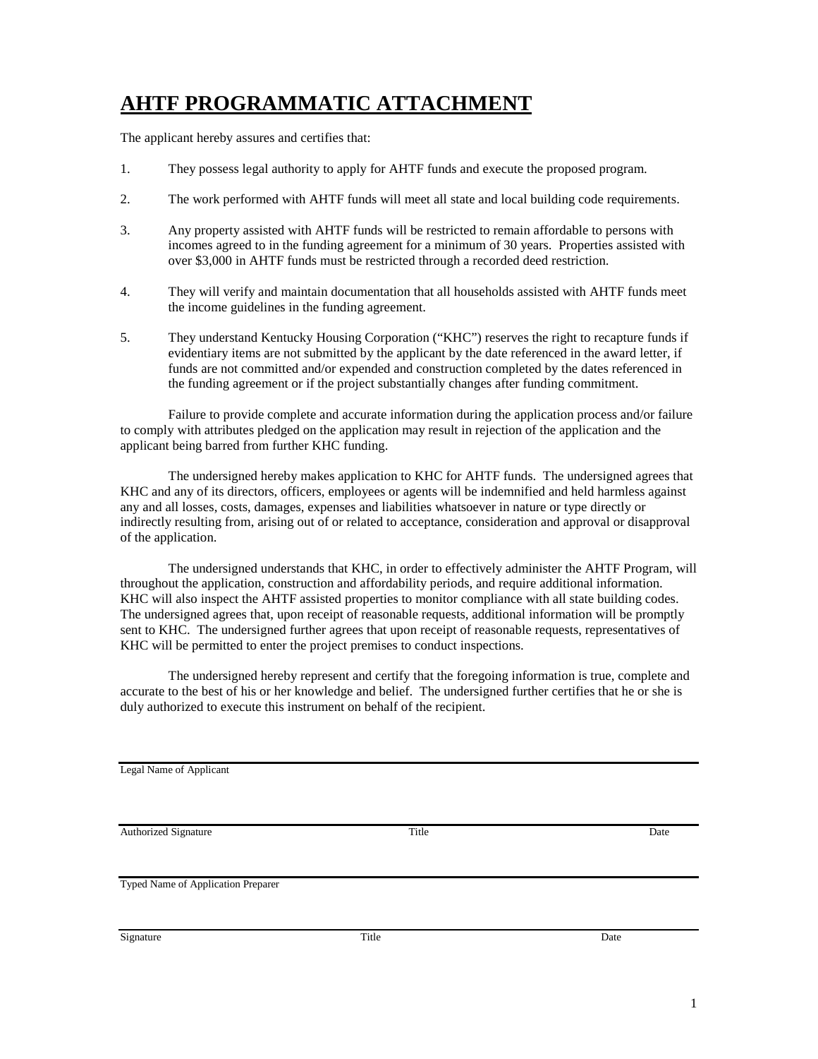# AHTF PROGRAMMATIC ATTACHMENT

The applicant hereby assures and certifies that:

1. They possess legal authority to apply for AHTF funds and execute the proposed program.

2. The work performed with AHTF funds will meet all state and local building code requirements.

3. Any property assisted with AHTF funds will be restricted to remain affordable to persons with incomes agreed to in the funding agreement for a minimum of 30 years. Properties assisted with over $3,000 in AHTF funds must be restricted through a recorded deed restriction.

4. They will verify and maintain documentation that all households assisted with AHTF funds meet the income guidelines in the funding agreement.

5. They understand Kentucky Housing Corporation ("KHC") reserves the right to recapture funds if evidentiary items are not submitted by the applicant by the date referenced in the award letter, if funds are not committed and/or expended and construction completed by the dates referenced in the funding agreement or if the project substantially changes after funding commitment.

Failure to provide complete and accurate information during the application process and/or failure to comply with attributes pledged on the application may result in rejection of the application and the applicant being barred from further KHC funding.

The undersigned hereby makes application to KHC for AHTF funds. The undersigned agrees that KHC and any of its directors, officers, employees or agents will be indemnified and held harmless against any and all losses, costs, damages, expenses and liabilities whatsoever in nature or type directly or indirectly resulting from, arising out of or related to acceptance, consideration and approval or disapproval of the application.

The undersigned understands that KHC, in order to effectively administer the AHTF Program, will throughout the application, construction and affordability periods, and require additional information. KHC will also inspect the AHTF assisted properties to monitor compliance with all state building codes. The undersigned agrees that, upon receipt of reasonable requests, additional information will be promptly sent to KHC. The undersigned further agrees that upon receipt of reasonable requests, representatives of KHC will be permitted to enter the project premises to conduct inspections.

The undersigned hereby represent and certify that the foregoing information is true, complete and accurate to the best of his or her knowledge and belief. The undersigned further certifies that he or she is duly authorized to execute this instrument on behalf of the recipient.

_______________________________________________
Legal Name of Applicant

_______________________________________________
Authorized Signature　　　　Title　　　　Date

_______________________________________________
Typed Name of Application Preparer

_______________________________________________
Signature　　　　Title　　　　Date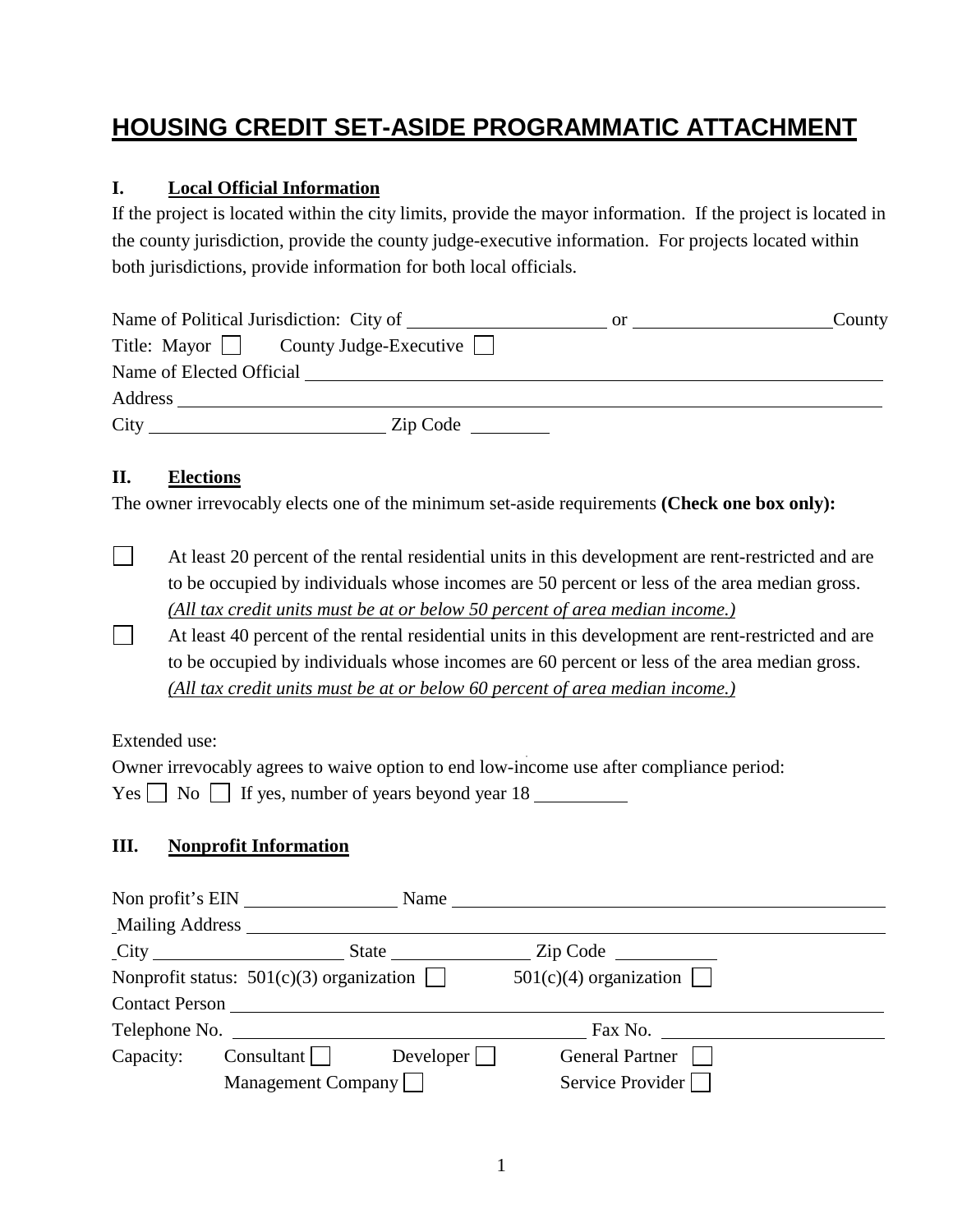# HOUSING CREDIT SET-ASIDE PROGRAMMATIC ATTACHMENT

## I. Local Official Information

If the project is located within the city limits, provide the mayor information. If the project is located in the county jurisdiction, provide the county judge-executive information. For projects located within both jurisdictions, provide information for both local officials.

Name of Political Jurisdiction: City of ____________________ or ____________________ County

Title: Mayor ☐ County Judge-Executive ☐

Name of Elected Official ____________________________________________

Address ____________________________________________

City ________________________ Zip Code __________

## II. Elections

The owner irrevocably elects one of the minimum set-aside requirements **(Check one box only):**

☐ At least 20 percent of the rental residential units in this development are rent-restricted and are to be occupied by individuals whose incomes are 50 percent or less of the area median gross. *(All tax credit units must be at or below 50 percent of area median income.)*

☐ At least 40 percent of the rental residential units in this development are rent-restricted and are to be occupied by individuals whose incomes are 60 percent or less of the area median gross. *(All tax credit units must be at or below 60 percent of area median income.)*

Extended use:

Owner irrevocably agrees to waive option to end low-income use after compliance period:

Yes ☐ No ☐ If yes, number of years beyond year 18 __________

## III. Nonprofit Information

Non profit's EIN ________________ Name ____________________________________________

Mailing Address ____________________________________________

City ____________________ State ______________ Zip Code __________

Nonprofit status: 501(c)(3) organization ☐ 501(c)(4) organization ☐

Contact Person ____________________________________________

Telephone No. ______________________________ Fax No. ____________________

Capacity: Consultant ☐ Developer ☐ General Partner ☐

Management Company ☐ Service Provider ☐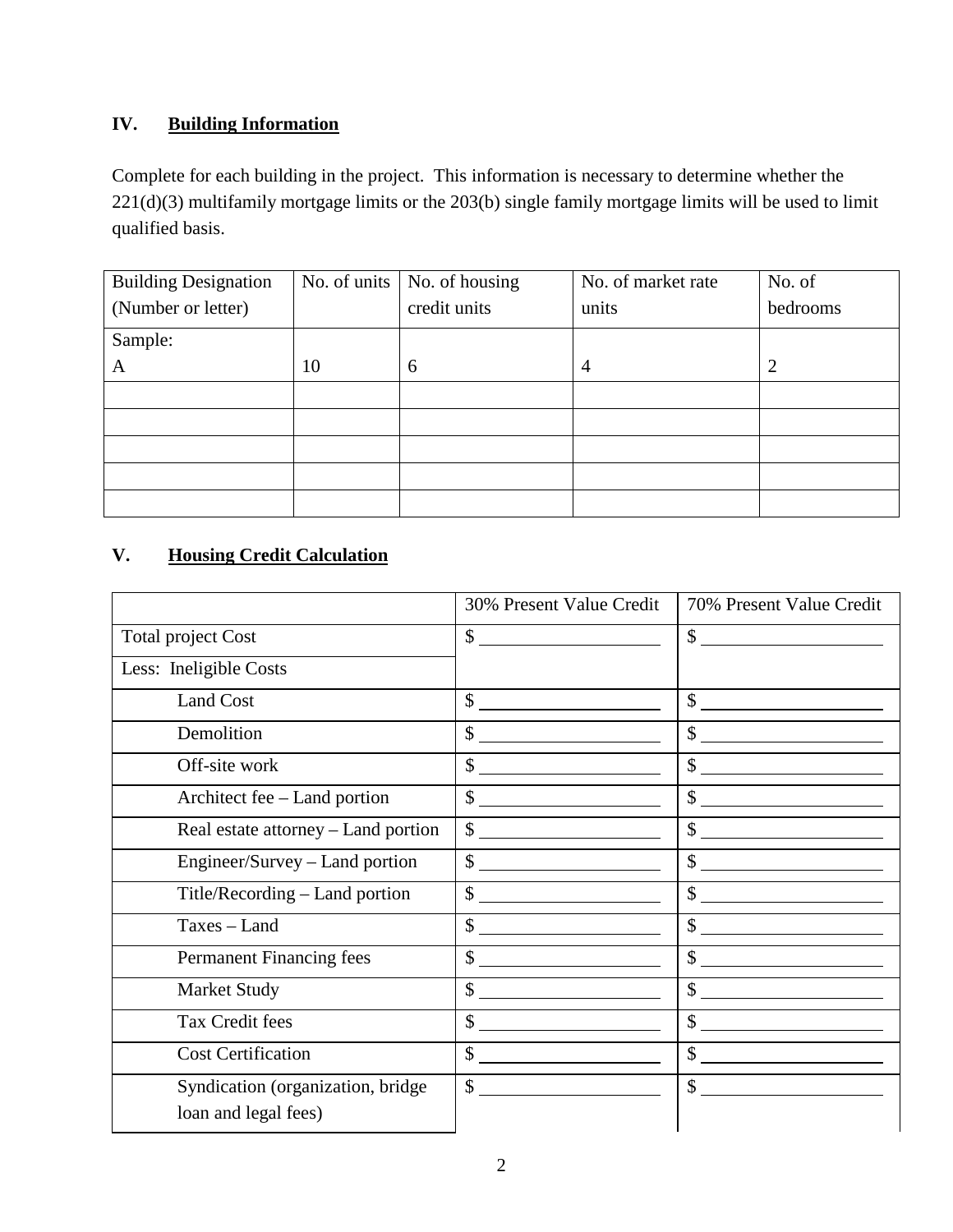## IV. Building Information

Complete for each building in the project. This information is necessary to determine whether the 221(d)(3) multifamily mortgage limits or the 203(b) single family mortgage limits will be used to limit qualified basis.

| Building Designation (Number or letter) | No. of units | No. of housing credit units | No. of market rate units | No. of bedrooms |
|---|---|---|---|---|
| Sample: A | 10 | 6 | 4 | 2 |
| | | | | |
| | | | | |
| | | | | |
| | | | | |
| | | | | |

## V. Housing Credit Calculation

| | 30% Present Value Credit | 70% Present Value Credit |
|---|---|---|
| Total project Cost | $ ____________ | $ ____________ |
| Less: Ineligible Costs | | |
| Land Cost | $ ____________ | $ ____________ |
| Demolition | $ ____________ | $ ____________ |
| Off-site work | $ ____________ | $ ____________ |
| Architect fee – Land portion | $ ____________ | $ ____________ |
| Real estate attorney – Land portion | $ ____________ | $ ____________ |
| Engineer/Survey – Land portion | $ ____________ | $ ____________ |
| Title/Recording – Land portion | $ ____________ | $ ____________ |
| Taxes – Land | $ ____________ | $ ____________ |
| Permanent Financing fees | $ ____________ | $ ____________ |
| Market Study | $ ____________ | $ ____________ |
| Tax Credit fees | $ ____________ | $ ____________ |
| Cost Certification | $ ____________ | $ ____________ |
| Syndication (organization, bridge loan and legal fees) | $ ____________ | $ ____________ |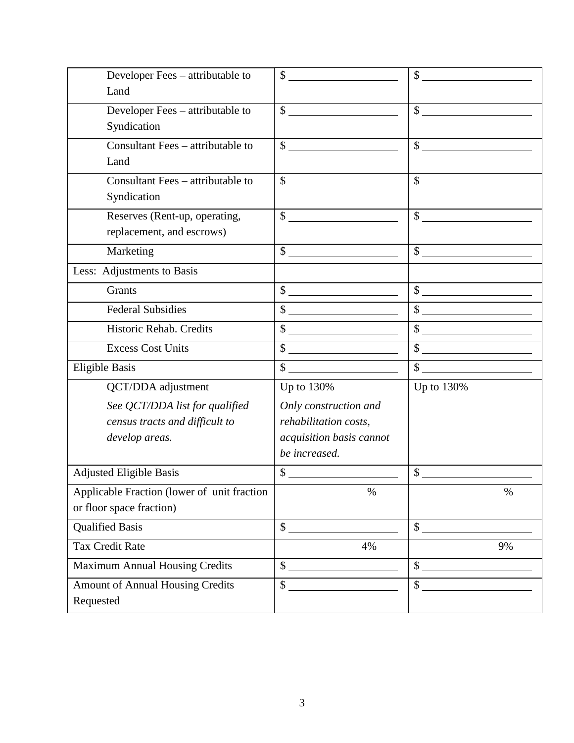| | | |
|---|---|---|
| Developer Fees – attributable to Land | $ ______________ | $ ______________ |
| Developer Fees – attributable to Syndication | $ ______________ | $ ______________ |
| Consultant Fees – attributable to Land | $ ______________ | $ ______________ |
| Consultant Fees – attributable to Syndication | $ ______________ | $ ______________ |
| Reserves (Rent-up, operating, replacement, and escrows) | $ ______________ | $ ______________ |
| Marketing | $ ______________ | $ ______________ |
| Less: Adjustments to Basis | | |
| Grants | $ ______________ | $ ______________ |
| Federal Subsidies | $ ______________ | $ ______________ |
| Historic Rehab. Credits | $ ______________ | $ ______________ |
| Excess Cost Units | $ ______________ | $ ______________ |
| Eligible Basis | $ ______________ | $ ______________ |
| QCT/DDA adjustment<br>*See QCT/DDA list for qualified census tracts and difficult to develop areas.* | Up to 130%<br>*Only construction and rehabilitation costs, acquisition basis cannot be increased.* | Up to 130% |
| Adjusted Eligible Basis | $ ______________ | $ ______________ |
| Applicable Fraction (lower of unit fraction or floor space fraction) | % | % |
| Qualified Basis | $ ______________ | $ ______________ |
| Tax Credit Rate | 4% | 9% |
| Maximum Annual Housing Credits | $ ______________ | $ ______________ |
| Amount of Annual Housing Credits Requested | $ ______________ | $ ______________ |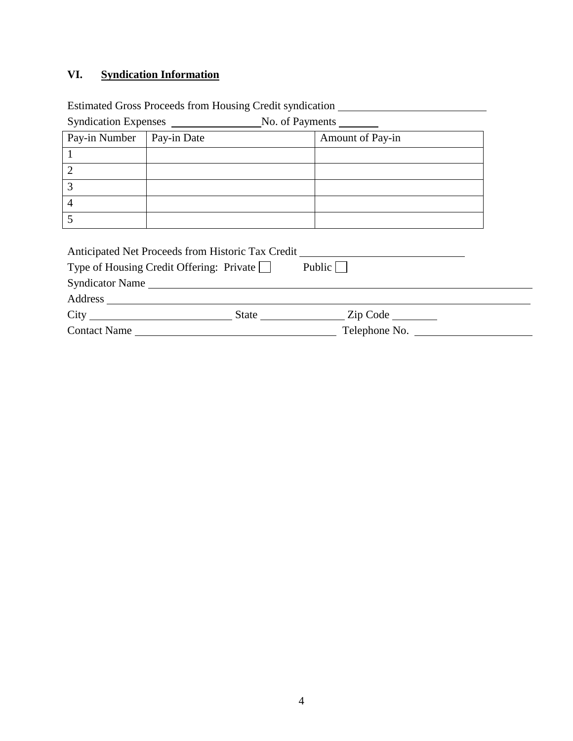## VI. **Syndication Information**

Estimated Gross Proceeds from Housing Credit syndication ___________________________

Syndication Expenses ________________ No. of Payments _______

| Pay-in Number | Pay-in Date | Amount of Pay-in |
|---|---|---|
| 1 | | |
| 2 | | |
| 3 | | |
| 4 | | |
| 5 | | |

Anticipated Net Proceeds from Historic Tax Credit ______________________________

Type of Housing Credit Offering: Private ☐ Public ☐

Syndicator Name ____________________________________________________________

Address ___________________________________________________________________

City _________________________ State _______________ Zip Code ________

Contact Name ____________________________________ Telephone No. _____________________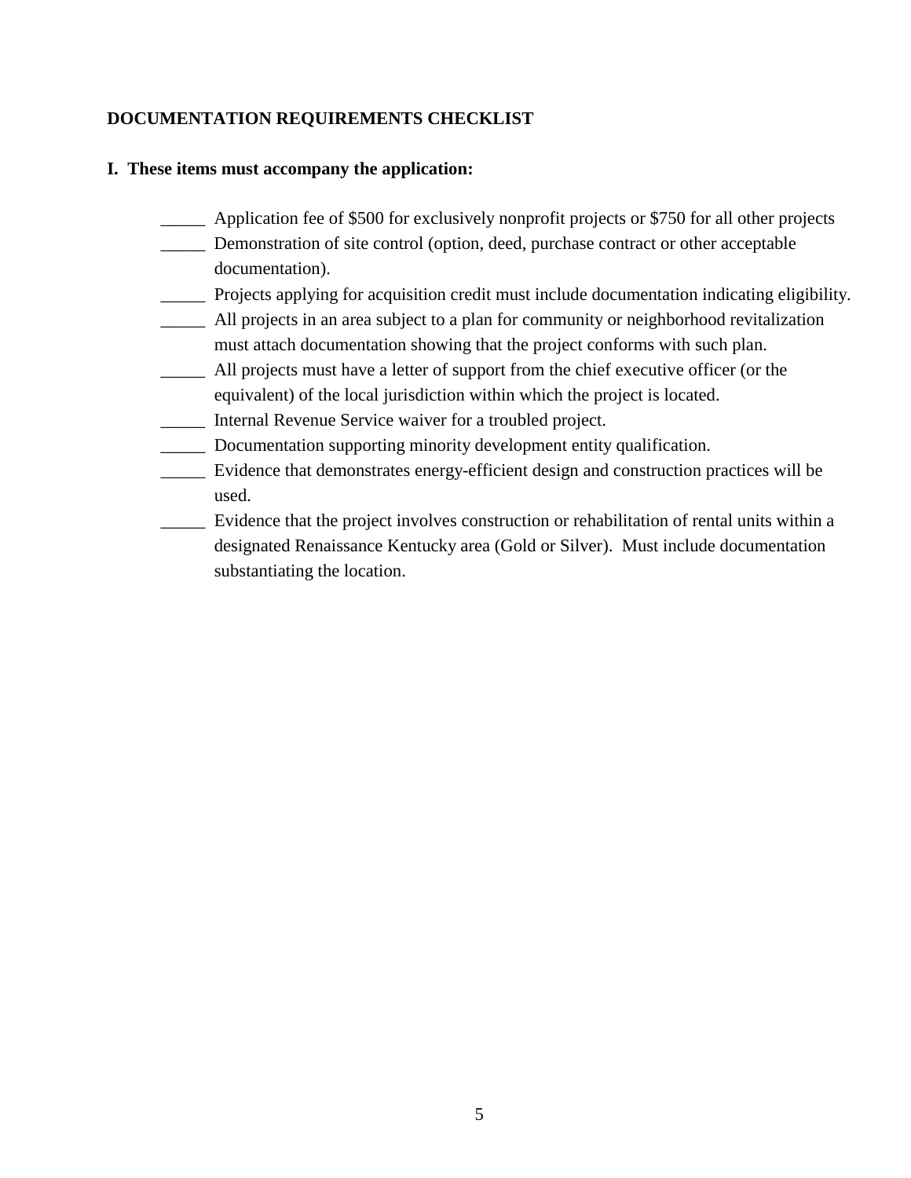**DOCUMENTATION REQUIREMENTS CHECKLIST**

**I. These items must accompany the application:**

_____ Application fee of $500 for exclusively nonprofit projects or $750 for all other projects

_____ Demonstration of site control (option, deed, purchase contract or other acceptable documentation).

_____ Projects applying for acquisition credit must include documentation indicating eligibility.

_____ All projects in an area subject to a plan for community or neighborhood revitalization must attach documentation showing that the project conforms with such plan.

_____ All projects must have a letter of support from the chief executive officer (or the equivalent) of the local jurisdiction within which the project is located.

_____ Internal Revenue Service waiver for a troubled project.

_____ Documentation supporting minority development entity qualification.

_____ Evidence that demonstrates energy-efficient design and construction practices will be used.

_____ Evidence that the project involves construction or rehabilitation of rental units within a designated Renaissance Kentucky area (Gold or Silver). Must include documentation substantiating the location.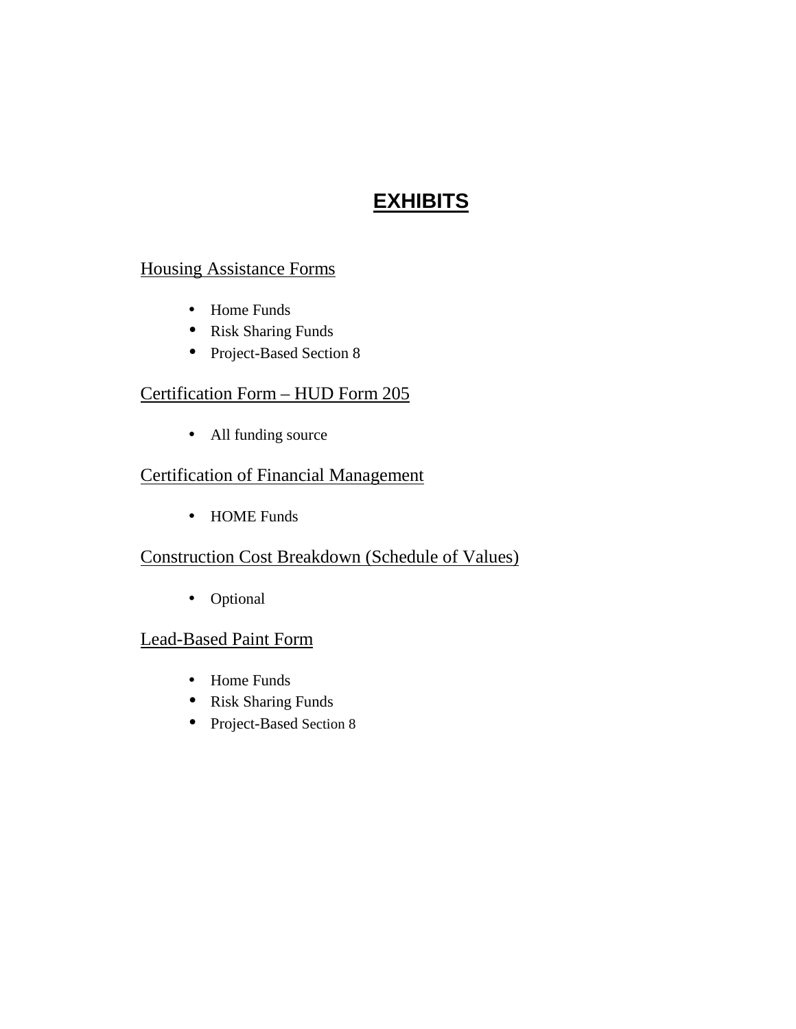# EXHIBITS

Housing Assistance Forms

- Home Funds
- Risk Sharing Funds
- Project-Based Section 8

Certification Form – HUD Form 205

- All funding source

Certification of Financial Management

- HOME Funds

Construction Cost Breakdown (Schedule of Values)

- Optional

Lead-Based Paint Form

- Home Funds
- Risk Sharing Funds
- Project-Based Section 8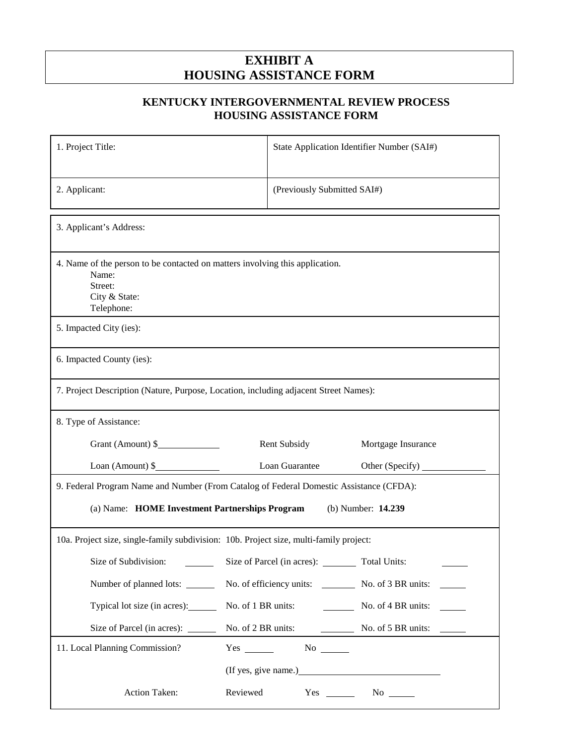# EXHIBIT A
# HOUSING ASSISTANCE FORM

## KENTUCKY INTERGOVERNMENTAL REVIEW PROCESS
## HOUSING ASSISTANCE FORM

| 1. Project Title: | State Application Identifier Number (SAI#) |
|---|---|
| 2. Applicant: | (Previously Submitted SAI#) |

3. Applicant's Address:

4. Name of the person to be contacted on matters involving this application.
 Name:
 Street:
 City & State:
 Telephone:

5. Impacted City (ies):

6. Impacted County (ies):

7. Project Description (Nature, Purpose, Location, including adjacent Street Names):

8. Type of Assistance:

| | | |
|---|---|---|
| Grant (Amount) $____________ | Rent Subsidy | Mortgage Insurance |
| Loan (Amount) $____________ | Loan Guarantee | Other (Specify) ____________ |

9. Federal Program Name and Number (From Catalog of Federal Domestic Assistance (CFDA):

 (a) Name: **HOME Investment Partnerships Program** (b) Number: **14.239**

10a. Project size, single-family subdivision: 10b. Project size, multi-family project:

| | | |
|---|---|---|
| Size of Subdivision: ______ | Size of Parcel (in acres): ______ | Total Units: ______ |
| Number of planned lots: ______ | No. of efficiency units: ______ | No. of 3 BR units: ______ |
| Typical lot size (in acres): ______ | No. of 1 BR units: ______ | No. of 4 BR units: ______ |
| Size of Parcel (in acres): ______ | No. of 2 BR units: ______ | No. of 5 BR units: ______ |

11. Local Planning Commission? Yes ______ No ______

(If yes, give name.)______________________________

Action Taken: Reviewed Yes ______ No ______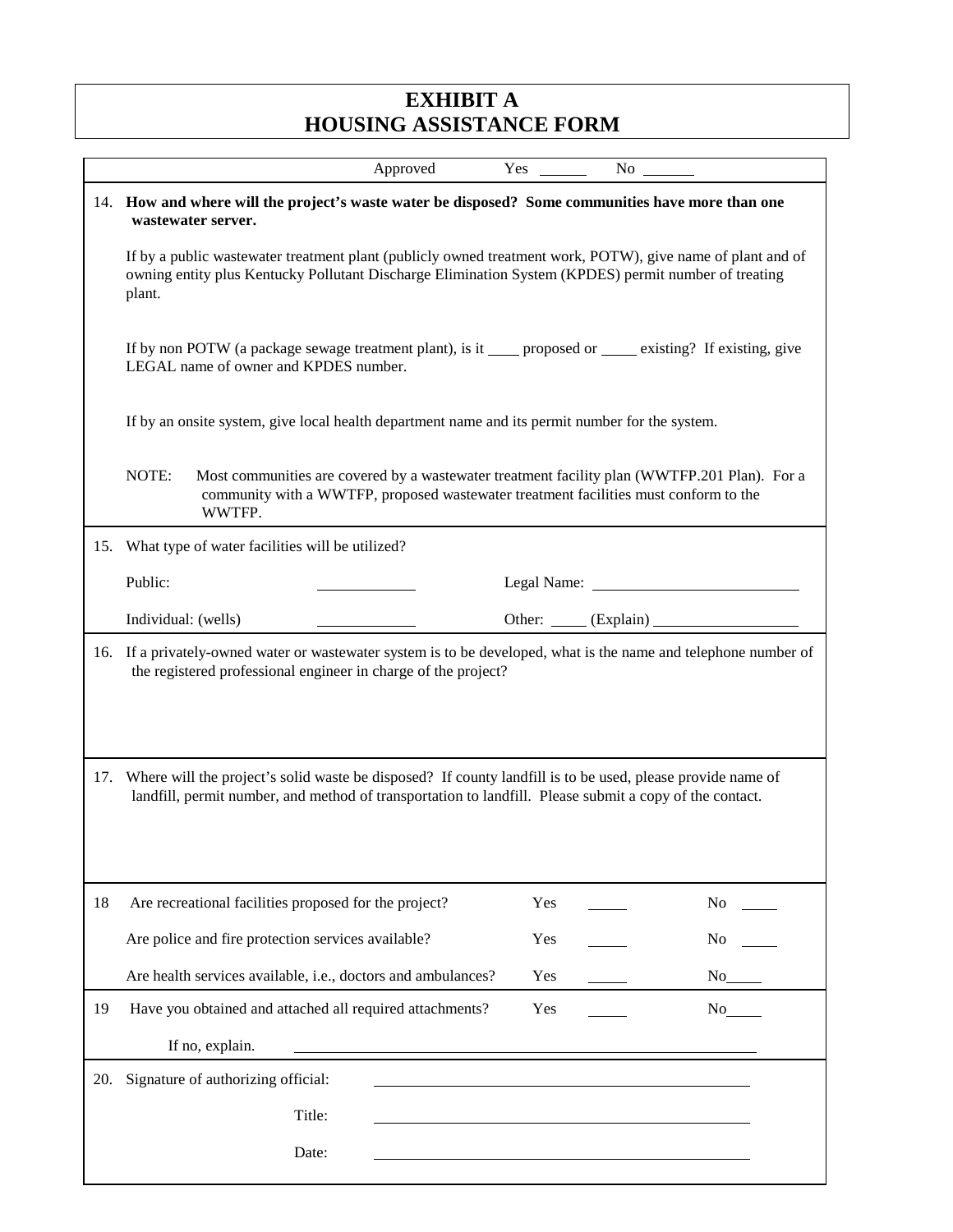# EXHIBIT A
# HOUSING ASSISTANCE FORM

Approved Yes ______ No ______

14. **How and where will the project's waste water be disposed? Some communities have more than one wastewater server.**

 If by a public wastewater treatment plant (publicly owned treatment work, POTW), give name of plant and of owning entity plus Kentucky Pollutant Discharge Elimination System (KPDES) permit number of treating plant.

 If by non POTW (a package sewage treatment plant), is it ____ proposed or ____ existing? If existing, give LEGAL name of owner and KPDES number.

 If by an onsite system, give local health department name and its permit number for the system.

 NOTE: Most communities are covered by a wastewater treatment facility plan (WWTFP.201 Plan). For a community with a WWTFP, proposed wastewater treatment facilities must conform to the WWTFP.

15. What type of water facilities will be utilized?

 Public: ____________ Legal Name: ____________________

 Individual: (wells) ____________ Other: _____ (Explain) ____________________

16. If a privately-owned water or wastewater system is to be developed, what is the name and telephone number of the registered professional engineer in charge of the project?

17. Where will the project's solid waste be disposed? If county landfill is to be used, please provide name of landfill, permit number, and method of transportation to landfill. Please submit a copy of the contact.

18 Are recreational facilities proposed for the project? Yes _____ No _____

 Are police and fire protection services available? Yes _____ No _____

 Are health services available, i.e., doctors and ambulances? Yes _____ No_____

19 Have you obtained and attached all required attachments? Yes _____ No_____

 If no, explain. ____________________________________________

20. Signature of authorizing official: ____________________________________________

 Title: ____________________________________________

 Date: ____________________________________________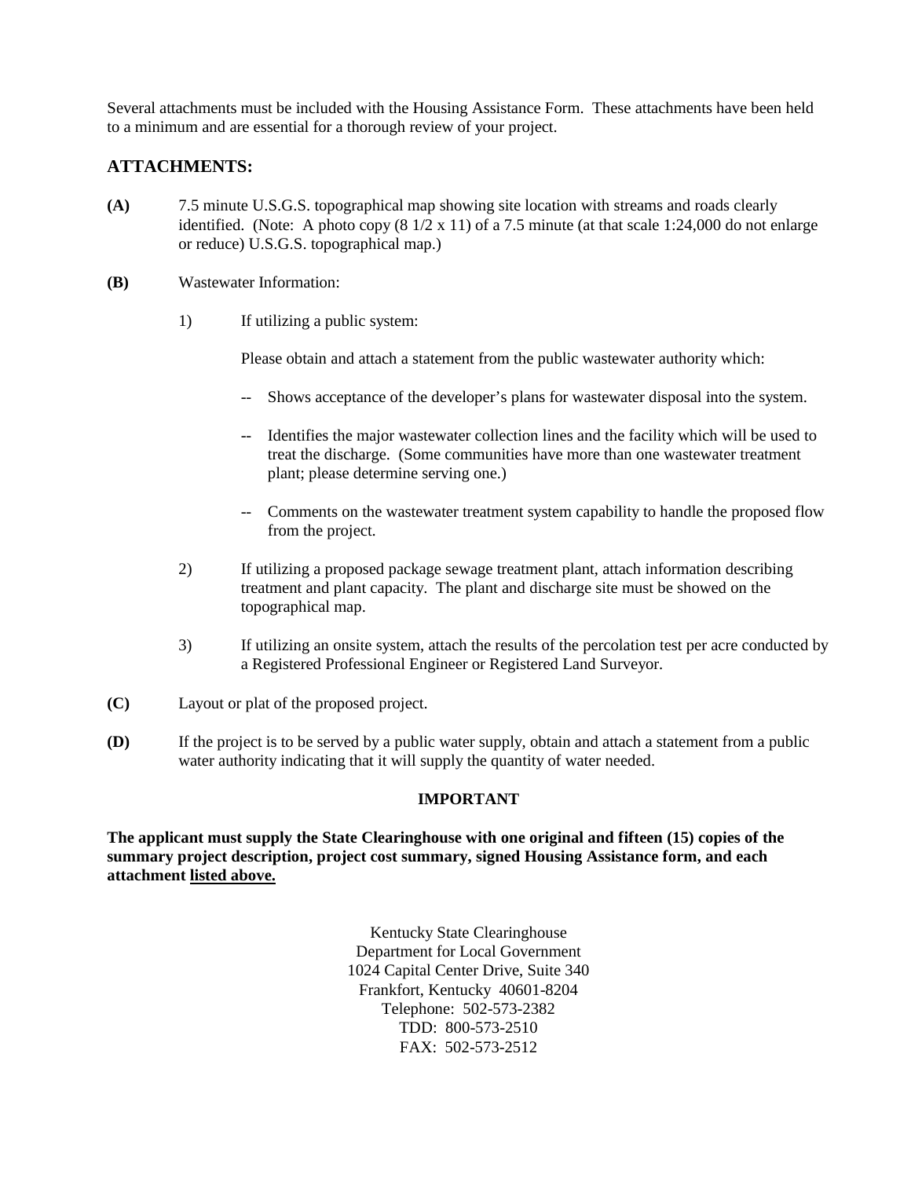Several attachments must be included with the Housing Assistance Form. These attachments have been held to a minimum and are essential for a thorough review of your project.

## ATTACHMENTS:

**(A)** 7.5 minute U.S.G.S. topographical map showing site location with streams and roads clearly identified. (Note: A photo copy (8 1/2 x 11) of a 7.5 minute (at that scale 1:24,000 do not enlarge or reduce) U.S.G.S. topographical map.)

**(B)** Wastewater Information:

1) If utilizing a public system:

   Please obtain and attach a statement from the public wastewater authority which:

   -- Shows acceptance of the developer's plans for wastewater disposal into the system.

   -- Identifies the major wastewater collection lines and the facility which will be used to treat the discharge. (Some communities have more than one wastewater treatment plant; please determine serving one.)

   -- Comments on the wastewater treatment system capability to handle the proposed flow from the project.

2) If utilizing a proposed package sewage treatment plant, attach information describing treatment and plant capacity. The plant and discharge site must be showed on the topographical map.

3) If utilizing an onsite system, attach the results of the percolation test per acre conducted by a Registered Professional Engineer or Registered Land Surveyor.

**(C)** Layout or plat of the proposed project.

**(D)** If the project is to be served by a public water supply, obtain and attach a statement from a public water authority indicating that it will supply the quantity of water needed.

**IMPORTANT**

**The applicant must supply the State Clearinghouse with one original and fifteen (15) copies of the summary project description, project cost summary, signed Housing Assistance form, and each attachment listed above.**

Kentucky State Clearinghouse
Department for Local Government
1024 Capital Center Drive, Suite 340
Frankfort, Kentucky 40601-8204
Telephone: 502-573-2382
TDD: 800-573-2510
FAX: 502-573-2512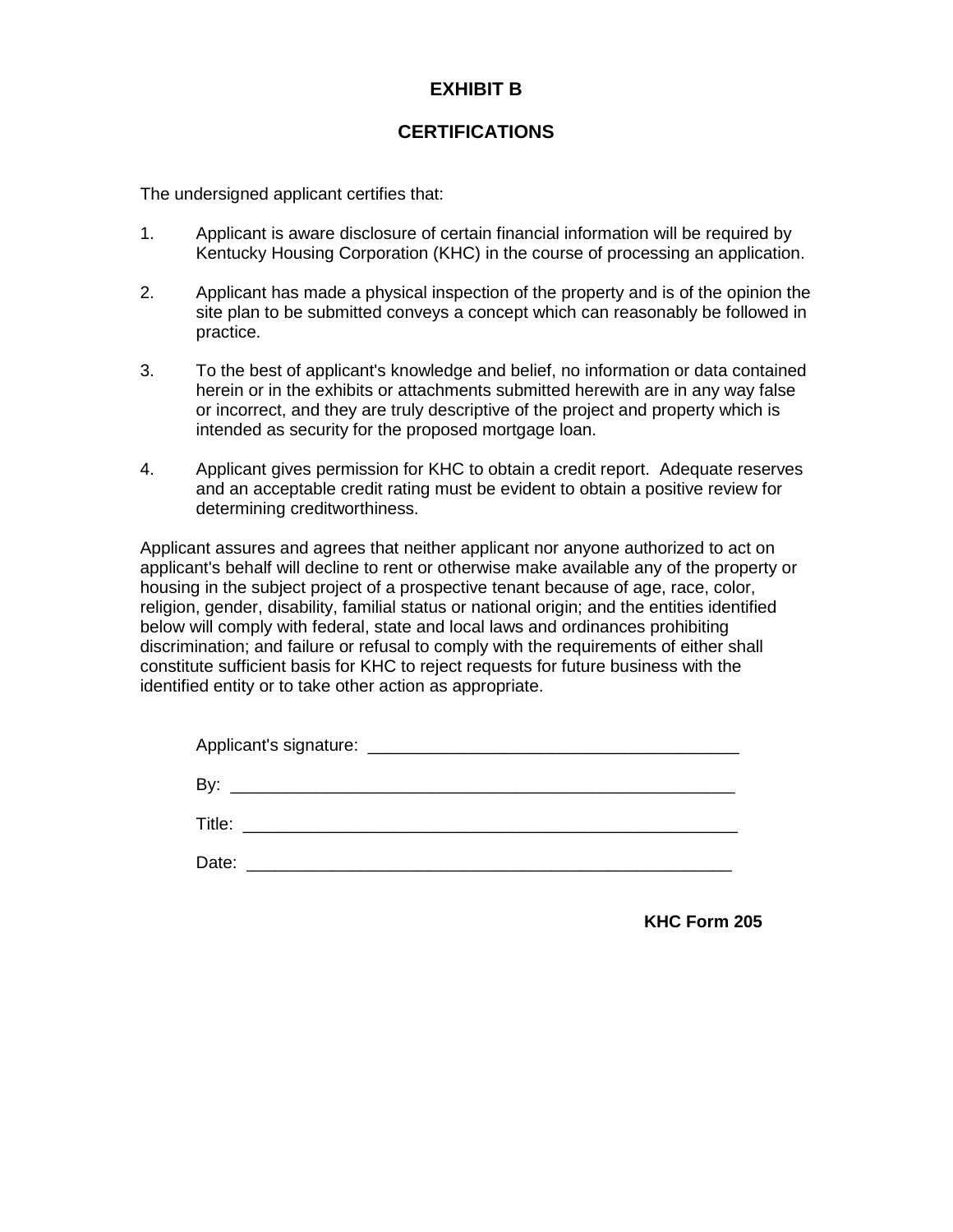# EXHIBIT B

## CERTIFICATIONS

The undersigned applicant certifies that:

1. Applicant is aware disclosure of certain financial information will be required by Kentucky Housing Corporation (KHC) in the course of processing an application.

2. Applicant has made a physical inspection of the property and is of the opinion the site plan to be submitted conveys a concept which can reasonably be followed in practice.

3. To the best of applicant's knowledge and belief, no information or data contained herein or in the exhibits or attachments submitted herewith are in any way false or incorrect, and they are truly descriptive of the project and property which is intended as security for the proposed mortgage loan.

4. Applicant gives permission for KHC to obtain a credit report. Adequate reserves and an acceptable credit rating must be evident to obtain a positive review for determining creditworthiness.

Applicant assures and agrees that neither applicant nor anyone authorized to act on applicant's behalf will decline to rent or otherwise make available any of the property or housing in the subject project of a prospective tenant because of age, race, color, religion, gender, disability, familial status or national origin; and the entities identified below will comply with federal, state and local laws and ordinances prohibiting discrimination; and failure or refusal to comply with the requirements of either shall constitute sufficient basis for KHC to reject requests for future business with the identified entity or to take other action as appropriate.

Applicant's signature: ________________________________________

By: ______________________________________________________

Title: _____________________________________________________

Date: _____________________________________________________

**KHC Form 205**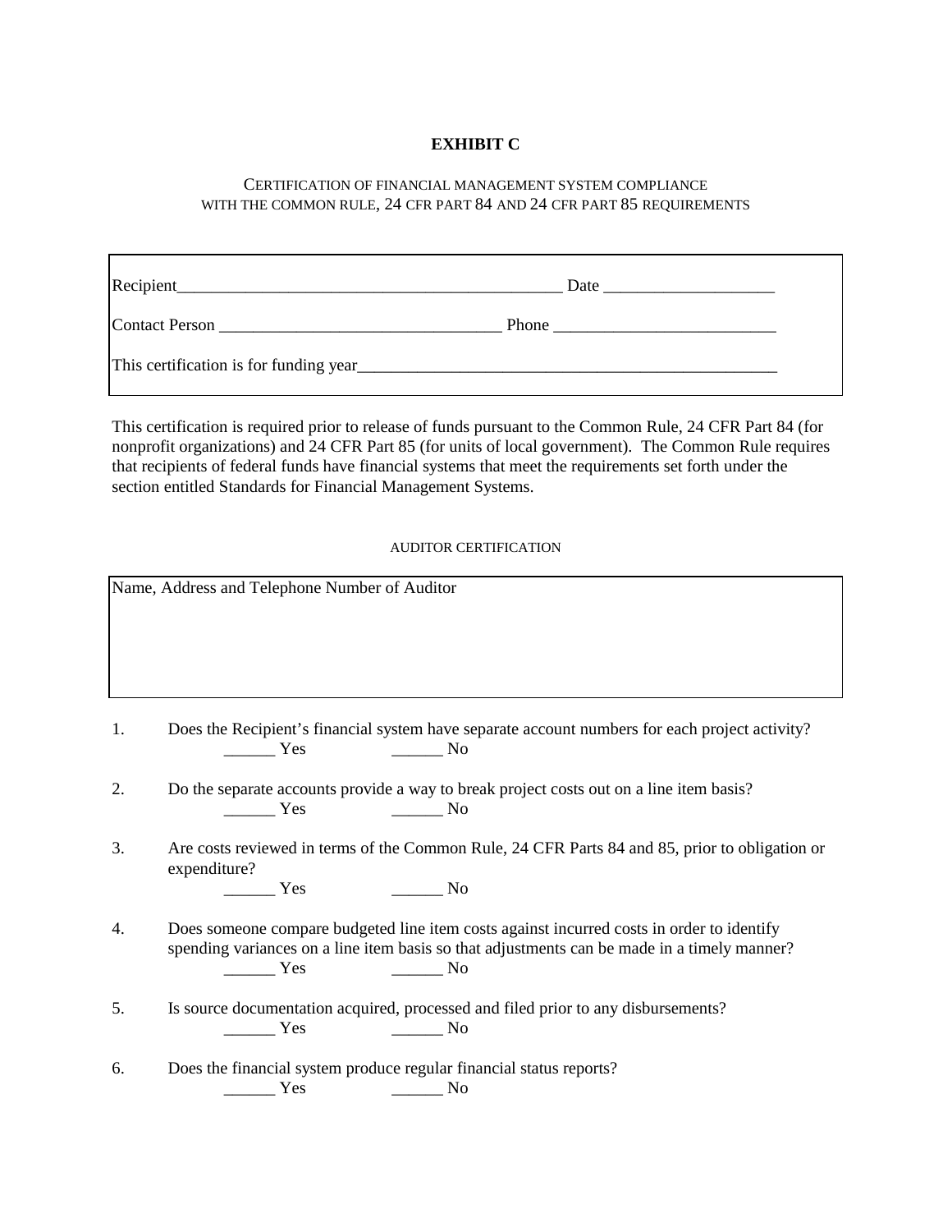# EXHIBIT C

CERTIFICATION OF FINANCIAL MANAGEMENT SYSTEM COMPLIANCE
WITH THE COMMON RULE, 24 CFR PART 84 AND 24 CFR PART 85 REQUIREMENTS

Recipient_______________________________________________ Date ____________________

Contact Person _________________________________ Phone __________________________

This certification is for funding year____________________________________________________

This certification is required prior to release of funds pursuant to the Common Rule, 24 CFR Part 84 (for nonprofit organizations) and 24 CFR Part 85 (for units of local government). The Common Rule requires that recipients of federal funds have financial systems that meet the requirements set forth under the section entitled Standards for Financial Management Systems.

AUDITOR CERTIFICATION

Name, Address and Telephone Number of Auditor

1. Does the Recipient's financial system have separate account numbers for each project activity?
______ Yes ______ No

2. Do the separate accounts provide a way to break project costs out on a line item basis?
______ Yes ______ No

3. Are costs reviewed in terms of the Common Rule, 24 CFR Parts 84 and 85, prior to obligation or expenditure?
______ Yes ______ No

4. Does someone compare budgeted line item costs against incurred costs in order to identify spending variances on a line item basis so that adjustments can be made in a timely manner?
______ Yes ______ No

5. Is source documentation acquired, processed and filed prior to any disbursements?
______ Yes ______ No

6. Does the financial system produce regular financial status reports?
______ Yes ______ No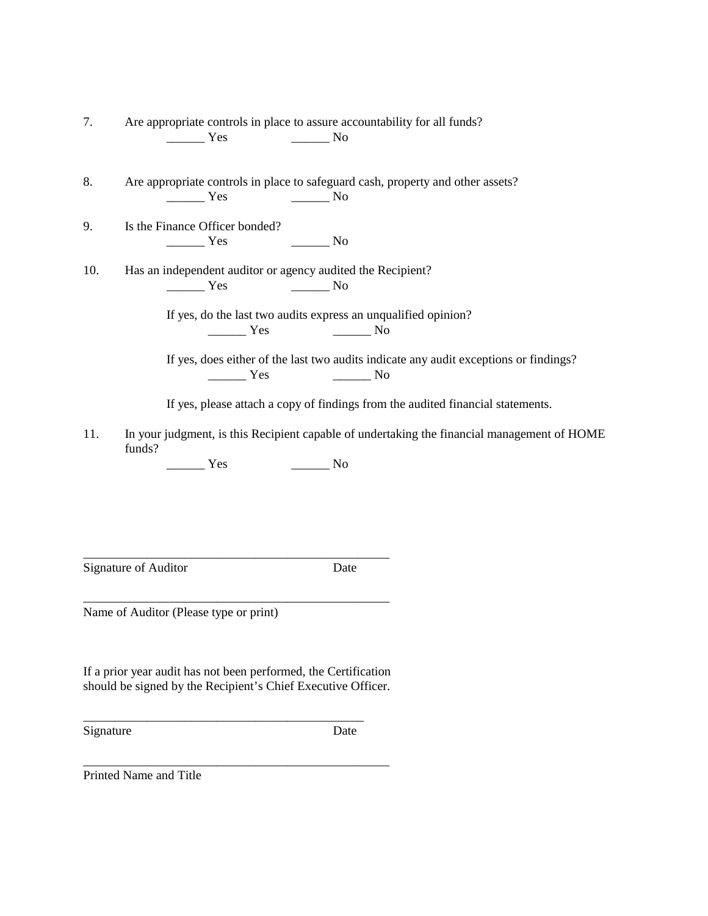7. Are appropriate controls in place to assure accountability for all funds?

   ______ Yes ______ No

8. Are appropriate controls in place to safeguard cash, property and other assets?

   ______ Yes ______ No

9. Is the Finance Officer bonded?

   ______ Yes ______ No

10. Has an independent auditor or agency audited the Recipient?

    ______ Yes ______ No

    If yes, do the last two audits express an unqualified opinion?

    ______ Yes ______ No

    If yes, does either of the last two audits indicate any audit exceptions or findings?

    ______ Yes ______ No

    If yes, please attach a copy of findings from the audited financial statements.

11. In your judgment, is this Recipient capable of undertaking the financial management of HOME funds?

    ______ Yes ______ No

_________________________________________________

Signature of Auditor Date

_________________________________________________

Name of Auditor (Please type or print)

If a prior year audit has not been performed, the Certification should be signed by the Recipient's Chief Executive Officer.

_____________________________________________

Signature Date

_________________________________________________

Printed Name and Title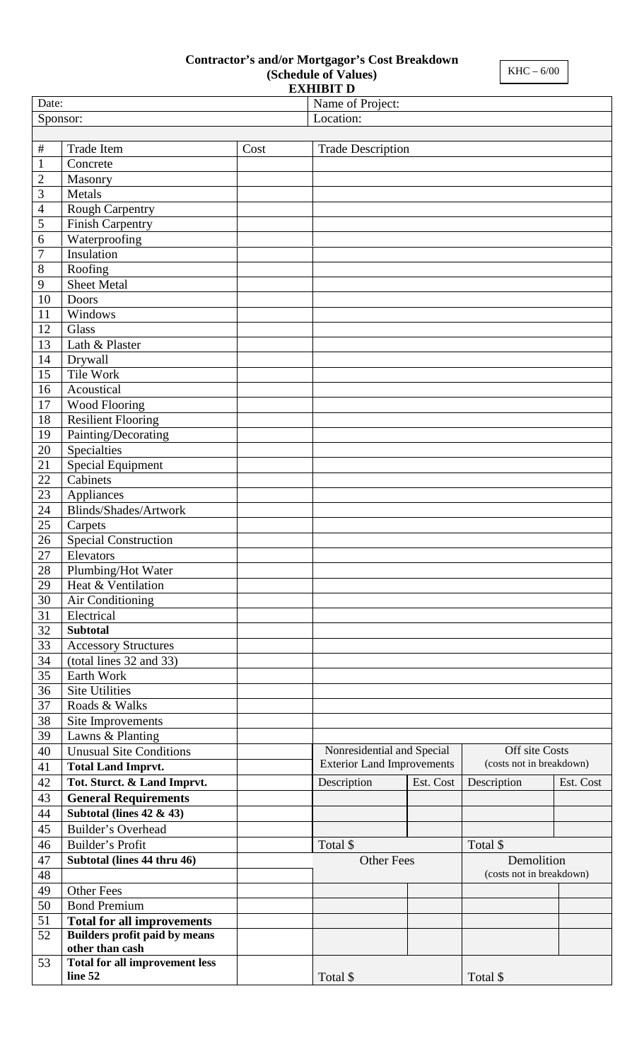# Contractor's and/or Mortgagor's Cost Breakdown
## (Schedule of Values)
## EXHIBIT D

KHC – 6/00

| Date: | | | Name of Project: | | | |
|---|---|---|---|---|---|---|
| Sponsor: | | | Location: | | | |
| # | Trade Item | Cost | Trade Description | | | |
| 1 | Concrete | | | | | |
| 2 | Masonry | | | | | |
| 3 | Metals | | | | | |
| 4 | Rough Carpentry | | | | | |
| 5 | Finish Carpentry | | | | | |
| 6 | Waterproofing | | | | | |
| 7 | Insulation | | | | | |
| 8 | Roofing | | | | | |
| 9 | Sheet Metal | | | | | |
| 10 | Doors | | | | | |
| 11 | Windows | | | | | |
| 12 | Glass | | | | | |
| 13 | Lath & Plaster | | | | | |
| 14 | Drywall | | | | | |
| 15 | Tile Work | | | | | |
| 16 | Acoustical | | | | | |
| 17 | Wood Flooring | | | | | |
| 18 | Resilient Flooring | | | | | |
| 19 | Painting/Decorating | | | | | |
| 20 | Specialties | | | | | |
| 21 | Special Equipment | | | | | |
| 22 | Cabinets | | | | | |
| 23 | Appliances | | | | | |
| 24 | Blinds/Shades/Artwork | | | | | |
| 25 | Carpets | | | | | |
| 26 | Special Construction | | | | | |
| 27 | Elevators | | | | | |
| 28 | Plumbing/Hot Water | | | | | |
| 29 | Heat & Ventilation | | | | | |
| 30 | Air Conditioning | | | | | |
| 31 | Electrical | | | | | |
| 32 | **Subtotal** | | | | | |
| 33 | Accessory Structures | | | | | |
| 34 | (total lines 32 and 33) | | | | | |
| 35 | Earth Work | | | | | |
| 36 | Site Utilities | | | | | |
| 37 | Roads & Walks | | | | | |
| 38 | Site Improvements | | | | | |
| 39 | Lawns & Planting | | | | | |
| 40 | Unusual Site Conditions | | Nonresidential and Special Exterior Land Improvements | | Off site Costs (costs not in breakdown) | |
| 41 | **Total Land Imprvt.** | | | | | |
| 42 | **Tot. Sturct. & Land Imprvt.** | | Description | Est. Cost | Description | Est. Cost |
| 43 | **General Requirements** | | | | | |
| 44 | **Subtotal (lines 42 & 43)** | | | | | |
| 45 | Builder's Overhead | | | | | |
| 46 | Builder's Profit | | Total $ | | Total $ | |
| 47 | **Subtotal (lines 44 thru 46)** | | Other Fees | | Demolition (costs not in breakdown) | |
| 48 | | | | | | |
| 49 | Other Fees | | | | | |
| 50 | Bond Premium | | | | | |
| 51 | **Total for all improvements** | | | | | |
| 52 | **Builders profit paid by means other than cash** | | | | | |
| 53 | **Total for all improvement less line 52** | | Total $ | | Total $ | |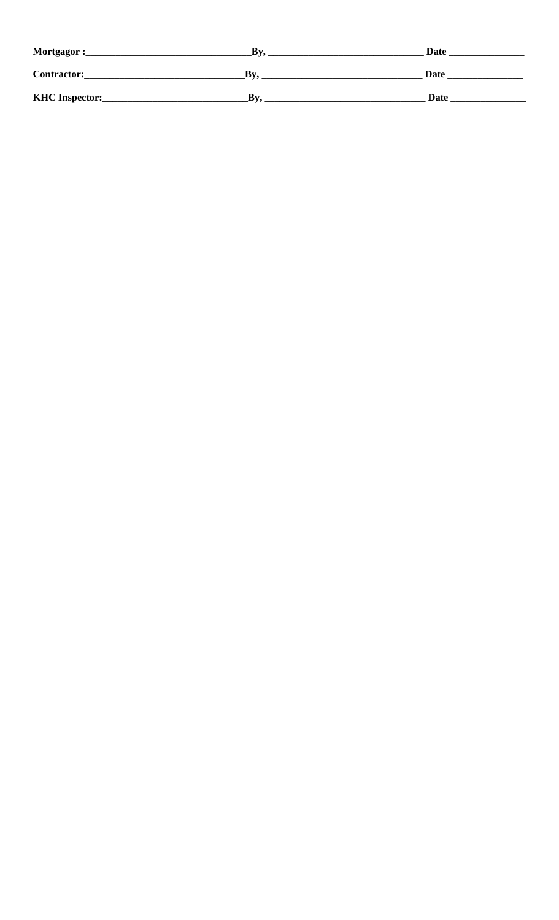**Mortgagor :________________________________By, ______________________________ Date _______________**

**Contractor:________________________________By, ________________________________ Date _______________**

**KHC Inspector:_____________________________By, ________________________________ Date _______________**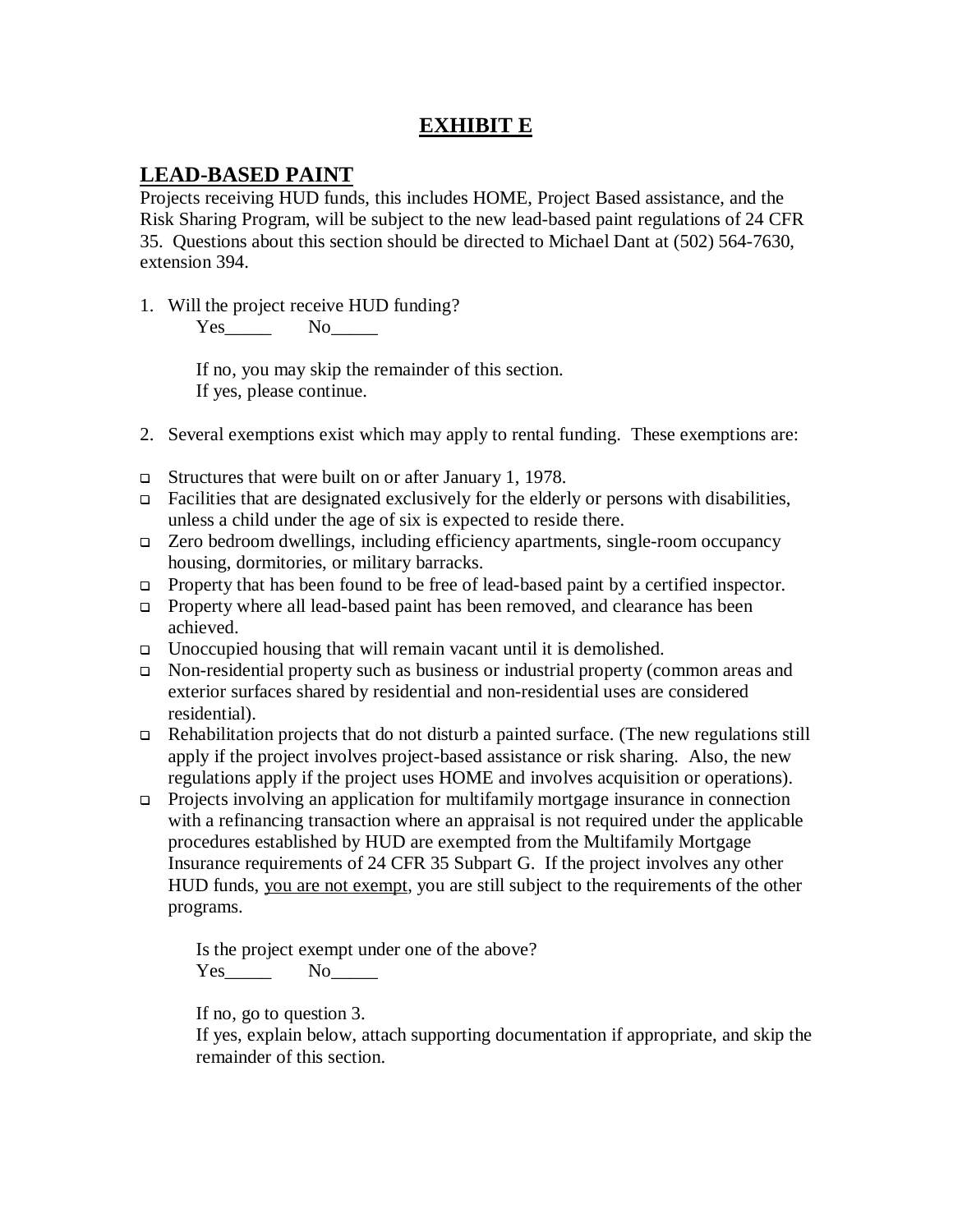# EXHIBIT E

## LEAD-BASED PAINT

Projects receiving HUD funds, this includes HOME, Project Based assistance, and the Risk Sharing Program, will be subject to the new lead-based paint regulations of 24 CFR 35. Questions about this section should be directed to Michael Dant at (502) 564-7630, extension 394.

1. Will the project receive HUD funding?

   Yes_____ No_____

   If no, you may skip the remainder of this section.
   If yes, please continue.

2. Several exemptions exist which may apply to rental funding. These exemptions are:

- Structures that were built on or after January 1, 1978.
- Facilities that are designated exclusively for the elderly or persons with disabilities, unless a child under the age of six is expected to reside there.
- Zero bedroom dwellings, including efficiency apartments, single-room occupancy housing, dormitories, or military barracks.
- Property that has been found to be free of lead-based paint by a certified inspector.
- Property where all lead-based paint has been removed, and clearance has been achieved.
- Unoccupied housing that will remain vacant until it is demolished.
- Non-residential property such as business or industrial property (common areas and exterior surfaces shared by residential and non-residential uses are considered residential).
- Rehabilitation projects that do not disturb a painted surface. (The new regulations still apply if the project involves project-based assistance or risk sharing. Also, the new regulations apply if the project uses HOME and involves acquisition or operations).
- Projects involving an application for multifamily mortgage insurance in connection with a refinancing transaction where an appraisal is not required under the applicable procedures established by HUD are exempted from the Multifamily Mortgage Insurance requirements of 24 CFR 35 Subpart G. If the project involves any other HUD funds, <u>you are not exempt</u>, you are still subject to the requirements of the other programs.

   Is the project exempt under one of the above?

   Yes_____ No_____

   If no, go to question 3.
   If yes, explain below, attach supporting documentation if appropriate, and skip the remainder of this section.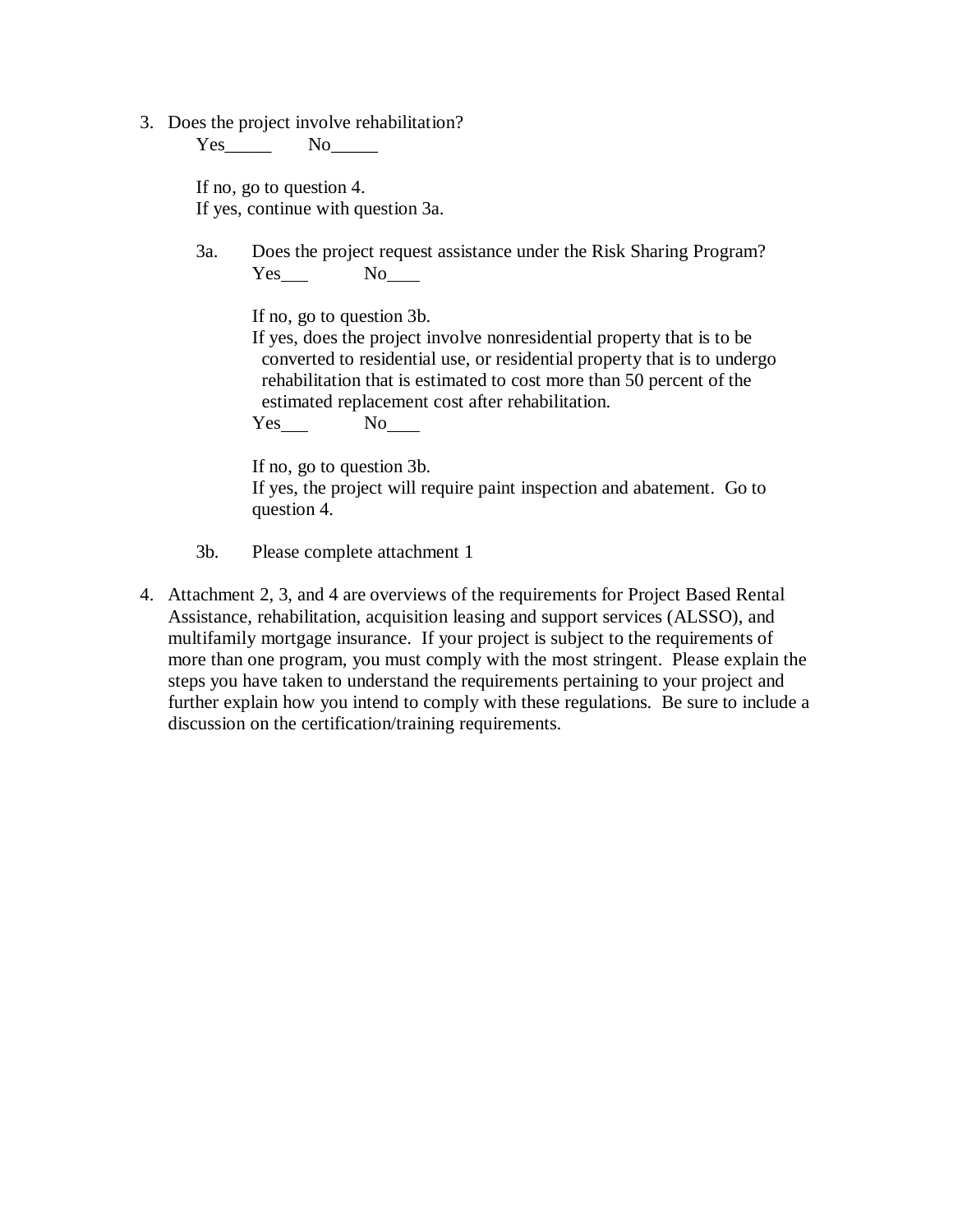3. Does the project involve rehabilitation?

   Yes_____ No_____

   If no, go to question 4.
   If yes, continue with question 3a.

   3a. Does the project request assistance under the Risk Sharing Program?

   Yes___ No___

   If no, go to question 3b.
   If yes, does the project involve nonresidential property that is to be converted to residential use, or residential property that is to undergo rehabilitation that is estimated to cost more than 50 percent of the estimated replacement cost after rehabilitation.

   Yes___ No___

   If no, go to question 3b.
   If yes, the project will require paint inspection and abatement. Go to question 4.

   3b. Please complete attachment 1

4. Attachment 2, 3, and 4 are overviews of the requirements for Project Based Rental Assistance, rehabilitation, acquisition leasing and support services (ALSSO), and multifamily mortgage insurance. If your project is subject to the requirements of more than one program, you must comply with the most stringent. Please explain the steps you have taken to understand the requirements pertaining to your project and further explain how you intend to comply with these regulations. Be sure to include a discussion on the certification/training requirements.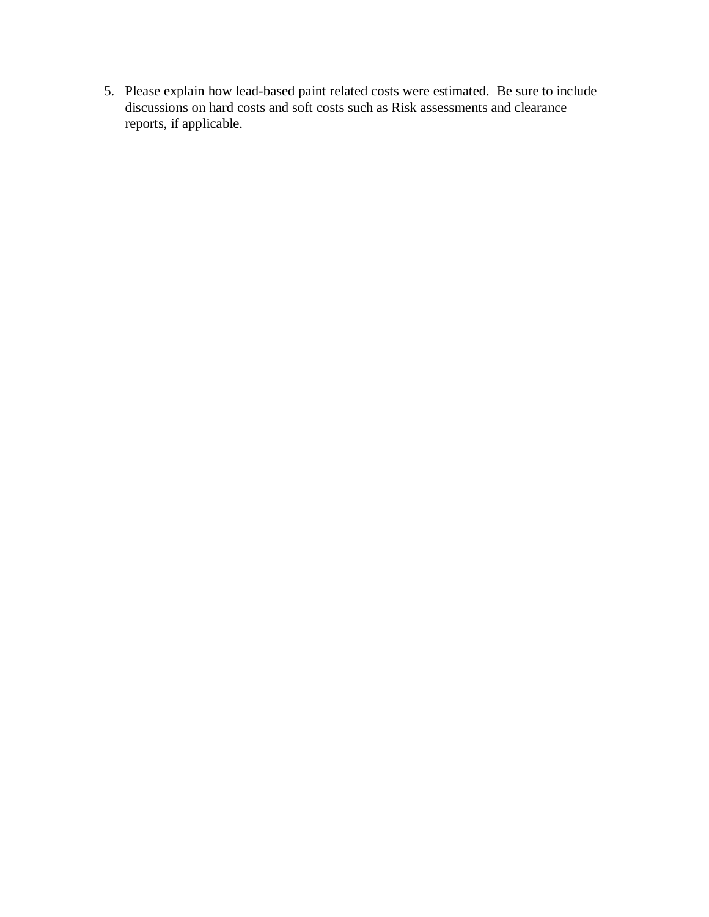5. Please explain how lead-based paint related costs were estimated. Be sure to include discussions on hard costs and soft costs such as Risk assessments and clearance reports, if applicable.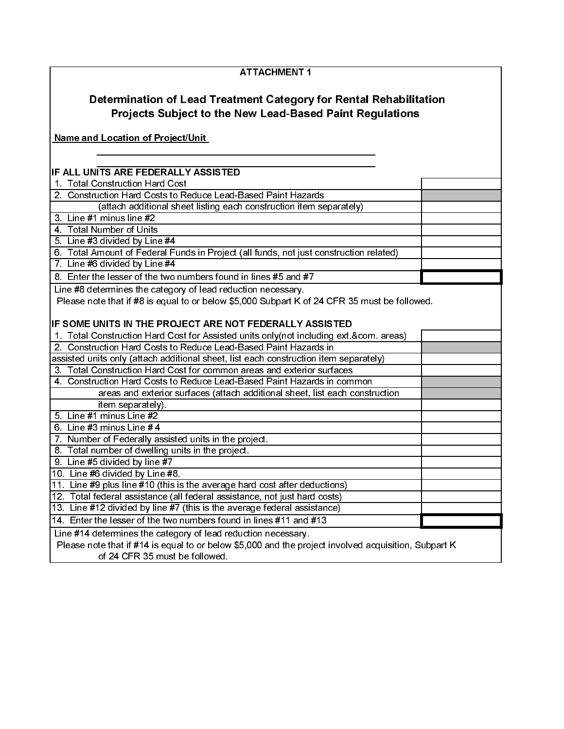**ATTACHMENT 1**

## Determination of Lead Treatment Category for Rental Rehabilitation Projects Subject to the New Lead-Based Paint Regulations

**Name and Location of Project/Unit**

\_\_\_\_\_\_\_\_\_\_\_\_\_\_\_\_\_\_\_\_\_\_\_\_\_\_\_\_\_\_\_\_\_\_\_\_\_\_\_\_\_\_\_\_\_\_\_\_

\_\_\_\_\_\_\_\_\_\_\_\_\_\_\_\_\_\_\_\_\_\_\_\_\_\_\_\_\_\_\_\_\_\_\_\_\_\_\_\_\_\_\_\_\_\_\_\_

**IF ALL UNITS ARE FEDERALLY ASSISTED**

| | |
|---|---|
| 1. Total Construction Hard Cost | |
| 2. Construction Hard Costs to Reduce Lead-Based Paint Hazards (attach additional sheet listing each construction item separately) | |
| 3. Line #1 minus line #2 | |
| 4. Total Number of Units | |
| 5. Line #3 divided by Line #4 | |
| 6. Total Amount of Federal Funds in Project (all funds, not just construction related) | |
| 7. Line #6 divided by Line #4 | |
| 8. Enter the lesser of the two numbers found in lines #5 and #7 | |

Line #8 determines the category of lead reduction necessary.
Please note that if #8 is equal to or below $5,000 Subpart K of 24 CFR 35 must be followed.

**IF SOME UNITS IN THE PROJECT ARE NOT FEDERALLY ASSISTED**

| | |
|---|---|
| 1. Total Construction Hard Cost for Assisted units only(not including ext.&com. areas) | |
| 2. Construction Hard Costs to Reduce Lead-Based Paint Hazards in assisted units only (attach additional sheet, list each construction item separately) | |
| 3. Total Construction Hard Cost for common areas and exterior surfaces | |
| 4. Construction Hard Costs to Reduce Lead-Based Paint Hazards in common areas and exterior surfaces (attach additional sheet, list each construction item separately). | |
| 5. Line #1 minus Line #2 | |
| 6. Line #3 minus Line # 4 | |
| 7. Number of Federally assisted units in the project. | |
| 8. Total number of dwelling units in the project. | |
| 9. Line #5 divided by line #7 | |
| 10. Line #6 divided by Line #8. | |
| 11. Line #9 plus line #10 (this is the average hard cost after deductions) | |
| 12. Total federal assistance (all federal assistance, not just hard costs) | |
| 13. Line #12 divided by line #7 (this is the average federal assistance) | |
| 14. Enter the lesser of the two numbers found in lines #11 and #13 | |

Line #14 determines the category of lead reduction necessary.
Please note that if #14 is equal to or below $5,000 and the project involved acquisition, Subpart K of 24 CFR 35 must be followed.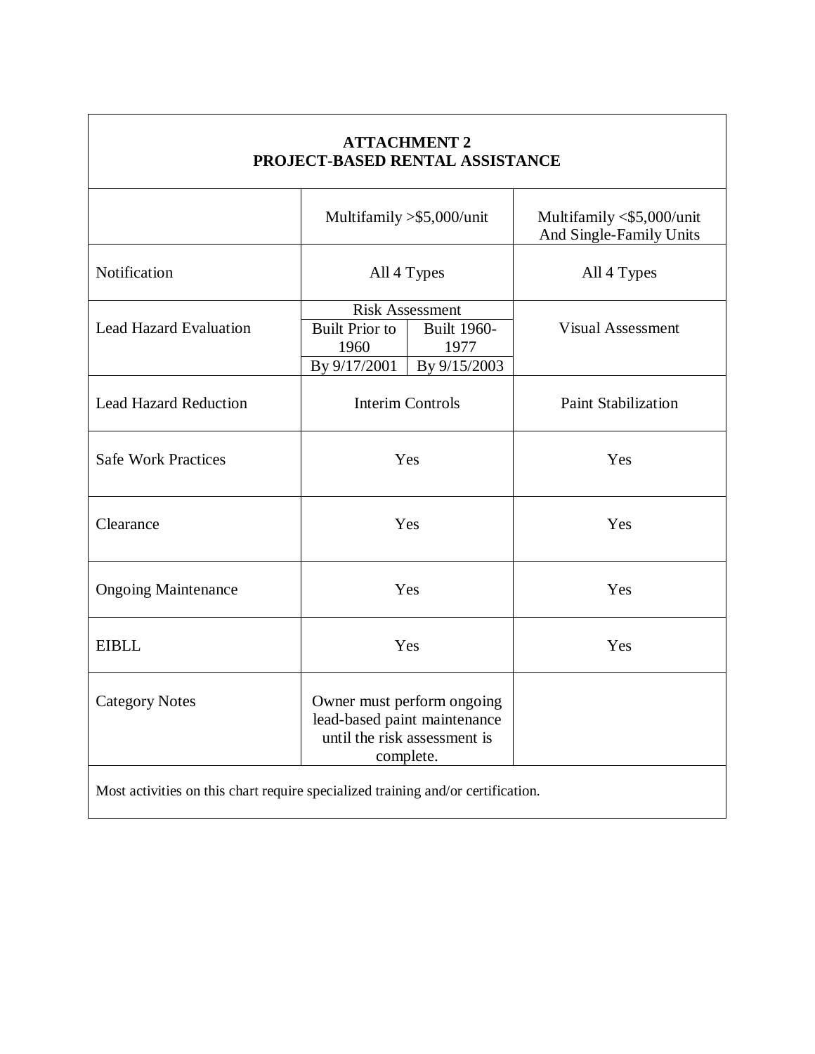**ATTACHMENT 2**
**PROJECT-BASED RENTAL ASSISTANCE**

| | Multifamily >$5,000/unit | | Multifamily <$5,000/unit And Single-Family Units |
|---|---|---|---|
| Notification | All 4 Types | | All 4 Types |
| Lead Hazard Evaluation | Risk Assessment | | Visual Assessment |
| | Built Prior to 1960 | Built 1960-1977 | |
| | By 9/17/2001 | By 9/15/2003 | |
| Lead Hazard Reduction | Interim Controls | | Paint Stabilization |
| Safe Work Practices | Yes | | Yes |
| Clearance | Yes | | Yes |
| Ongoing Maintenance | Yes | | Yes |
| EIBLL | Yes | | Yes |
| Category Notes | Owner must perform ongoing lead-based paint maintenance until the risk assessment is complete. | | |
| Most activities on this chart require specialized training and/or certification. | | | |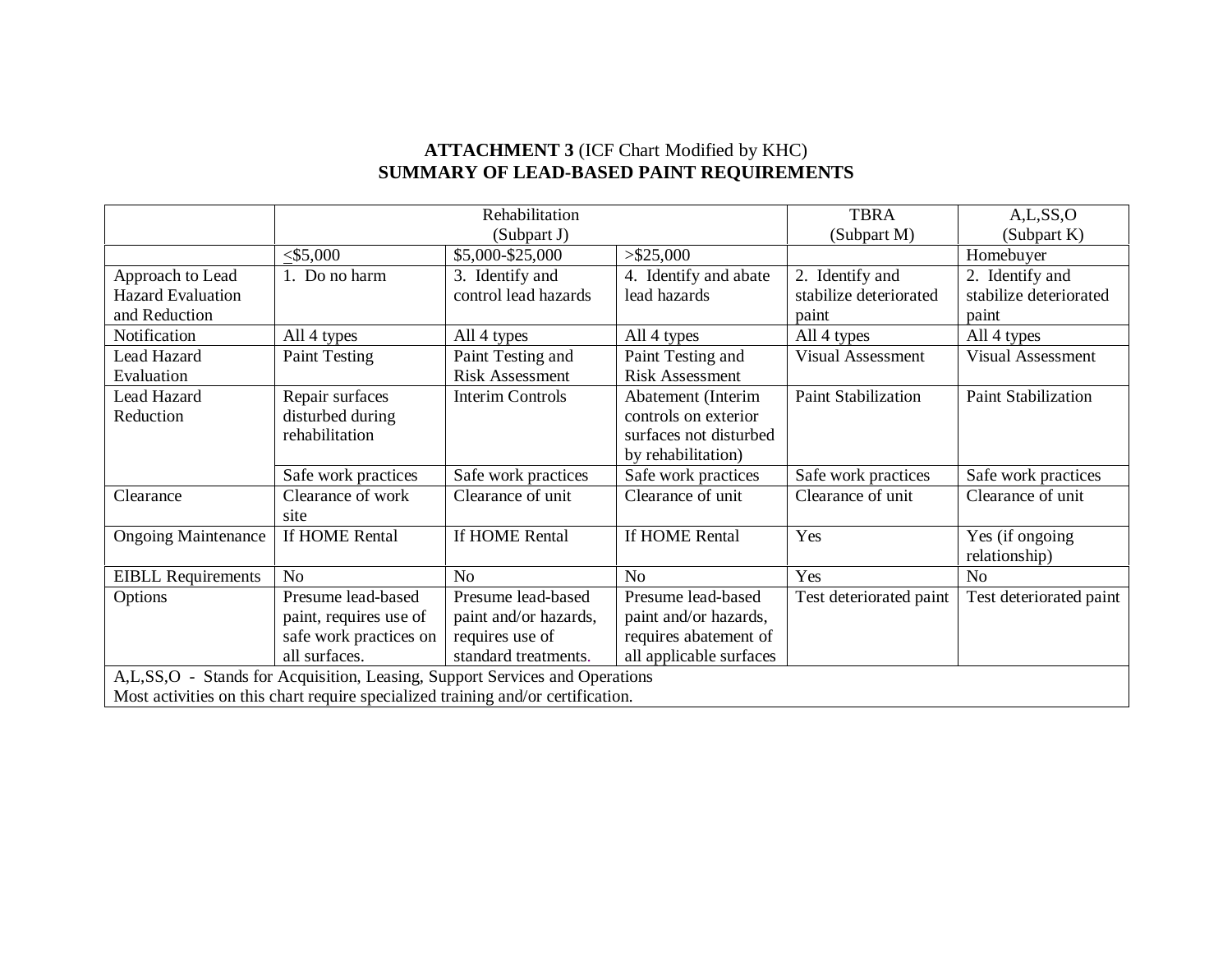**ATTACHMENT 3** (ICF Chart Modified by KHC)
**SUMMARY OF LEAD-BASED PAINT REQUIREMENTS**

| | Rehabilitation (Subpart J) | | | TBRA (Subpart M) | A,L,SS,O (Subpart K) |
|---|---|---|---|---|---|
| | ≤$5,000 | $5,000-$25,000 | >$25,000 | | Homebuyer |
| Approach to Lead Hazard Evaluation and Reduction | 1. Do no harm | 3. Identify and control lead hazards | 4. Identify and abate lead hazards | 2. Identify and stabilize deteriorated paint | 2. Identify and stabilize deteriorated paint |
| Notification | All 4 types | All 4 types | All 4 types | All 4 types | All 4 types |
| Lead Hazard Evaluation | Paint Testing | Paint Testing and Risk Assessment | Paint Testing and Risk Assessment | Visual Assessment | Visual Assessment |
| Lead Hazard Reduction | Repair surfaces disturbed during rehabilitation | Interim Controls | Abatement (Interim controls on exterior surfaces not disturbed by rehabilitation) | Paint Stabilization | Paint Stabilization |
| | Safe work practices | Safe work practices | Safe work practices | Safe work practices | Safe work practices |
| Clearance | Clearance of work site | Clearance of unit | Clearance of unit | Clearance of unit | Clearance of unit |
| Ongoing Maintenance | If HOME Rental | If HOME Rental | If HOME Rental | Yes | Yes (if ongoing relationship) |
| EIBLL Requirements | No | No | No | Yes | No |
| Options | Presume lead-based paint, requires use of safe work practices on all surfaces. | Presume lead-based paint and/or hazards, requires use of standard treatments. | Presume lead-based paint and/or hazards, requires abatement of all applicable surfaces | Test deteriorated paint | Test deteriorated paint |

A,L,SS,O - Stands for Acquisition, Leasing, Support Services and Operations
Most activities on this chart require specialized training and/or certification.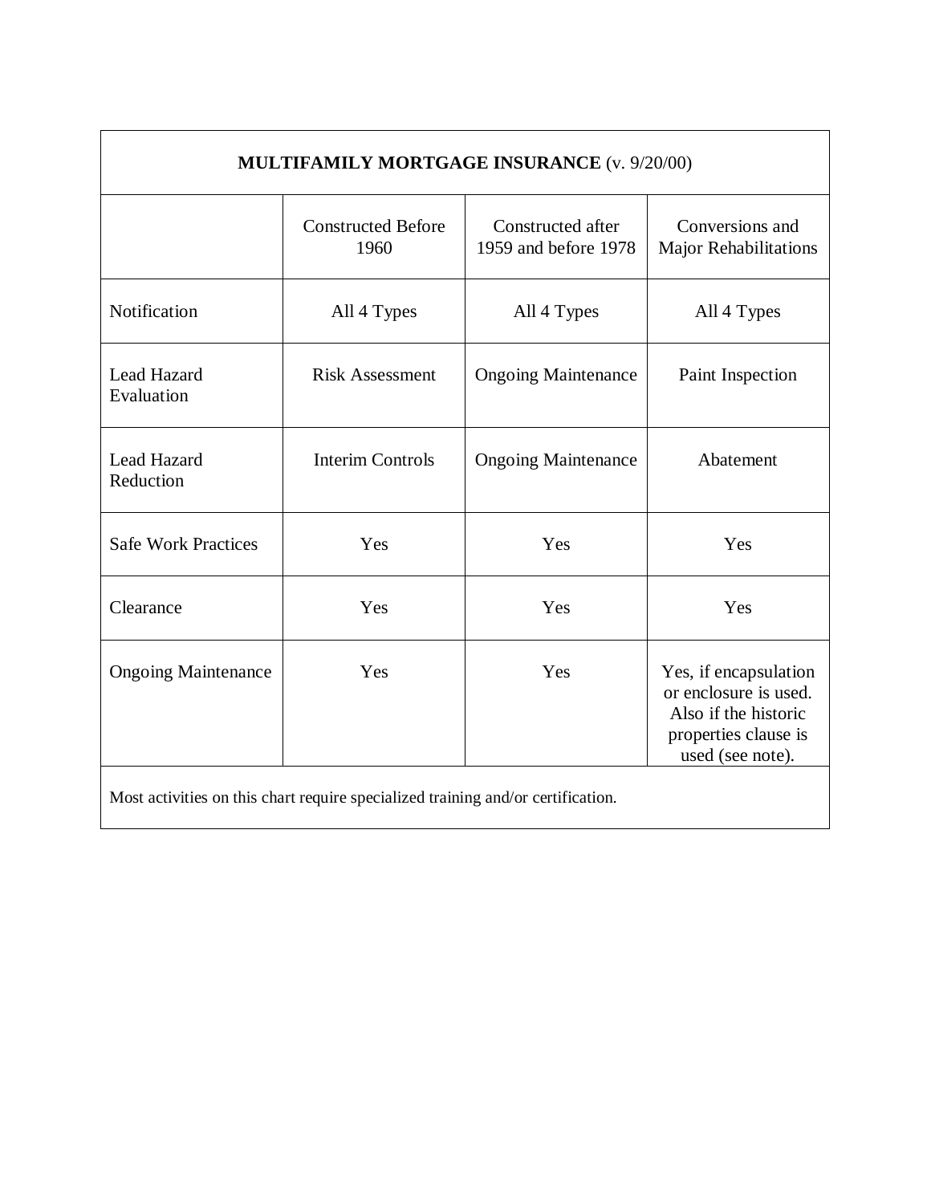| **MULTIFAMILY MORTGAGE INSURANCE** (v. 9/20/00) | | | |
|---|---|---|---|
| | Constructed Before 1960 | Constructed after 1959 and before 1978 | Conversions and Major Rehabilitations |
| Notification | All 4 Types | All 4 Types | All 4 Types |
| Lead Hazard Evaluation | Risk Assessment | Ongoing Maintenance | Paint Inspection |
| Lead Hazard Reduction | Interim Controls | Ongoing Maintenance | Abatement |
| Safe Work Practices | Yes | Yes | Yes |
| Clearance | Yes | Yes | Yes |
| Ongoing Maintenance | Yes | Yes | Yes, if encapsulation or enclosure is used. Also if the historic properties clause is used (see note). |
| Most activities on this chart require specialized training and/or certification. | | | |